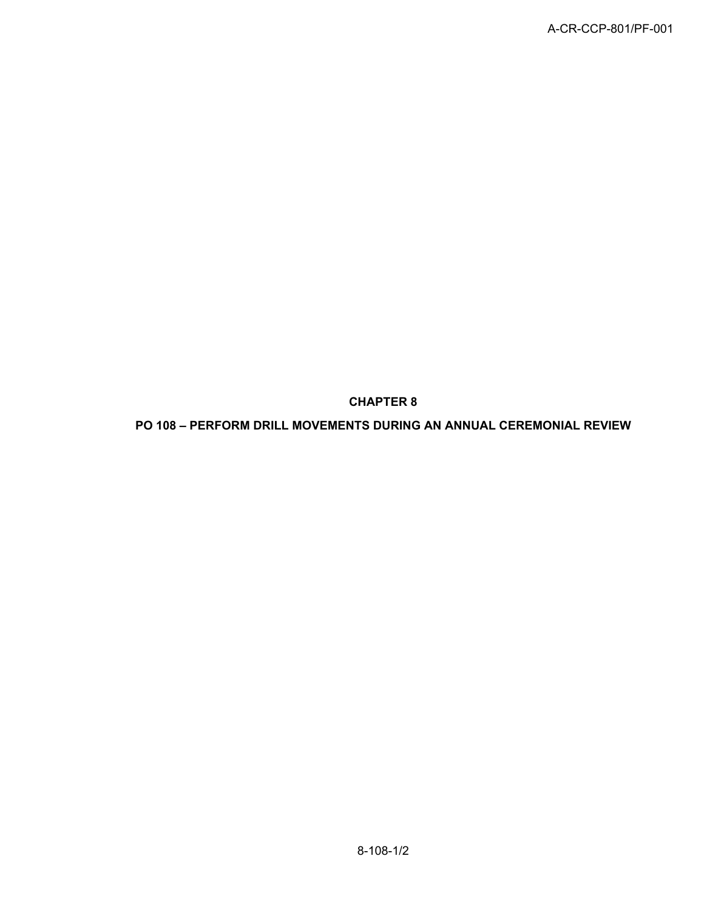# CHAPTER 8

## PO 108 – PERFORM DRILL MOVEMENTS DURING AN ANNUAL CEREMONIAL REVIEW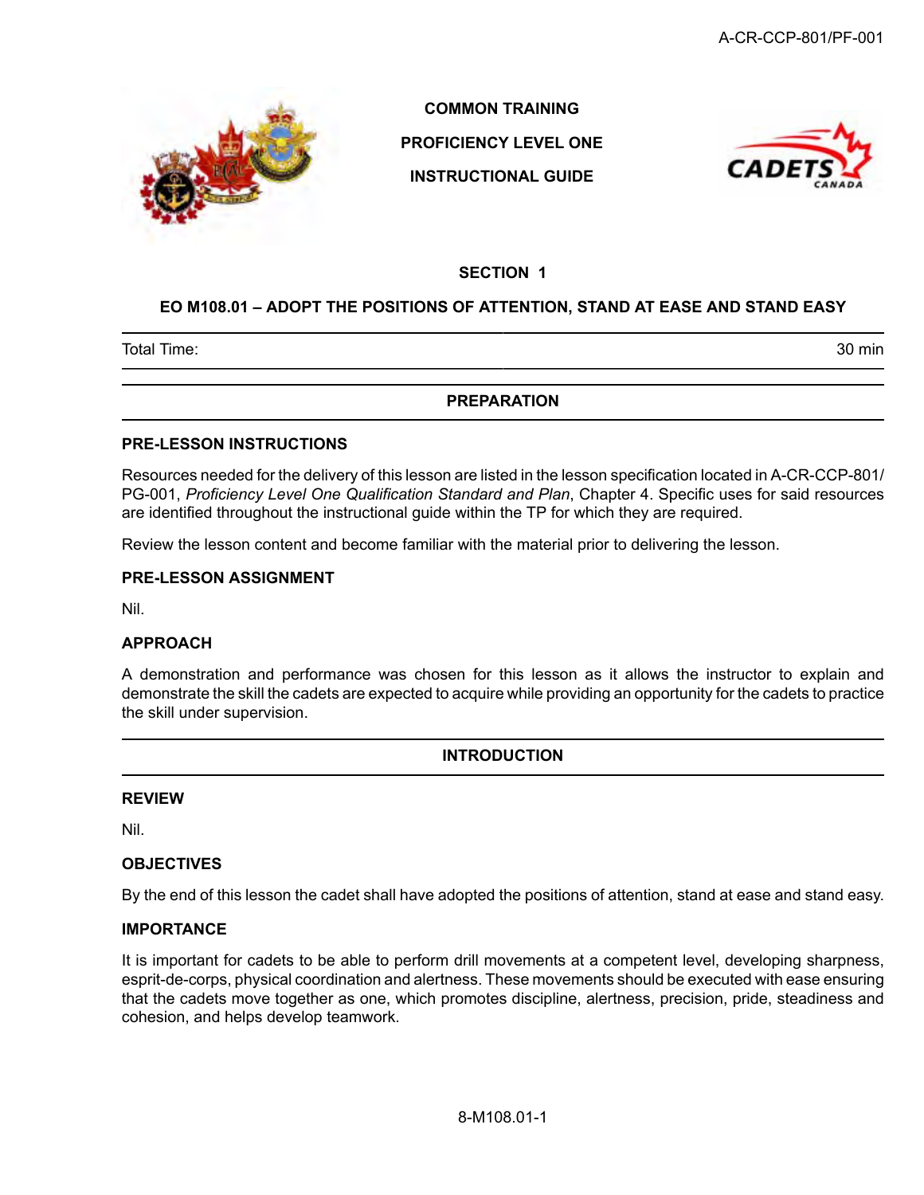COMMON TRAINING

PROFICIENCY LEVEL ONE

INSTRUCTIONAL GUIDE

## SECTION 1

## EO M108.01 – ADOPT THE POSITIONS OF ATTENTION, STAND AT EASE AND STAND EASY

| Total Time: | 30 min |
|---|---|

## PREPARATION

### PRE-LESSON INSTRUCTIONS

Resources needed for the delivery of this lesson are listed in the lesson specification located in A-CR-CCP-801/PG-001, *Proficiency Level One Qualification Standard and Plan*, Chapter 4. Specific uses for said resources are identified throughout the instructional guide within the TP for which they are required.

Review the lesson content and become familiar with the material prior to delivering the lesson.

### PRE-LESSON ASSIGNMENT

Nil.

### APPROACH

A demonstration and performance was chosen for this lesson as it allows the instructor to explain and demonstrate the skill the cadets are expected to acquire while providing an opportunity for the cadets to practice the skill under supervision.

## INTRODUCTION

### REVIEW

Nil.

### OBJECTIVES

By the end of this lesson the cadet shall have adopted the positions of attention, stand at ease and stand easy.

### IMPORTANCE

It is important for cadets to be able to perform drill movements at a competent level, developing sharpness, esprit-de-corps, physical coordination and alertness. These movements should be executed with ease ensuring that the cadets move together as one, which promotes discipline, alertness, precision, pride, steadiness and cohesion, and helps develop teamwork.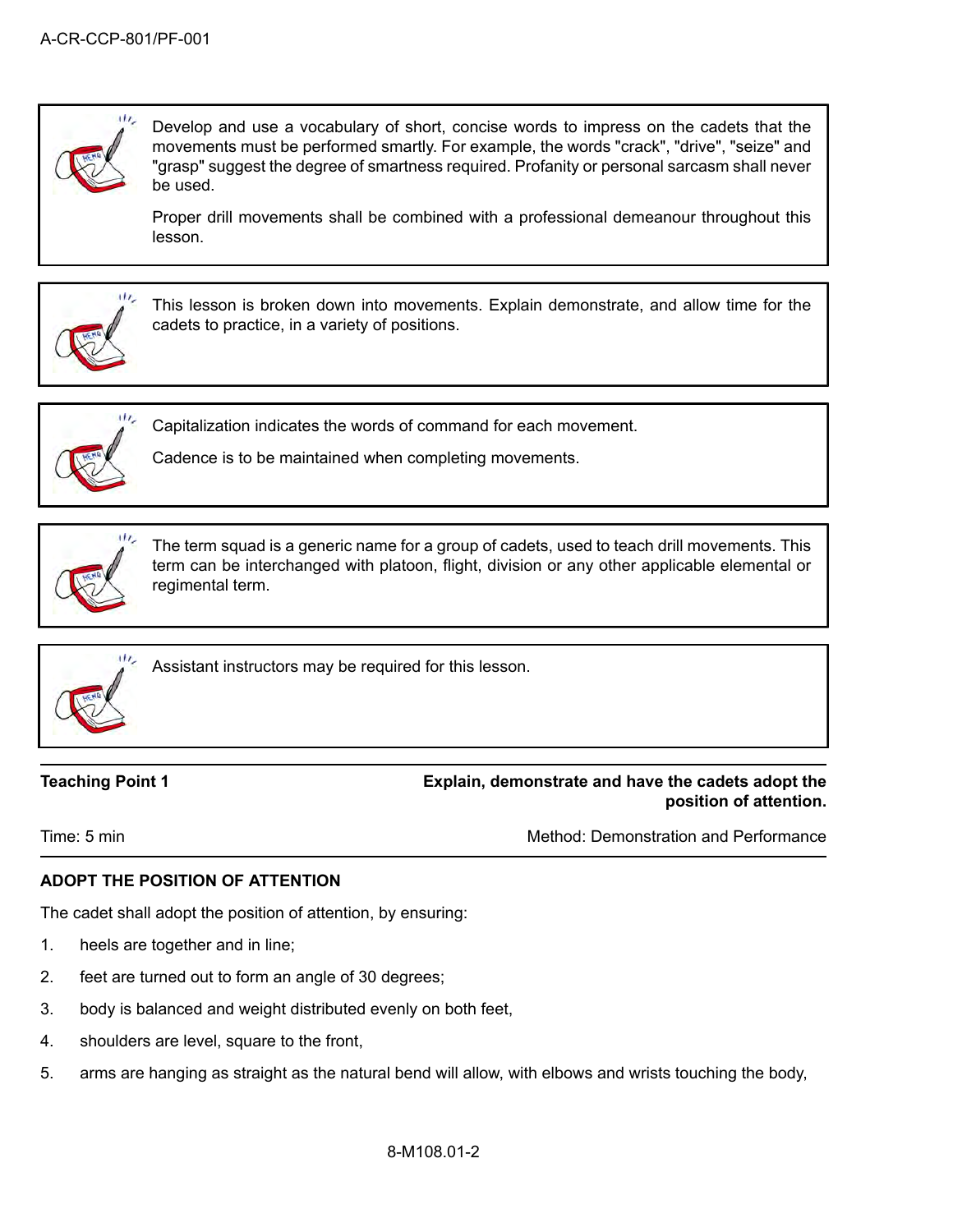> Develop and use a vocabulary of short, concise words to impress on the cadets that the movements must be performed smartly. For example, the words "crack", "drive", "seize" and "grasp" suggest the degree of smartness required. Profanity or personal sarcasm shall never be used.
>
> Proper drill movements shall be combined with a professional demeanour throughout this lesson.

> This lesson is broken down into movements. Explain demonstrate, and allow time for the cadets to practice, in a variety of positions.

> Capitalization indicates the words of command for each movement.
>
> Cadence is to be maintained when completing movements.

> The term squad is a generic name for a group of cadets, used to teach drill movements. This term can be interchanged with platoon, flight, division or any other applicable elemental or regimental term.

> Assistant instructors may be required for this lesson.

| **Teaching Point 1** | **Explain, demonstrate and have the cadets adopt the position of attention.** |
|---|---|
| Time: 5 min | Method: Demonstration and Performance |

**ADOPT THE POSITION OF ATTENTION**

The cadet shall adopt the position of attention, by ensuring:

1. heels are together and in line;
2. feet are turned out to form an angle of 30 degrees;
3. body is balanced and weight distributed evenly on both feet,
4. shoulders are level, square to the front,
5. arms are hanging as straight as the natural bend will allow, with elbows and wrists touching the body,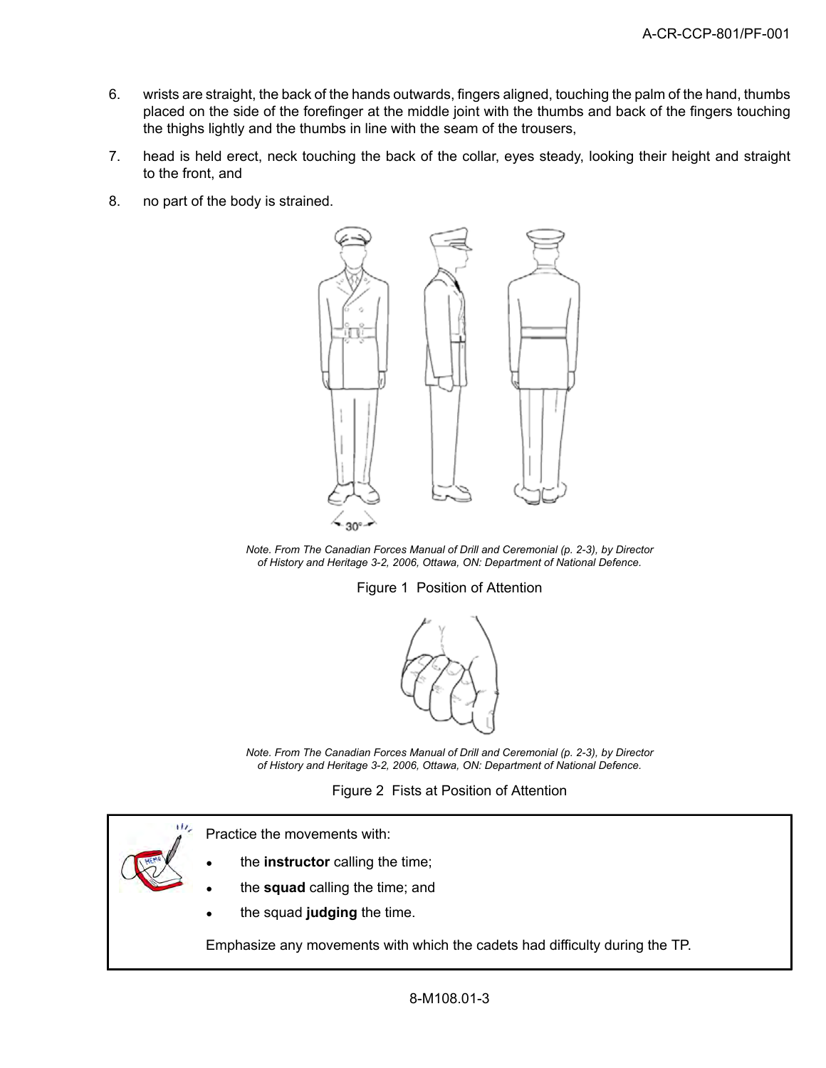6. wrists are straight, the back of the hands outwards, fingers aligned, touching the palm of the hand, thumbs placed on the side of the forefinger at the middle joint with the thumbs and back of the fingers touching the thighs lightly and the thumbs in line with the seam of the trousers,
7. head is held erect, neck touching the back of the collar, eyes steady, looking their height and straight to the front, and
8. no part of the body is strained.

*Note. From The Canadian Forces Manual of Drill and Ceremonial (p. 2-3), by Director of History and Heritage 3-2, 2006, Ottawa, ON: Department of National Defence.*

Figure 1 Position of Attention

*Note. From The Canadian Forces Manual of Drill and Ceremonial (p. 2-3), by Director of History and Heritage 3-2, 2006, Ottawa, ON: Department of National Defence.*

Figure 2 Fists at Position of Attention

Practice the movements with:

- the **instructor** calling the time;
- the **squad** calling the time; and
- the squad **judging** the time.

Emphasize any movements with which the cadets had difficulty during the TP.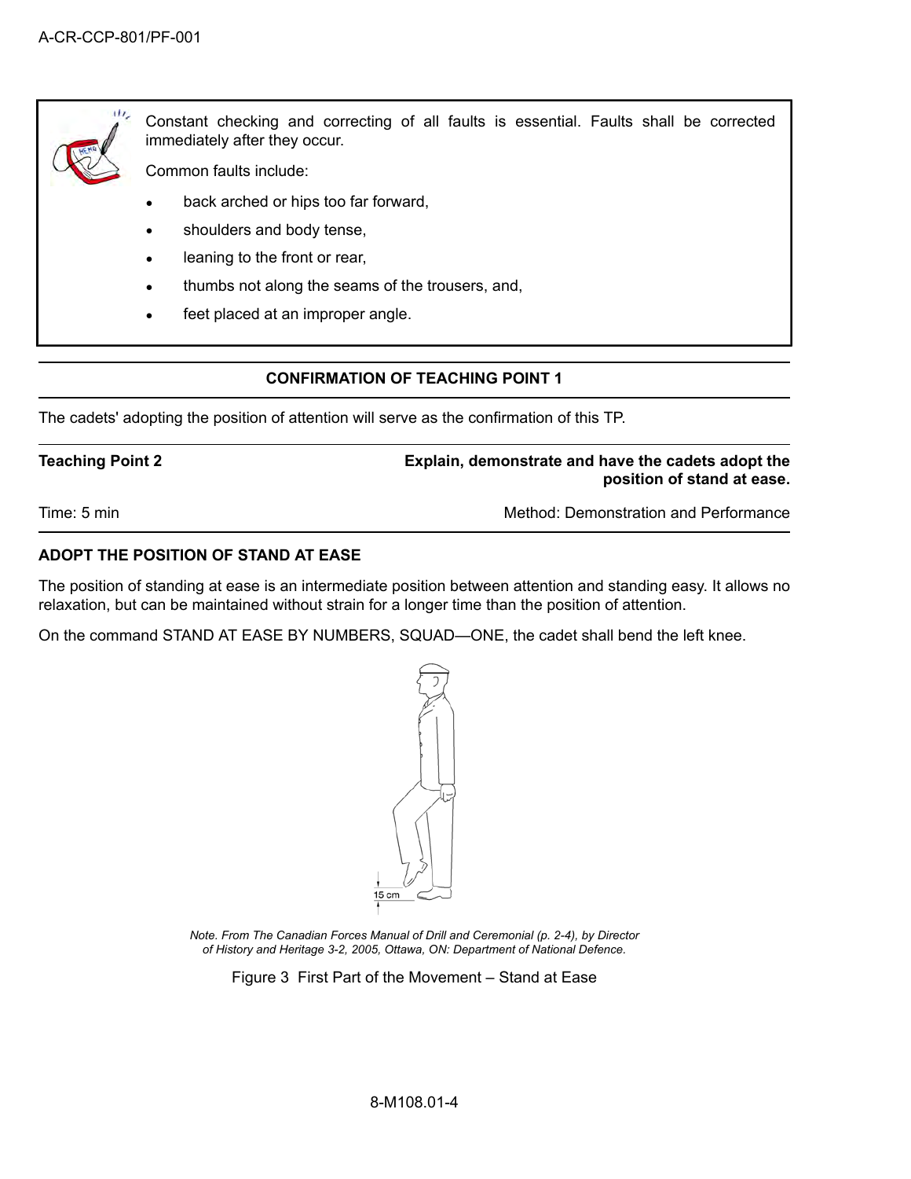Constant checking and correcting of all faults is essential. Faults shall be corrected immediately after they occur.

Common faults include:

- back arched or hips too far forward,
- shoulders and body tense,
- leaning to the front or rear,
- thumbs not along the seams of the trousers, and,
- feet placed at an improper angle.

**CONFIRMATION OF TEACHING POINT 1**

The cadets' adopting the position of attention will serve as the confirmation of this TP.

**Teaching Point 2** | **Explain, demonstrate and have the cadets adopt the position of stand at ease.**

Time: 5 min | Method: Demonstration and Performance

**ADOPT THE POSITION OF STAND AT EASE**

The position of standing at ease is an intermediate position between attention and standing easy. It allows no relaxation, but can be maintained without strain for a longer time than the position of attention.

On the command STAND AT EASE BY NUMBERS, SQUAD—ONE, the cadet shall bend the left knee.

*Note. From The Canadian Forces Manual of Drill and Ceremonial (p. 2-4), by Director of History and Heritage 3-2, 2005, Ottawa, ON: Department of National Defence.*

Figure 3 First Part of the Movement – Stand at Ease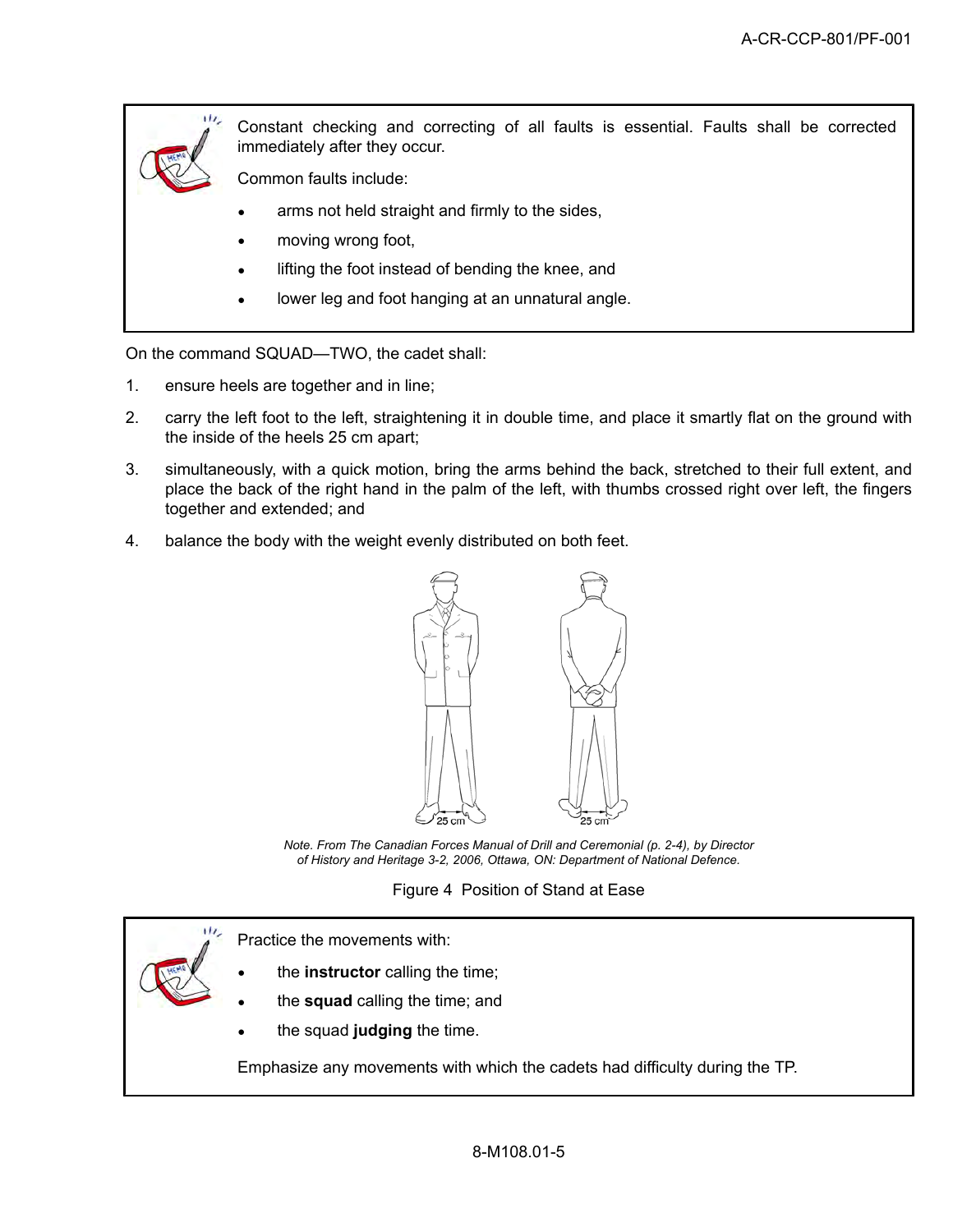Constant checking and correcting of all faults is essential. Faults shall be corrected immediately after they occur.

Common faults include:

- arms not held straight and firmly to the sides,
- moving wrong foot,
- lifting the foot instead of bending the knee, and
- lower leg and foot hanging at an unnatural angle.

On the command SQUAD—TWO, the cadet shall:

1. ensure heels are together and in line;
2. carry the left foot to the left, straightening it in double time, and place it smartly flat on the ground with the inside of the heels 25 cm apart;
3. simultaneously, with a quick motion, bring the arms behind the back, stretched to their full extent, and place the back of the right hand in the palm of the left, with thumbs crossed right over left, the fingers together and extended; and
4. balance the body with the weight evenly distributed on both feet.

*Note. From The Canadian Forces Manual of Drill and Ceremonial (p. 2-4), by Director of History and Heritage 3-2, 2006, Ottawa, ON: Department of National Defence.*

Figure 4 Position of Stand at Ease

Practice the movements with:

- the **instructor** calling the time;
- the **squad** calling the time; and
- the squad **judging** the time.

Emphasize any movements with which the cadets had difficulty during the TP.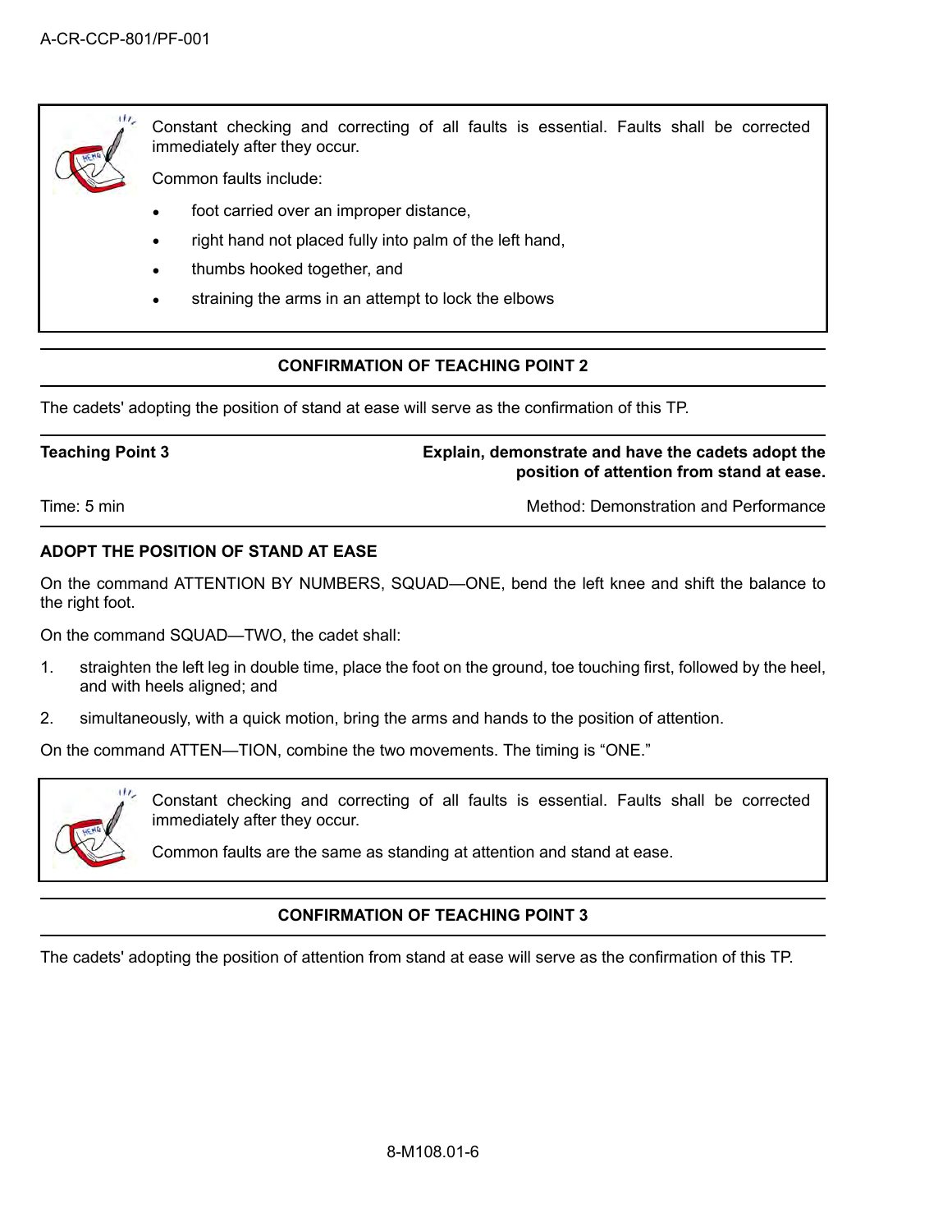> Constant checking and correcting of all faults is essential. Faults shall be corrected immediately after they occur.
>
> Common faults include:
>
> - foot carried over an improper distance,
> - right hand not placed fully into palm of the left hand,
> - thumbs hooked together, and
> - straining the arms in an attempt to lock the elbows

**CONFIRMATION OF TEACHING POINT 2**

The cadets' adopting the position of stand at ease will serve as the confirmation of this TP.

| **Teaching Point 3** | **Explain, demonstrate and have the cadets adopt the position of attention from stand at ease.** |
|---|---|
| Time: 5 min | Method: Demonstration and Performance |

**ADOPT THE POSITION OF STAND AT EASE**

On the command ATTENTION BY NUMBERS, SQUAD—ONE, bend the left knee and shift the balance to the right foot.

On the command SQUAD—TWO, the cadet shall:

1. straighten the left leg in double time, place the foot on the ground, toe touching first, followed by the heel, and with heels aligned; and
2. simultaneously, with a quick motion, bring the arms and hands to the position of attention.

On the command ATTEN—TION, combine the two movements. The timing is "ONE."

> Constant checking and correcting of all faults is essential. Faults shall be corrected immediately after they occur.
>
> Common faults are the same as standing at attention and stand at ease.

**CONFIRMATION OF TEACHING POINT 3**

The cadets' adopting the position of attention from stand at ease will serve as the confirmation of this TP.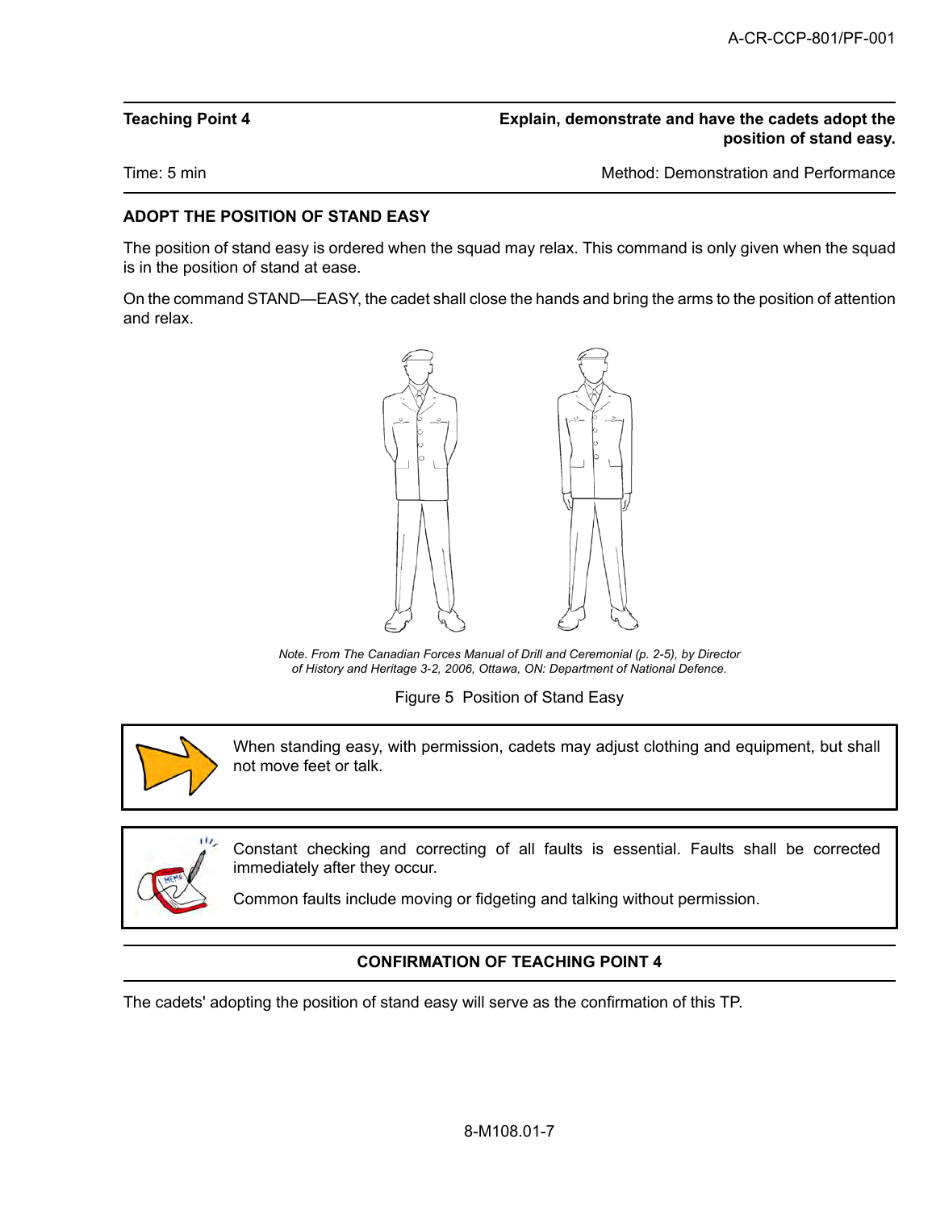| Teaching Point 4 | Explain, demonstrate and have the cadets adopt the position of stand easy. |
|---|---|
| Time: 5 min | Method: Demonstration and Performance |

## ADOPT THE POSITION OF STAND EASY

The position of stand easy is ordered when the squad may relax. This command is only given when the squad is in the position of stand at ease.

On the command STAND—EASY, the cadet shall close the hands and bring the arms to the position of attention and relax.

*Note. From The Canadian Forces Manual of Drill and Ceremonial (p. 2-5), by Director of History and Heritage 3-2, 2006, Ottawa, ON: Department of National Defence.*

Figure 5 Position of Stand Easy

> When standing easy, with permission, cadets may adjust clothing and equipment, but shall not move feet or talk.

> Constant checking and correcting of all faults is essential. Faults shall be corrected immediately after they occur.
>
> Common faults include moving or fidgeting and talking without permission.

### CONFIRMATION OF TEACHING POINT 4

The cadets' adopting the position of stand easy will serve as the confirmation of this TP.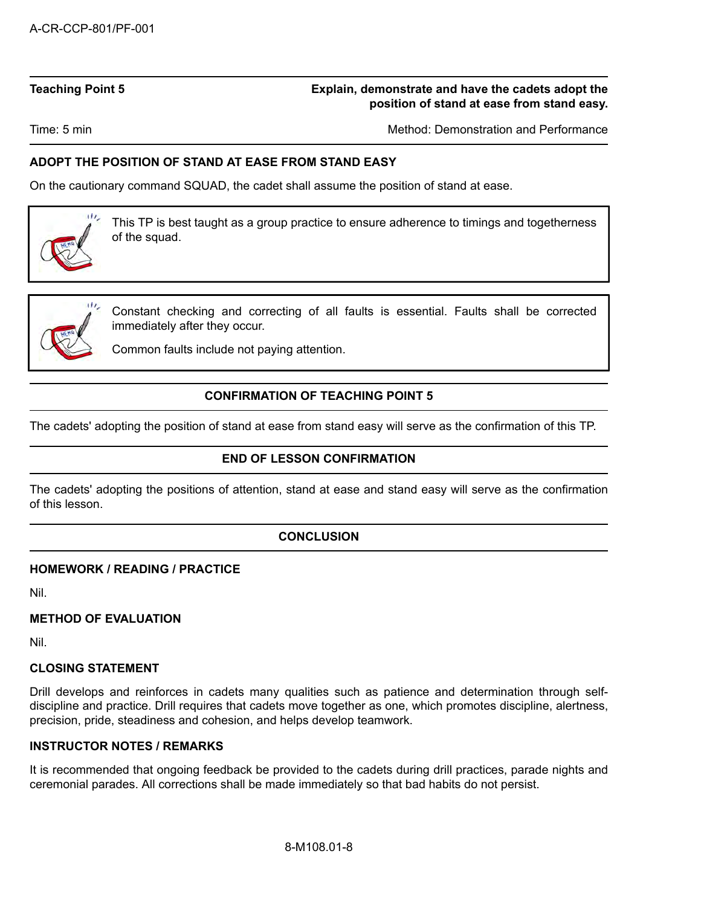| **Teaching Point 5** | **Explain, demonstrate and have the cadets adopt the position of stand at ease from stand easy.** |
|---|---|
| Time: 5 min | Method: Demonstration and Performance |

### ADOPT THE POSITION OF STAND AT EASE FROM STAND EASY

On the cautionary command SQUAD, the cadet shall assume the position of stand at ease.

> This TP is best taught as a group practice to ensure adherence to timings and togetherness of the squad.

> Constant checking and correcting of all faults is essential. Faults shall be corrected immediately after they occur.
>
> Common faults include not paying attention.

### CONFIRMATION OF TEACHING POINT 5

The cadets' adopting the position of stand at ease from stand easy will serve as the confirmation of this TP.

### END OF LESSON CONFIRMATION

The cadets' adopting the positions of attention, stand at ease and stand easy will serve as the confirmation of this lesson.

## CONCLUSION

### HOMEWORK / READING / PRACTICE

Nil.

### METHOD OF EVALUATION

Nil.

### CLOSING STATEMENT

Drill develops and reinforces in cadets many qualities such as patience and determination through self-discipline and practice. Drill requires that cadets move together as one, which promotes discipline, alertness, precision, pride, steadiness and cohesion, and helps develop teamwork.

### INSTRUCTOR NOTES / REMARKS

It is recommended that ongoing feedback be provided to the cadets during drill practices, parade nights and ceremonial parades. All corrections shall be made immediately so that bad habits do not persist.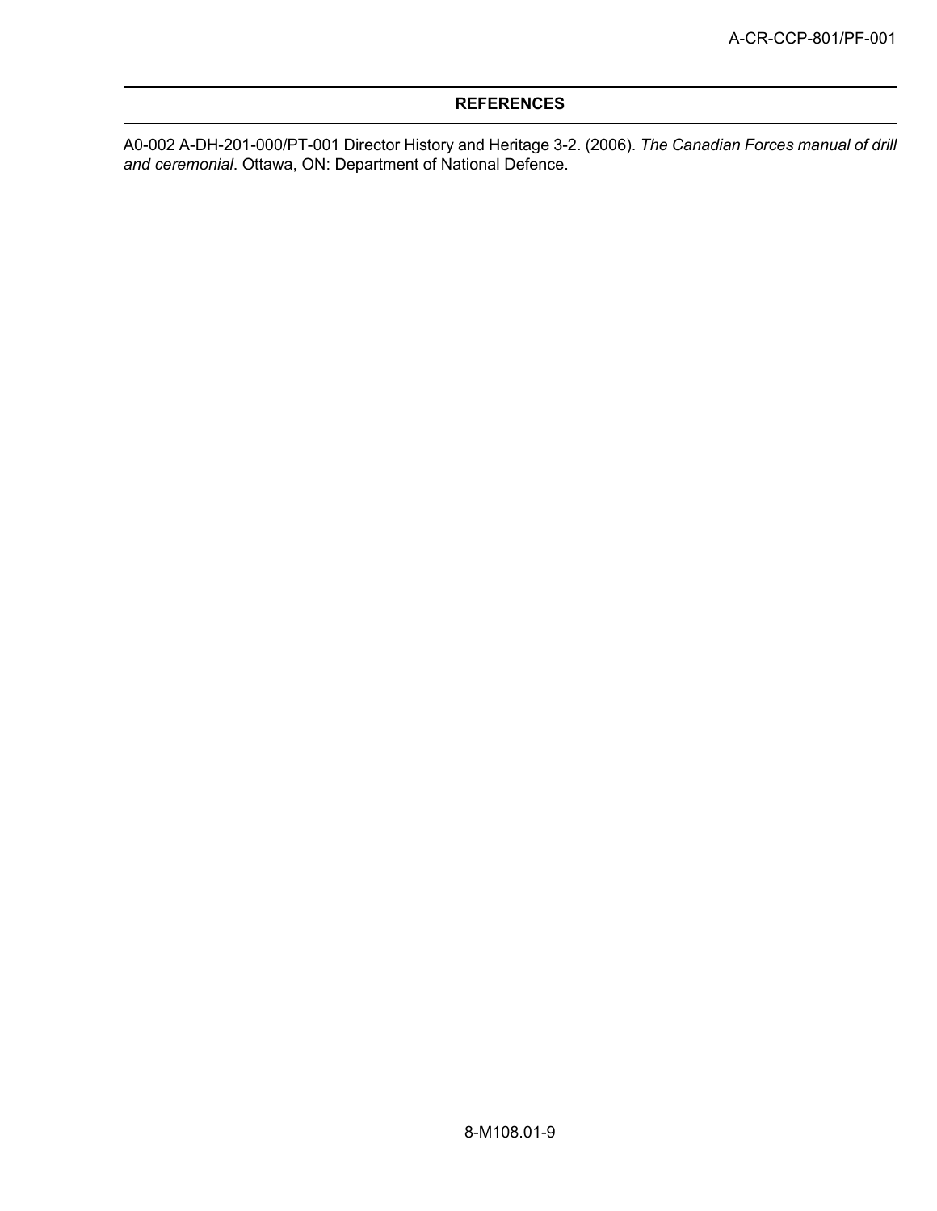## REFERENCES

A0-002 A-DH-201-000/PT-001 Director History and Heritage 3-2. (2006). *The Canadian Forces manual of drill and ceremonial*. Ottawa, ON: Department of National Defence.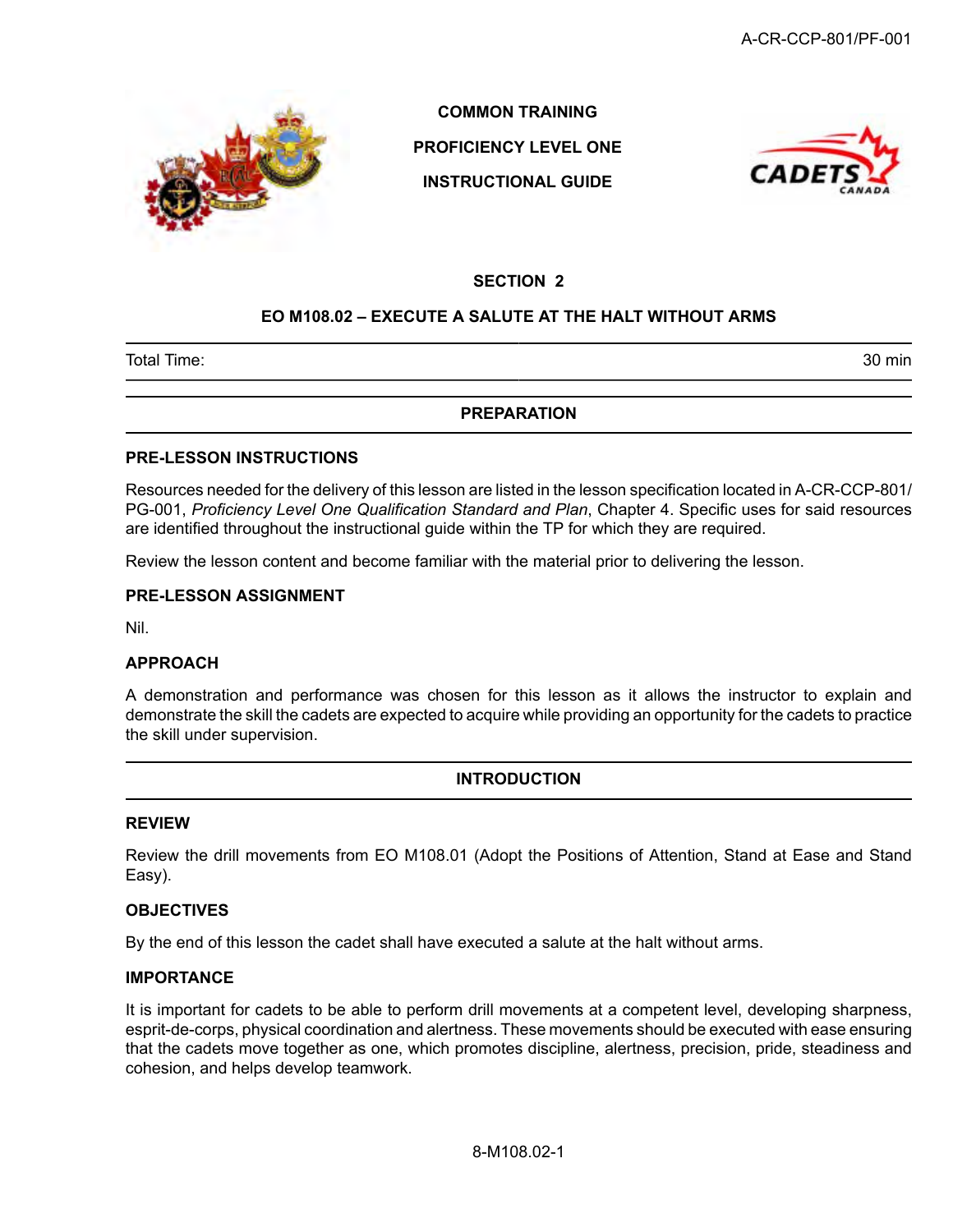**COMMON TRAINING**

**PROFICIENCY LEVEL ONE**

**INSTRUCTIONAL GUIDE**

## SECTION 2

## EO M108.02 – EXECUTE A SALUTE AT THE HALT WITHOUT ARMS

| Total Time: | 30 min |
|---|---|

## PREPARATION

### PRE-LESSON INSTRUCTIONS

Resources needed for the delivery of this lesson are listed in the lesson specification located in A-CR-CCP-801/PG-001, *Proficiency Level One Qualification Standard and Plan*, Chapter 4. Specific uses for said resources are identified throughout the instructional guide within the TP for which they are required.

Review the lesson content and become familiar with the material prior to delivering the lesson.

### PRE-LESSON ASSIGNMENT

Nil.

### APPROACH

A demonstration and performance was chosen for this lesson as it allows the instructor to explain and demonstrate the skill the cadets are expected to acquire while providing an opportunity for the cadets to practice the skill under supervision.

## INTRODUCTION

### REVIEW

Review the drill movements from EO M108.01 (Adopt the Positions of Attention, Stand at Ease and Stand Easy).

### OBJECTIVES

By the end of this lesson the cadet shall have executed a salute at the halt without arms.

### IMPORTANCE

It is important for cadets to be able to perform drill movements at a competent level, developing sharpness, esprit-de-corps, physical coordination and alertness. These movements should be executed with ease ensuring that the cadets move together as one, which promotes discipline, alertness, precision, pride, steadiness and cohesion, and helps develop teamwork.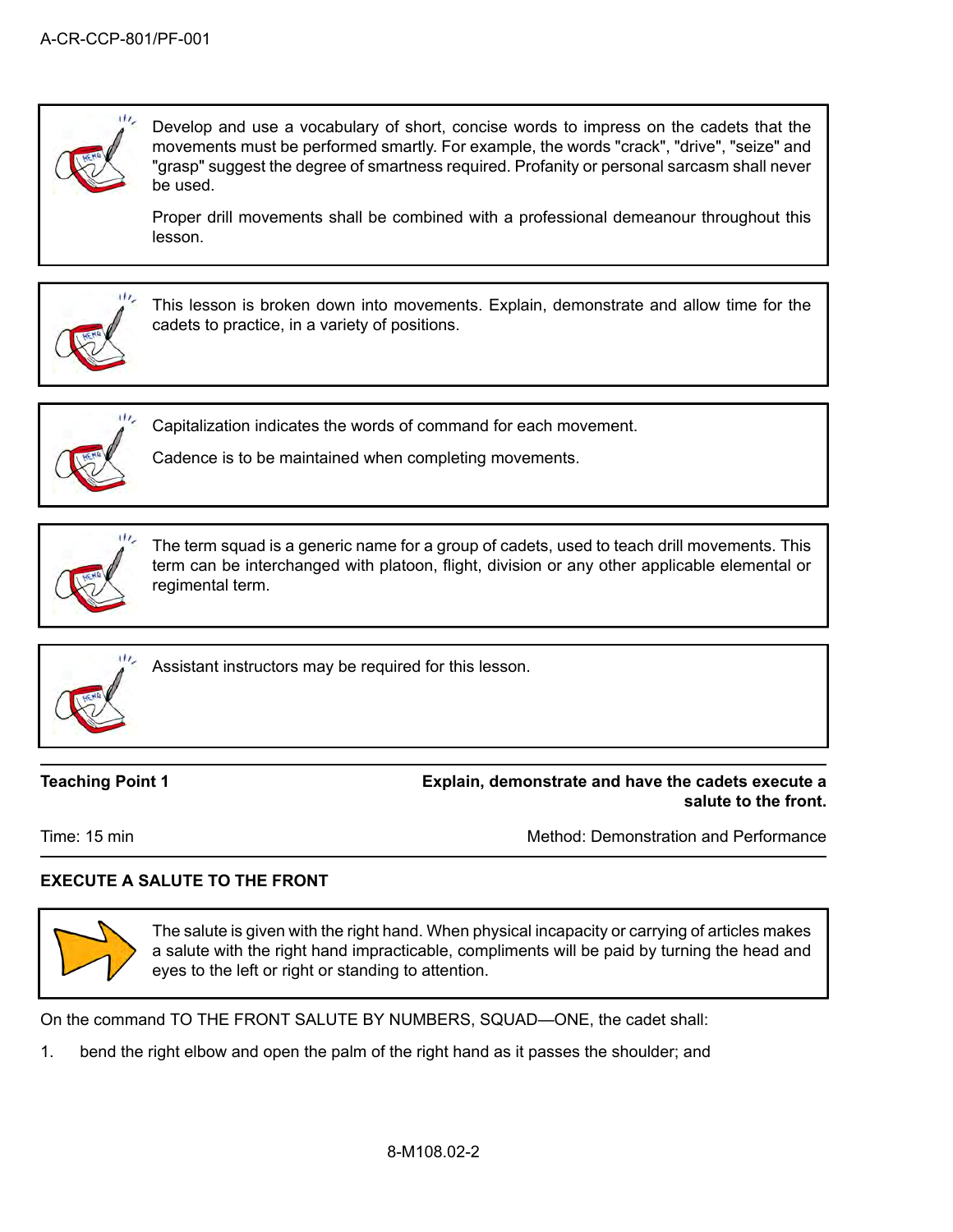Develop and use a vocabulary of short, concise words to impress on the cadets that the movements must be performed smartly. For example, the words "crack", "drive", "seize" and "grasp" suggest the degree of smartness required. Profanity or personal sarcasm shall never be used.

Proper drill movements shall be combined with a professional demeanour throughout this lesson.

This lesson is broken down into movements. Explain, demonstrate and allow time for the cadets to practice, in a variety of positions.

Capitalization indicates the words of command for each movement.

Cadence is to be maintained when completing movements.

The term squad is a generic name for a group of cadets, used to teach drill movements. This term can be interchanged with platoon, flight, division or any other applicable elemental or regimental term.

Assistant instructors may be required for this lesson.

**Teaching Point 1** — **Explain, demonstrate and have the cadets execute a salute to the front.**

Time: 15 min — Method: Demonstration and Performance

**EXECUTE A SALUTE TO THE FRONT**

The salute is given with the right hand. When physical incapacity or carrying of articles makes a salute with the right hand impracticable, compliments will be paid by turning the head and eyes to the left or right or standing to attention.

On the command TO THE FRONT SALUTE BY NUMBERS, SQUAD—ONE, the cadet shall:

1. bend the right elbow and open the palm of the right hand as it passes the shoulder; and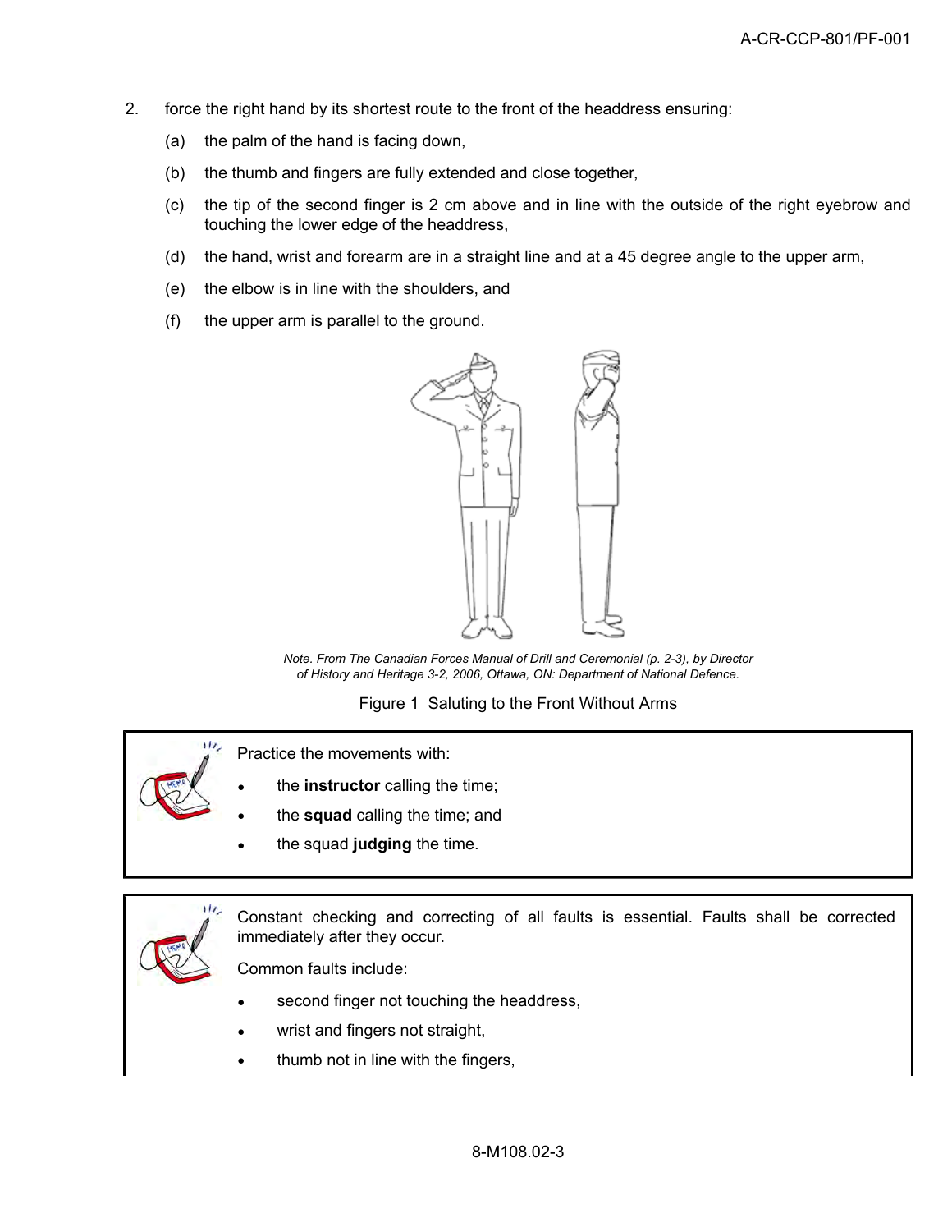2. force the right hand by its shortest route to the front of the headdress ensuring:
   (a) the palm of the hand is facing down,
   (b) the thumb and fingers are fully extended and close together,
   (c) the tip of the second finger is 2 cm above and in line with the outside of the right eyebrow and touching the lower edge of the headdress,
   (d) the hand, wrist and forearm are in a straight line and at a 45 degree angle to the upper arm,
   (e) the elbow is in line with the shoulders, and
   (f) the upper arm is parallel to the ground.

*Note. From The Canadian Forces Manual of Drill and Ceremonial (p. 2-3), by Director of History and Heritage 3-2, 2006, Ottawa, ON: Department of National Defence.*

Figure 1 Saluting to the Front Without Arms

Practice the movements with:

- the **instructor** calling the time;
- the **squad** calling the time; and
- the squad **judging** the time.

Constant checking and correcting of all faults is essential. Faults shall be corrected immediately after they occur.

Common faults include:

- second finger not touching the headdress,
- wrist and fingers not straight,
- thumb not in line with the fingers,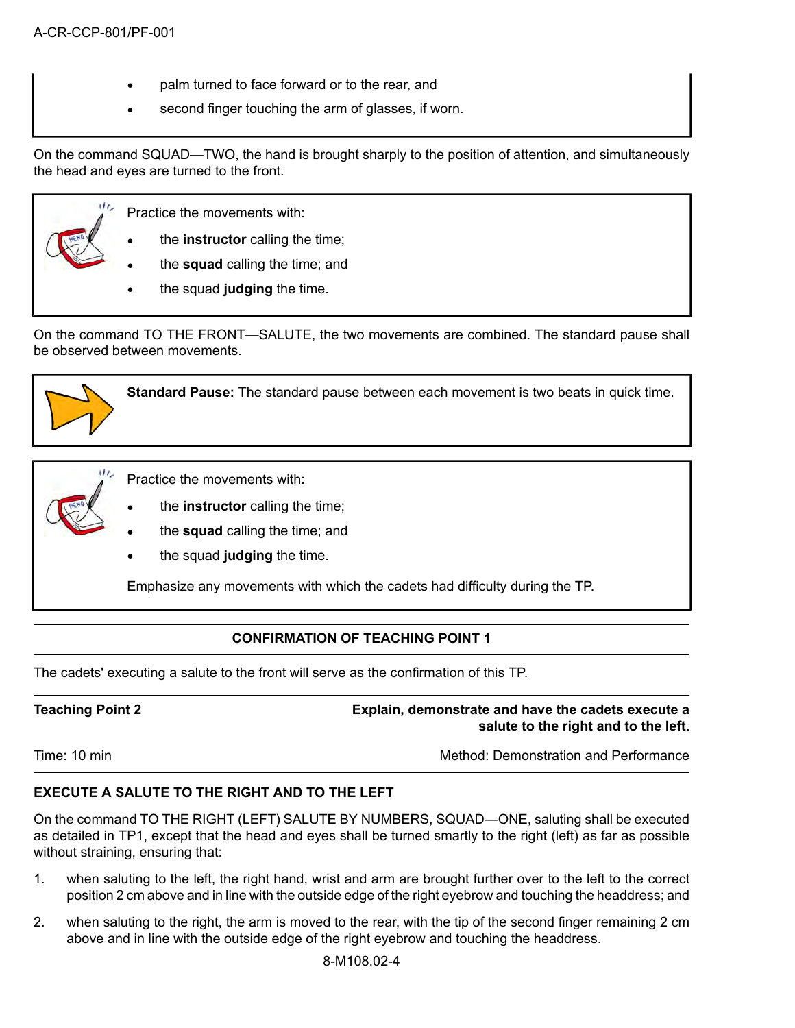- palm turned to face forward or to the rear, and
- second finger touching the arm of glasses, if worn.

On the command SQUAD—TWO, the hand is brought sharply to the position of attention, and simultaneously the head and eyes are turned to the front.

> Practice the movements with:
>
> - the **instructor** calling the time;
> - the **squad** calling the time; and
> - the squad **judging** the time.

On the command TO THE FRONT—SALUTE, the two movements are combined. The standard pause shall be observed between movements.

> **Standard Pause:** The standard pause between each movement is two beats in quick time.

> Practice the movements with:
>
> - the **instructor** calling the time;
> - the **squad** calling the time; and
> - the squad **judging** the time.
>
> Emphasize any movements with which the cadets had difficulty during the TP.

**CONFIRMATION OF TEACHING POINT 1**

The cadets' executing a salute to the front will serve as the confirmation of this TP.

| **Teaching Point 2** | **Explain, demonstrate and have the cadets execute a salute to the right and to the left.** |
|---|---|
| Time: 10 min | Method: Demonstration and Performance |

**EXECUTE A SALUTE TO THE RIGHT AND TO THE LEFT**

On the command TO THE RIGHT (LEFT) SALUTE BY NUMBERS, SQUAD—ONE, saluting shall be executed as detailed in TP1, except that the head and eyes shall be turned smartly to the right (left) as far as possible without straining, ensuring that:

1. when saluting to the left, the right hand, wrist and arm are brought further over to the left to the correct position 2 cm above and in line with the outside edge of the right eyebrow and touching the headdress; and
2. when saluting to the right, the arm is moved to the rear, with the tip of the second finger remaining 2 cm above and in line with the outside edge of the right eyebrow and touching the headdress.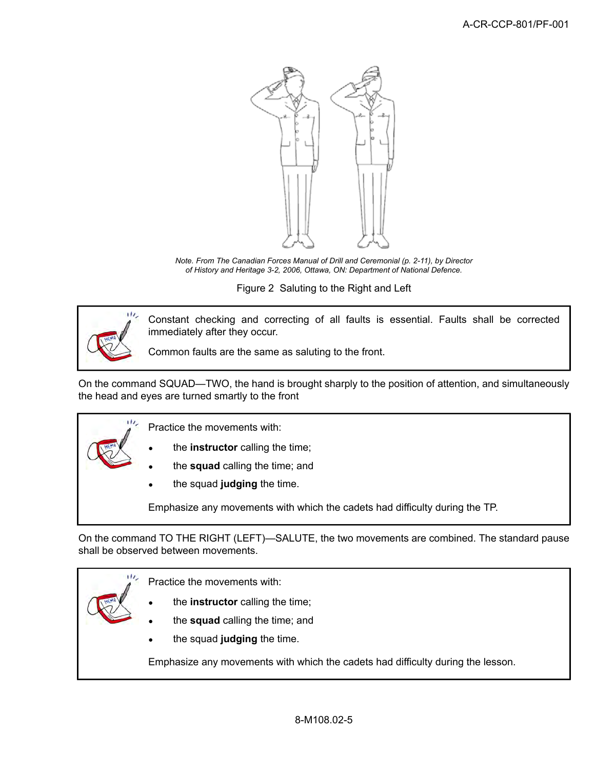Note. From The Canadian Forces Manual of Drill and Ceremonial (p. 2-11), by Director of History and Heritage 3-2, 2006, Ottawa, ON: Department of National Defence.

Figure 2 Saluting to the Right and Left

> Constant checking and correcting of all faults is essential. Faults shall be corrected immediately after they occur.
>
> Common faults are the same as saluting to the front.

On the command SQUAD—TWO, the hand is brought sharply to the position of attention, and simultaneously the head and eyes are turned smartly to the front

> Practice the movements with:
>
> - the **instructor** calling the time;
> - the **squad** calling the time; and
> - the squad **judging** the time.
>
> Emphasize any movements with which the cadets had difficulty during the TP.

On the command TO THE RIGHT (LEFT)—SALUTE, the two movements are combined. The standard pause shall be observed between movements.

> Practice the movements with:
>
> - the **instructor** calling the time;
> - the **squad** calling the time; and
> - the squad **judging** the time.
>
> Emphasize any movements with which the cadets had difficulty during the lesson.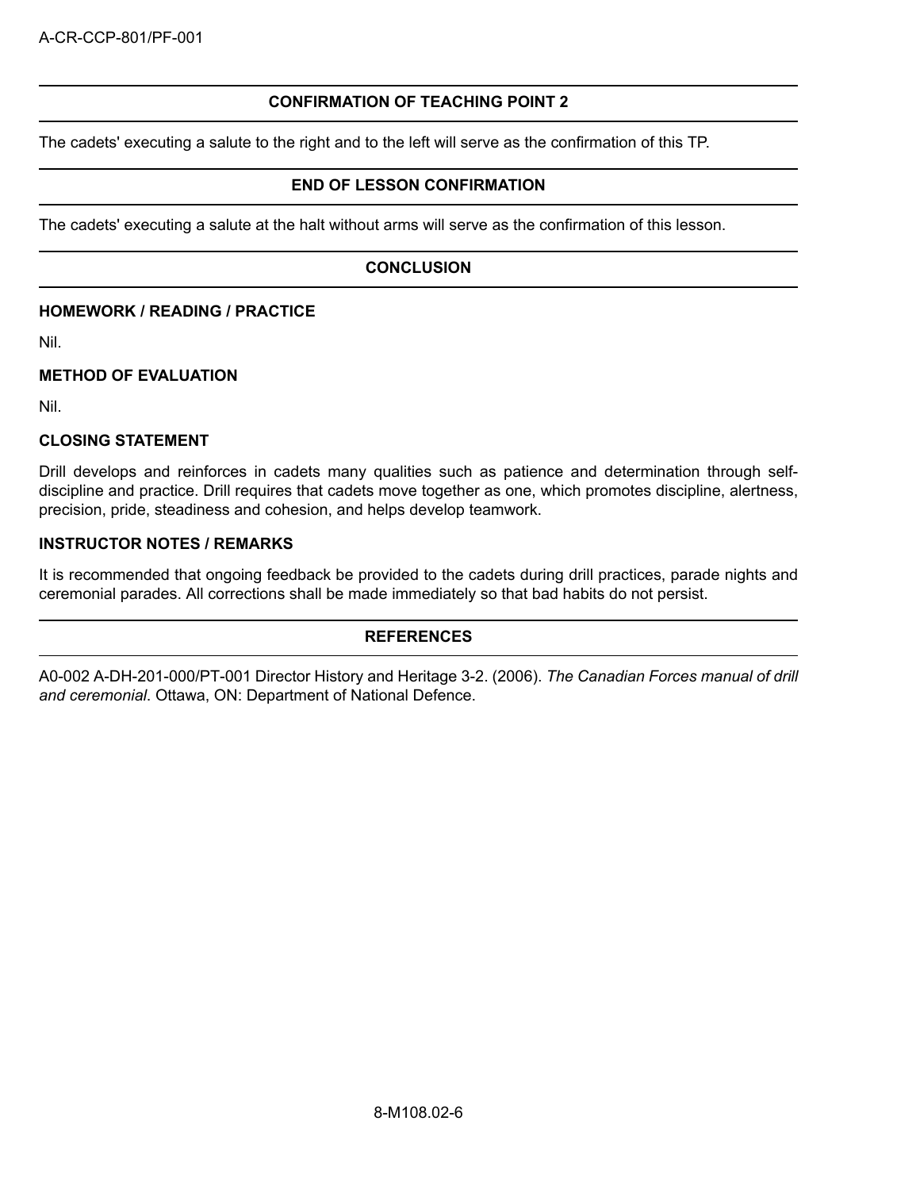## CONFIRMATION OF TEACHING POINT 2

The cadets' executing a salute to the right and to the left will serve as the confirmation of this TP.

## END OF LESSON CONFIRMATION

The cadets' executing a salute at the halt without arms will serve as the confirmation of this lesson.

## CONCLUSION

### HOMEWORK / READING / PRACTICE

Nil.

### METHOD OF EVALUATION

Nil.

### CLOSING STATEMENT

Drill develops and reinforces in cadets many qualities such as patience and determination through self-discipline and practice. Drill requires that cadets move together as one, which promotes discipline, alertness, precision, pride, steadiness and cohesion, and helps develop teamwork.

### INSTRUCTOR NOTES / REMARKS

It is recommended that ongoing feedback be provided to the cadets during drill practices, parade nights and ceremonial parades. All corrections shall be made immediately so that bad habits do not persist.

## REFERENCES

A0-002 A-DH-201-000/PT-001 Director History and Heritage 3-2. (2006). *The Canadian Forces manual of drill and ceremonial*. Ottawa, ON: Department of National Defence.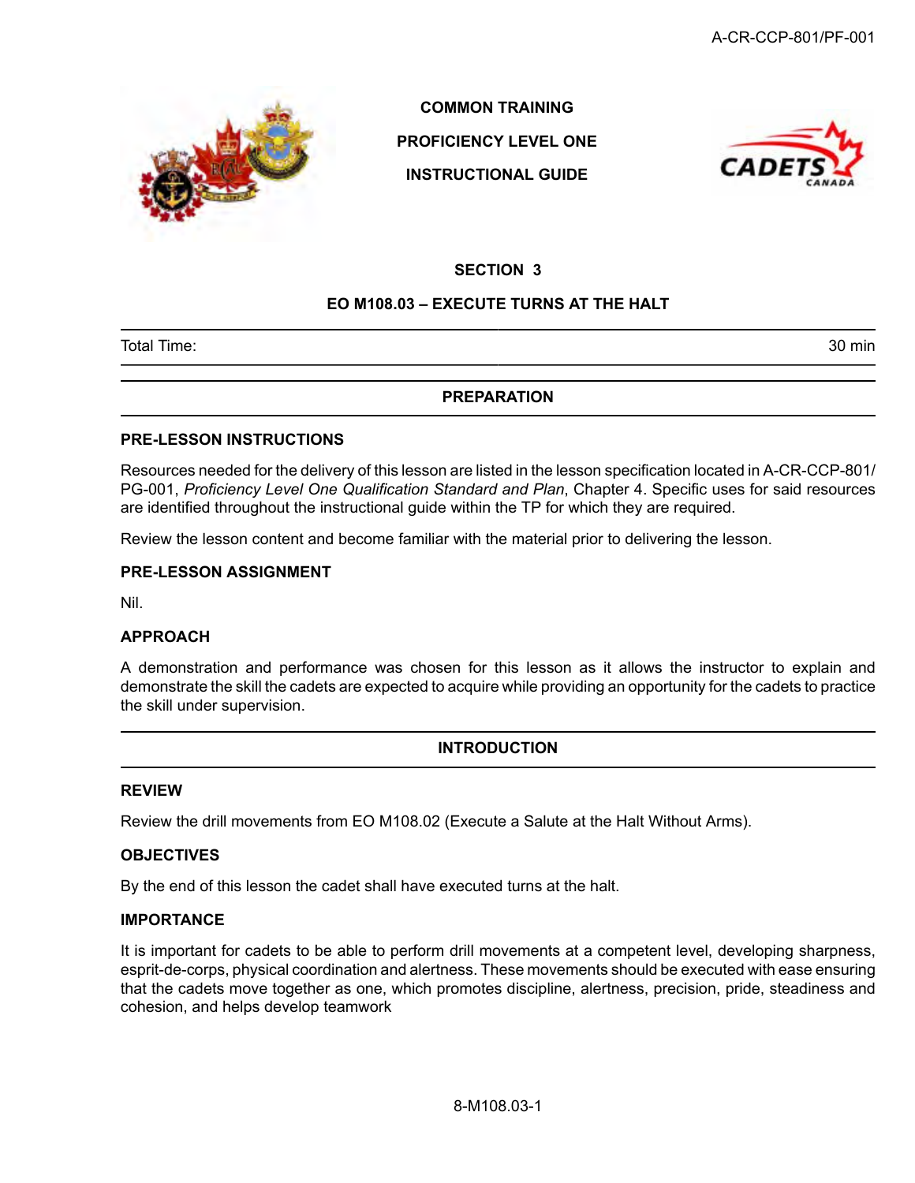**COMMON TRAINING**

**PROFICIENCY LEVEL ONE**

**INSTRUCTIONAL GUIDE**

## SECTION 3

## EO M108.03 – EXECUTE TURNS AT THE HALT

| Total Time: | 30 min |
|---|---|

## PREPARATION

### PRE-LESSON INSTRUCTIONS

Resources needed for the delivery of this lesson are listed in the lesson specification located in A-CR-CCP-801/PG-001, *Proficiency Level One Qualification Standard and Plan*, Chapter 4. Specific uses for said resources are identified throughout the instructional guide within the TP for which they are required.

Review the lesson content and become familiar with the material prior to delivering the lesson.

### PRE-LESSON ASSIGNMENT

Nil.

### APPROACH

A demonstration and performance was chosen for this lesson as it allows the instructor to explain and demonstrate the skill the cadets are expected to acquire while providing an opportunity for the cadets to practice the skill under supervision.

## INTRODUCTION

### REVIEW

Review the drill movements from EO M108.02 (Execute a Salute at the Halt Without Arms).

### OBJECTIVES

By the end of this lesson the cadet shall have executed turns at the halt.

### IMPORTANCE

It is important for cadets to be able to perform drill movements at a competent level, developing sharpness, esprit-de-corps, physical coordination and alertness. These movements should be executed with ease ensuring that the cadets move together as one, which promotes discipline, alertness, precision, pride, steadiness and cohesion, and helps develop teamwork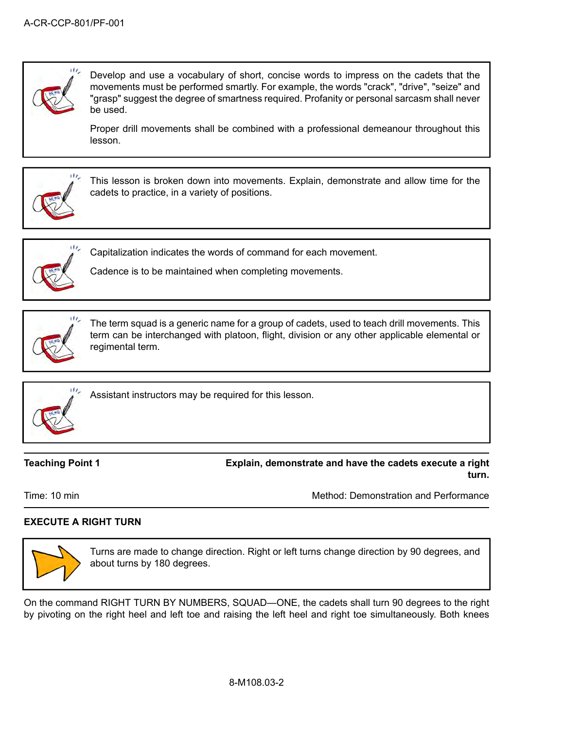Develop and use a vocabulary of short, concise words to impress on the cadets that the movements must be performed smartly. For example, the words "crack", "drive", "seize" and "grasp" suggest the degree of smartness required. Profanity or personal sarcasm shall never be used.

Proper drill movements shall be combined with a professional demeanour throughout this lesson.

This lesson is broken down into movements. Explain, demonstrate and allow time for the cadets to practice, in a variety of positions.

Capitalization indicates the words of command for each movement.

Cadence is to be maintained when completing movements.

The term squad is a generic name for a group of cadets, used to teach drill movements. This term can be interchanged with platoon, flight, division or any other applicable elemental or regimental term.

Assistant instructors may be required for this lesson.

| **Teaching Point 1** | **Explain, demonstrate and have the cadets execute a right turn.** |
|---|---|
| Time: 10 min | Method: Demonstration and Performance |

**EXECUTE A RIGHT TURN**

Turns are made to change direction. Right or left turns change direction by 90 degrees, and about turns by 180 degrees.

On the command RIGHT TURN BY NUMBERS, SQUAD—ONE, the cadets shall turn 90 degrees to the right by pivoting on the right heel and left toe and raising the left heel and right toe simultaneously. Both knees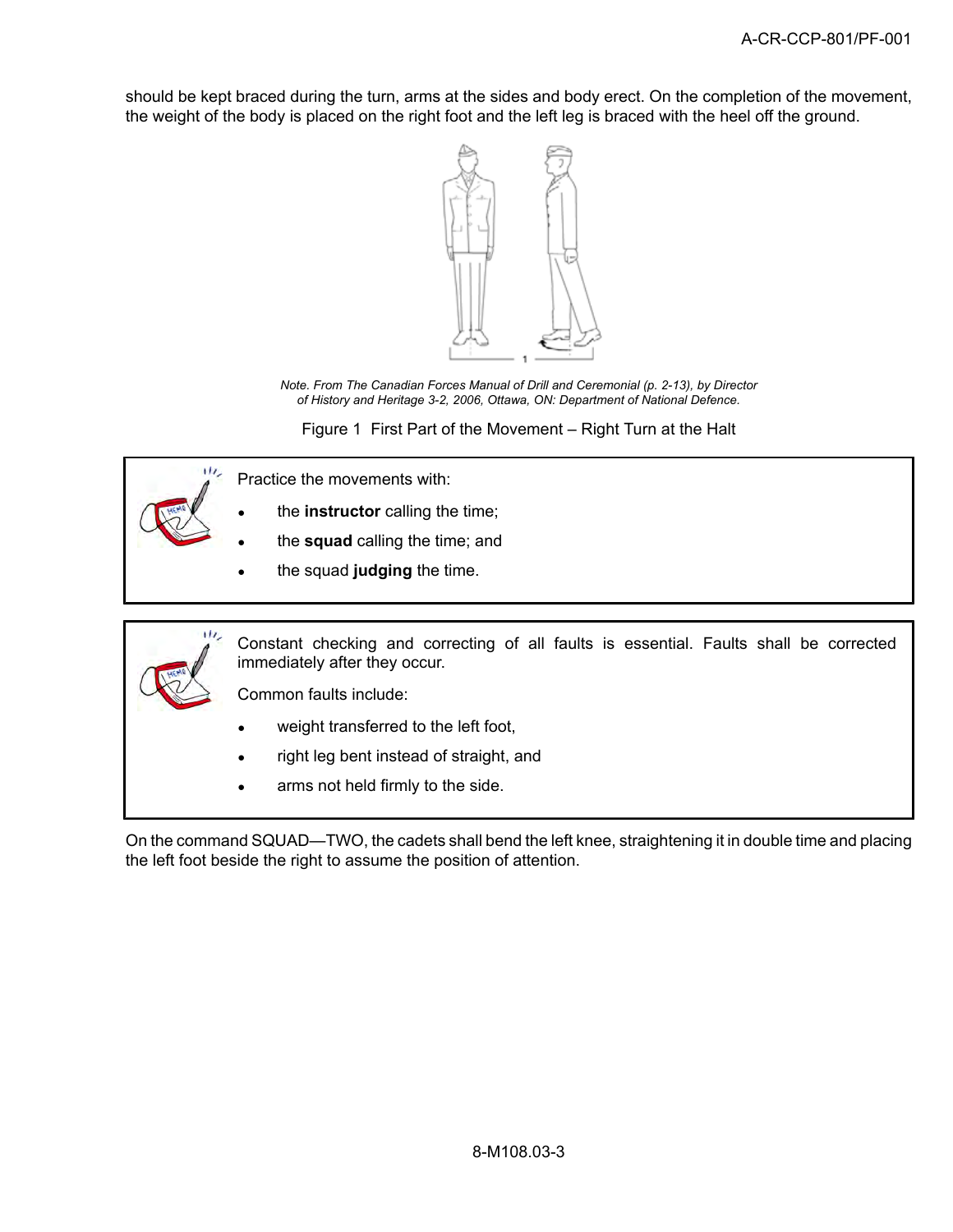should be kept braced during the turn, arms at the sides and body erect. On the completion of the movement, the weight of the body is placed on the right foot and the left leg is braced with the heel off the ground.

*Note. From The Canadian Forces Manual of Drill and Ceremonial (p. 2-13), by Director of History and Heritage 3-2, 2006, Ottawa, ON: Department of National Defence.*

Figure 1 First Part of the Movement – Right Turn at the Halt

Practice the movements with:

- the **instructor** calling the time;
- the **squad** calling the time; and
- the squad **judging** the time.

Constant checking and correcting of all faults is essential. Faults shall be corrected immediately after they occur.

Common faults include:

- weight transferred to the left foot,
- right leg bent instead of straight, and
- arms not held firmly to the side.

On the command SQUAD—TWO, the cadets shall bend the left knee, straightening it in double time and placing the left foot beside the right to assume the position of attention.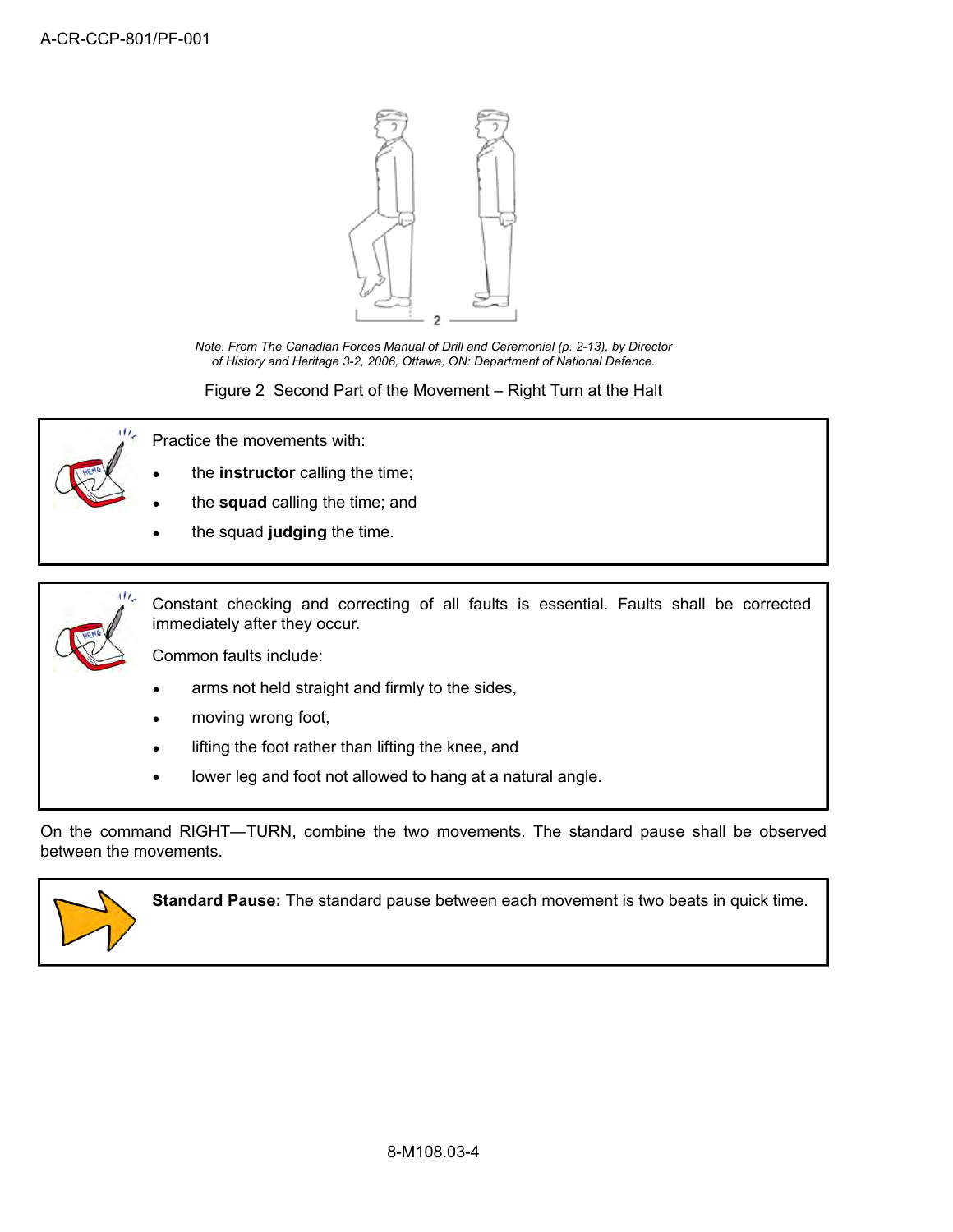*Note. From The Canadian Forces Manual of Drill and Ceremonial (p. 2-13), by Director of History and Heritage 3-2, 2006, Ottawa, ON: Department of National Defence.*

Figure 2 Second Part of the Movement – Right Turn at the Halt

Practice the movements with:

- the **instructor** calling the time;
- the **squad** calling the time; and
- the squad **judging** the time.

Constant checking and correcting of all faults is essential. Faults shall be corrected immediately after they occur.

Common faults include:

- arms not held straight and firmly to the sides,
- moving wrong foot,
- lifting the foot rather than lifting the knee, and
- lower leg and foot not allowed to hang at a natural angle.

On the command RIGHT—TURN, combine the two movements. The standard pause shall be observed between the movements.

**Standard Pause:** The standard pause between each movement is two beats in quick time.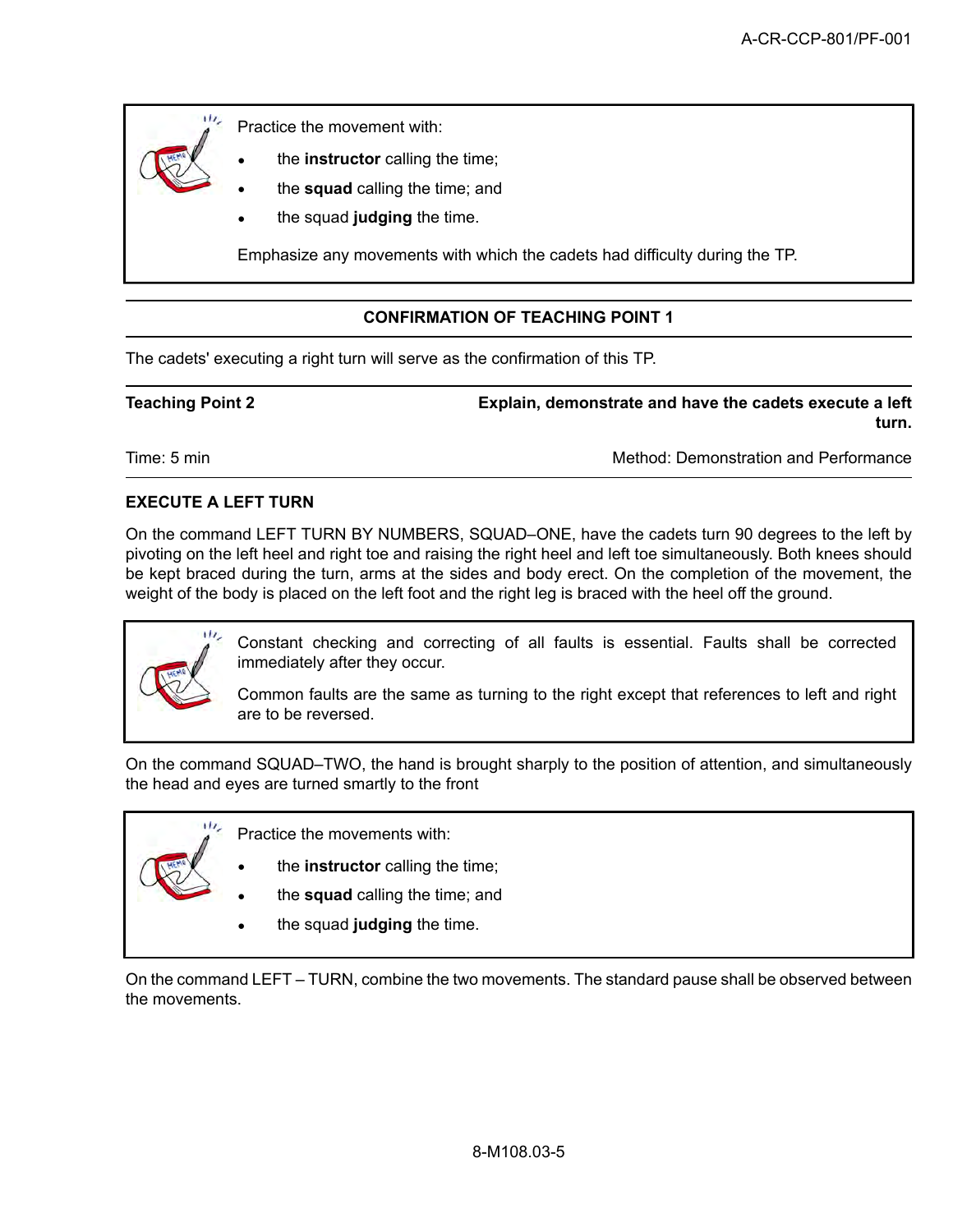Practice the movement with:

- the **instructor** calling the time;
- the **squad** calling the time; and
- the squad **judging** the time.

Emphasize any movements with which the cadets had difficulty during the TP.

## CONFIRMATION OF TEACHING POINT 1

The cadets' executing a right turn will serve as the confirmation of this TP.

| **Teaching Point 2** | **Explain, demonstrate and have the cadets execute a left turn.** |
|---|---|
| Time: 5 min | Method: Demonstration and Performance |

### EXECUTE A LEFT TURN

On the command LEFT TURN BY NUMBERS, SQUAD–ONE, have the cadets turn 90 degrees to the left by pivoting on the left heel and right toe and raising the right heel and left toe simultaneously. Both knees should be kept braced during the turn, arms at the sides and body erect. On the completion of the movement, the weight of the body is placed on the left foot and the right leg is braced with the heel off the ground.

Constant checking and correcting of all faults is essential. Faults shall be corrected immediately after they occur.

Common faults are the same as turning to the right except that references to left and right are to be reversed.

On the command SQUAD–TWO, the hand is brought sharply to the position of attention, and simultaneously the head and eyes are turned smartly to the front

Practice the movements with:

- the **instructor** calling the time;
- the **squad** calling the time; and
- the squad **judging** the time.

On the command LEFT – TURN, combine the two movements. The standard pause shall be observed between the movements.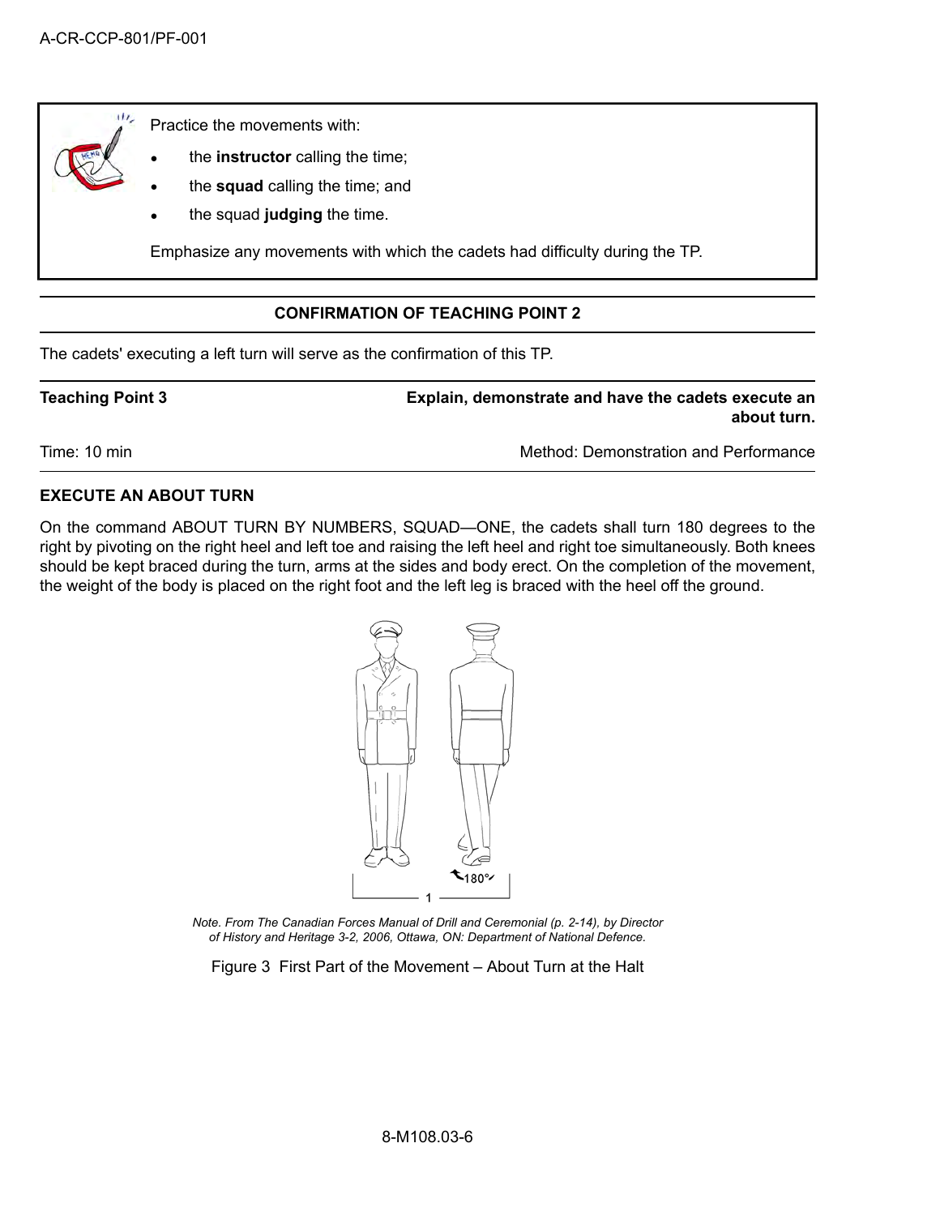Practice the movements with:

- the **instructor** calling the time;
- the **squad** calling the time; and
- the squad **judging** the time.

Emphasize any movements with which the cadets had difficulty during the TP.

**CONFIRMATION OF TEACHING POINT 2**

The cadets' executing a left turn will serve as the confirmation of this TP.

| **Teaching Point 3** | **Explain, demonstrate and have the cadets execute an about turn.** |
|---|---|
| Time: 10 min | Method: Demonstration and Performance |

**EXECUTE AN ABOUT TURN**

On the command ABOUT TURN BY NUMBERS, SQUAD—ONE, the cadets shall turn 180 degrees to the right by pivoting on the right heel and left toe and raising the left heel and right toe simultaneously. Both knees should be kept braced during the turn, arms at the sides and body erect. On the completion of the movement, the weight of the body is placed on the right foot and the left leg is braced with the heel off the ground.

*Note. From The Canadian Forces Manual of Drill and Ceremonial (p. 2-14), by Director of History and Heritage 3-2, 2006, Ottawa, ON: Department of National Defence.*

Figure 3 First Part of the Movement – About Turn at the Halt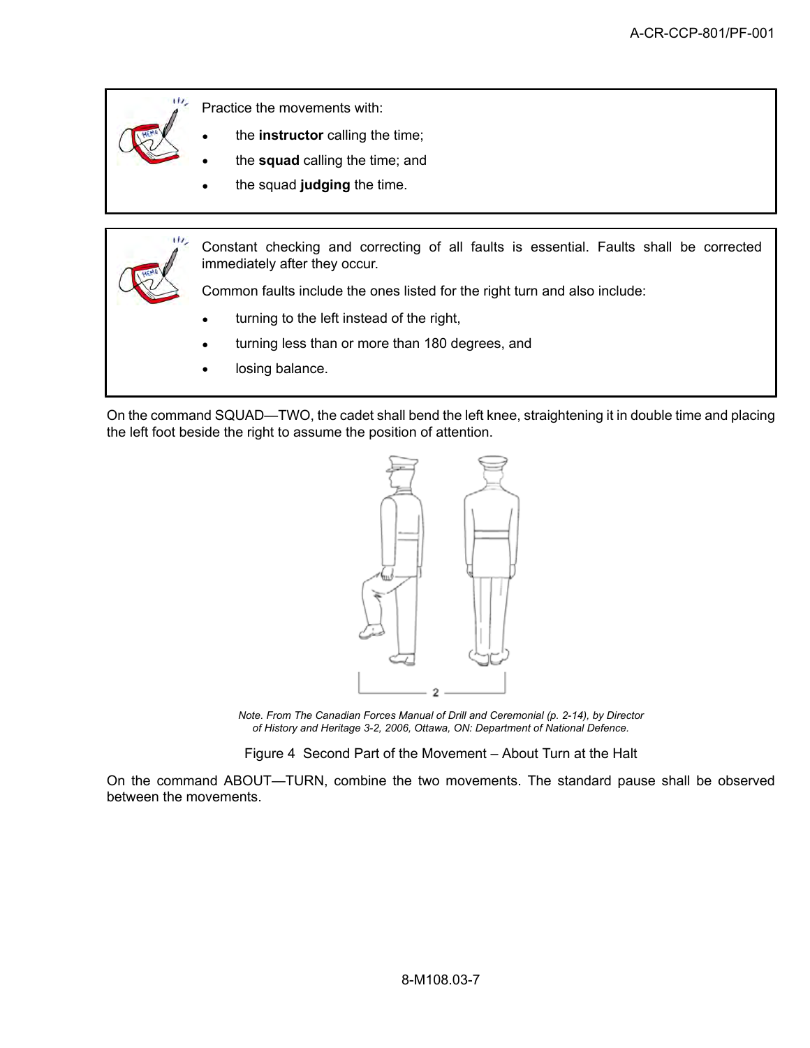Practice the movements with:

- the **instructor** calling the time;
- the **squad** calling the time; and
- the squad **judging** the time.

Constant checking and correcting of all faults is essential. Faults shall be corrected immediately after they occur.

Common faults include the ones listed for the right turn and also include:

- turning to the left instead of the right,
- turning less than or more than 180 degrees, and
- losing balance.

On the command SQUAD—TWO, the cadet shall bend the left knee, straightening it in double time and placing the left foot beside the right to assume the position of attention.

*Note. From The Canadian Forces Manual of Drill and Ceremonial (p. 2-14), by Director of History and Heritage 3-2, 2006, Ottawa, ON: Department of National Defence.*

Figure 4 Second Part of the Movement – About Turn at the Halt

On the command ABOUT—TURN, combine the two movements. The standard pause shall be observed between the movements.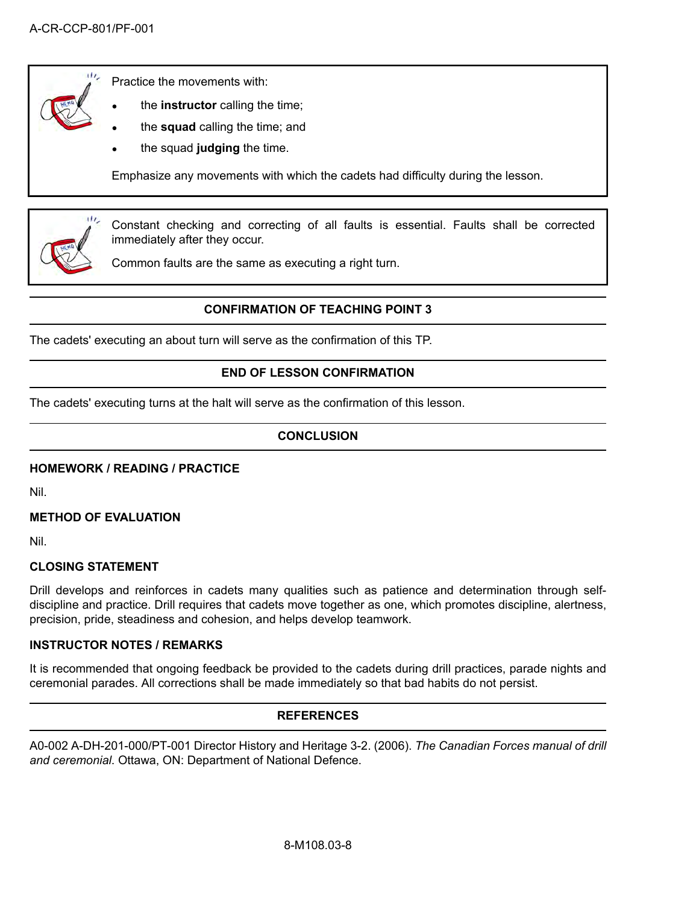Practice the movements with:

- the **instructor** calling the time;
- the **squad** calling the time; and
- the squad **judging** the time.

Emphasize any movements with which the cadets had difficulty during the lesson.

Constant checking and correcting of all faults is essential. Faults shall be corrected immediately after they occur.

Common faults are the same as executing a right turn.

## CONFIRMATION OF TEACHING POINT 3

The cadets' executing an about turn will serve as the confirmation of this TP.

## END OF LESSON CONFIRMATION

The cadets' executing turns at the halt will serve as the confirmation of this lesson.

## CONCLUSION

### HOMEWORK / READING / PRACTICE

Nil.

### METHOD OF EVALUATION

Nil.

### CLOSING STATEMENT

Drill develops and reinforces in cadets many qualities such as patience and determination through self-discipline and practice. Drill requires that cadets move together as one, which promotes discipline, alertness, precision, pride, steadiness and cohesion, and helps develop teamwork.

### INSTRUCTOR NOTES / REMARKS

It is recommended that ongoing feedback be provided to the cadets during drill practices, parade nights and ceremonial parades. All corrections shall be made immediately so that bad habits do not persist.

## REFERENCES

A0-002 A-DH-201-000/PT-001 Director History and Heritage 3-2. (2006). *The Canadian Forces manual of drill and ceremonial*. Ottawa, ON: Department of National Defence.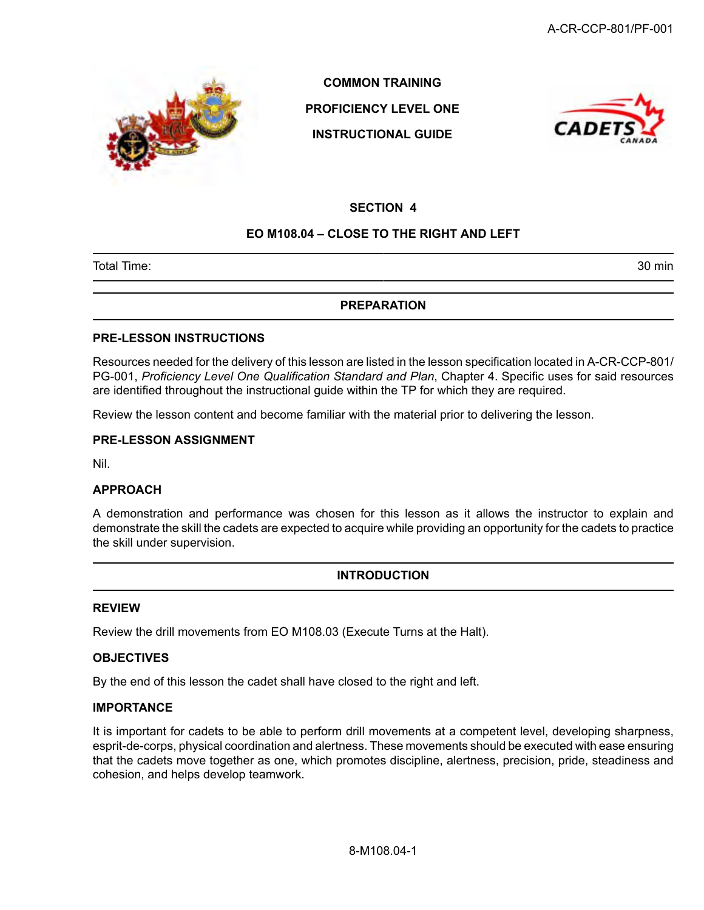**COMMON TRAINING**

**PROFICIENCY LEVEL ONE**

**INSTRUCTIONAL GUIDE**

## SECTION 4

## EO M108.04 – CLOSE TO THE RIGHT AND LEFT

| Total Time: | 30 min |
|---|---|

## PREPARATION

### PRE-LESSON INSTRUCTIONS

Resources needed for the delivery of this lesson are listed in the lesson specification located in A-CR-CCP-801/PG-001, *Proficiency Level One Qualification Standard and Plan*, Chapter 4. Specific uses for said resources are identified throughout the instructional guide within the TP for which they are required.

Review the lesson content and become familiar with the material prior to delivering the lesson.

### PRE-LESSON ASSIGNMENT

Nil.

### APPROACH

A demonstration and performance was chosen for this lesson as it allows the instructor to explain and demonstrate the skill the cadets are expected to acquire while providing an opportunity for the cadets to practice the skill under supervision.

## INTRODUCTION

### REVIEW

Review the drill movements from EO M108.03 (Execute Turns at the Halt).

### OBJECTIVES

By the end of this lesson the cadet shall have closed to the right and left.

### IMPORTANCE

It is important for cadets to be able to perform drill movements at a competent level, developing sharpness, esprit-de-corps, physical coordination and alertness. These movements should be executed with ease ensuring that the cadets move together as one, which promotes discipline, alertness, precision, pride, steadiness and cohesion, and helps develop teamwork.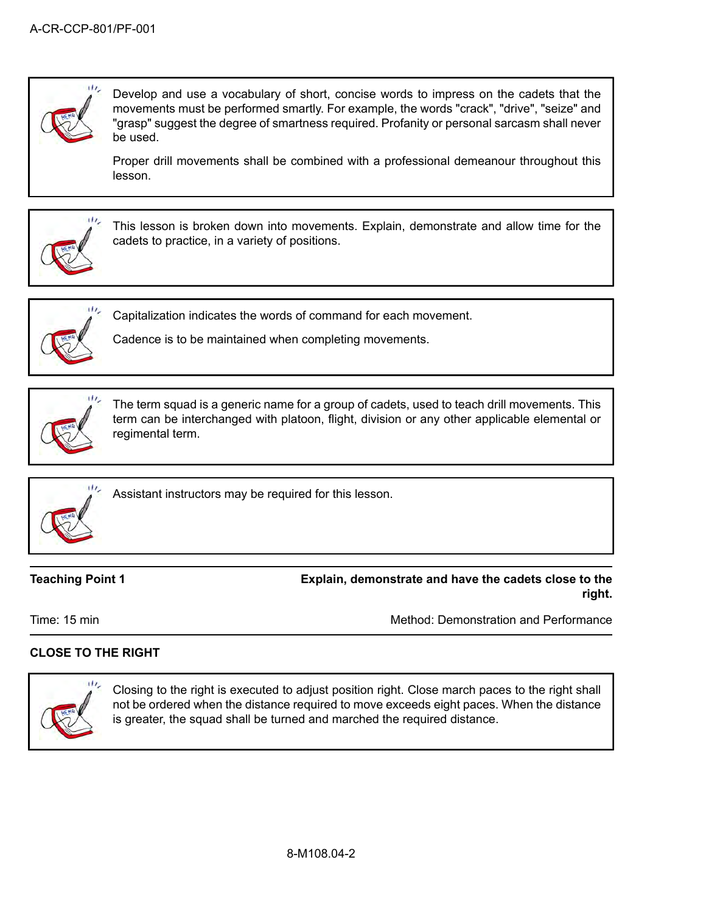Develop and use a vocabulary of short, concise words to impress on the cadets that the movements must be performed smartly. For example, the words "crack", "drive", "seize" and "grasp" suggest the degree of smartness required. Profanity or personal sarcasm shall never be used.

Proper drill movements shall be combined with a professional demeanour throughout this lesson.

This lesson is broken down into movements. Explain, demonstrate and allow time for the cadets to practice, in a variety of positions.

Capitalization indicates the words of command for each movement.

Cadence is to be maintained when completing movements.

The term squad is a generic name for a group of cadets, used to teach drill movements. This term can be interchanged with platoon, flight, division or any other applicable elemental or regimental term.

Assistant instructors may be required for this lesson.

| **Teaching Point 1** | **Explain, demonstrate and have the cadets close to the right.** |
| --- | --- |
| Time: 15 min | Method: Demonstration and Performance |

**CLOSE TO THE RIGHT**

Closing to the right is executed to adjust position right. Close march paces to the right shall not be ordered when the distance required to move exceeds eight paces. When the distance is greater, the squad shall be turned and marched the required distance.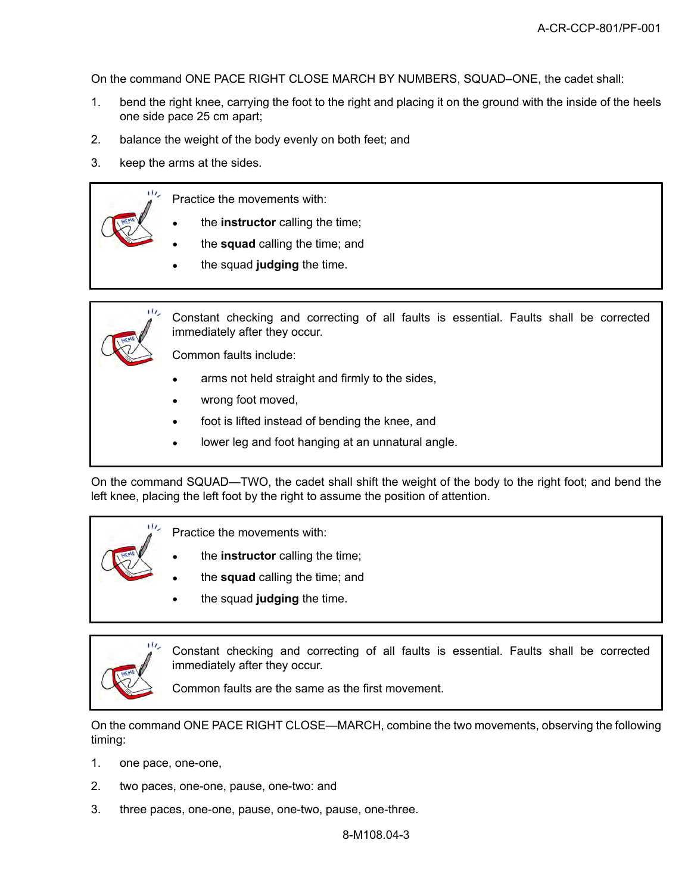On the command ONE PACE RIGHT CLOSE MARCH BY NUMBERS, SQUAD–ONE, the cadet shall:

1. bend the right knee, carrying the foot to the right and placing it on the ground with the inside of the heels one side pace 25 cm apart;
2. balance the weight of the body evenly on both feet; and
3. keep the arms at the sides.

> Practice the movements with:
>
> - the **instructor** calling the time;
> - the **squad** calling the time; and
> - the squad **judging** the time.

> Constant checking and correcting of all faults is essential. Faults shall be corrected immediately after they occur.
>
> Common faults include:
>
> - arms not held straight and firmly to the sides,
> - wrong foot moved,
> - foot is lifted instead of bending the knee, and
> - lower leg and foot hanging at an unnatural angle.

On the command SQUAD—TWO, the cadet shall shift the weight of the body to the right foot; and bend the left knee, placing the left foot by the right to assume the position of attention.

> Practice the movements with:
>
> - the **instructor** calling the time;
> - the **squad** calling the time; and
> - the squad **judging** the time.

> Constant checking and correcting of all faults is essential. Faults shall be corrected immediately after they occur.
>
> Common faults are the same as the first movement.

On the command ONE PACE RIGHT CLOSE—MARCH, combine the two movements, observing the following timing:

1. one pace, one-one,
2. two paces, one-one, pause, one-two: and
3. three paces, one-one, pause, one-two, pause, one-three.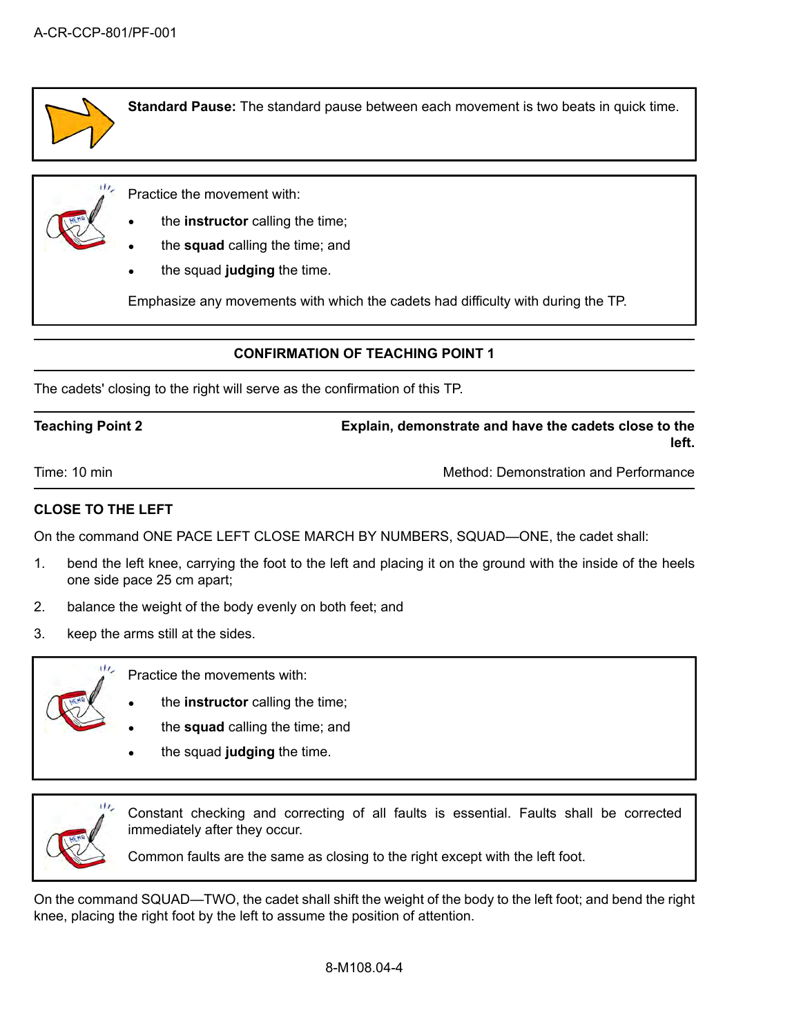**Standard Pause:** The standard pause between each movement is two beats in quick time.

Practice the movement with:

- the **instructor** calling the time;
- the **squad** calling the time; and
- the squad **judging** the time.

Emphasize any movements with which the cadets had difficulty with during the TP.

---

**CONFIRMATION OF TEACHING POINT 1**

---

The cadets' closing to the right will serve as the confirmation of this TP.

---

**Teaching Point 2** — **Explain, demonstrate and have the cadets close to the left.**

Time: 10 min — Method: Demonstration and Performance

---

**CLOSE TO THE LEFT**

On the command ONE PACE LEFT CLOSE MARCH BY NUMBERS, SQUAD—ONE, the cadet shall:

1. bend the left knee, carrying the foot to the left and placing it on the ground with the inside of the heels one side pace 25 cm apart;
2. balance the weight of the body evenly on both feet; and
3. keep the arms still at the sides.

Practice the movements with:

- the **instructor** calling the time;
- the **squad** calling the time; and
- the squad **judging** the time.

Constant checking and correcting of all faults is essential. Faults shall be corrected immediately after they occur.

Common faults are the same as closing to the right except with the left foot.

On the command SQUAD—TWO, the cadet shall shift the weight of the body to the left foot; and bend the right knee, placing the right foot by the left to assume the position of attention.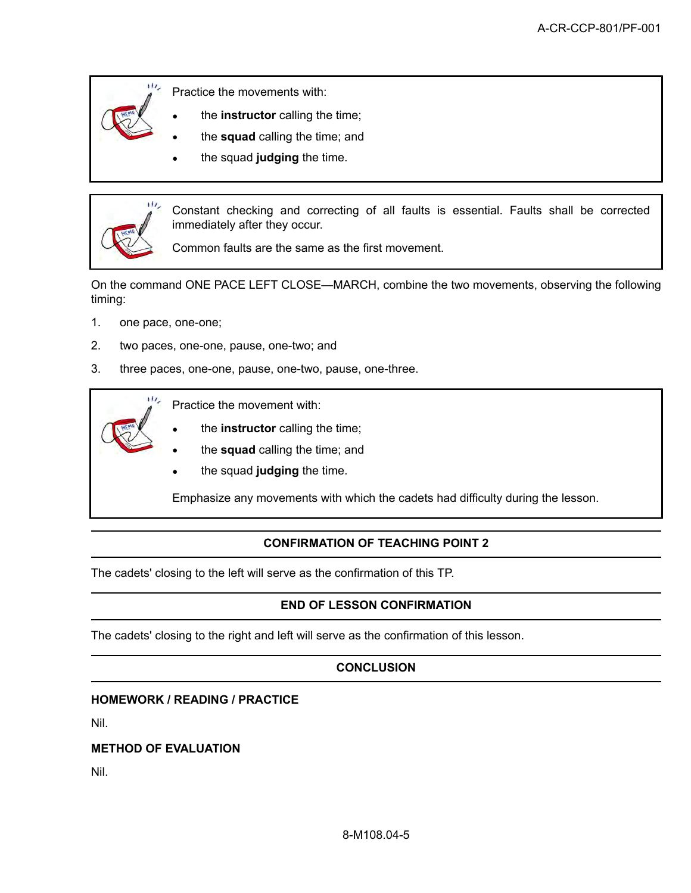Practice the movements with:

- the **instructor** calling the time;
- the **squad** calling the time; and
- the squad **judging** the time.

Constant checking and correcting of all faults is essential. Faults shall be corrected immediately after they occur.

Common faults are the same as the first movement.

On the command ONE PACE LEFT CLOSE—MARCH, combine the two movements, observing the following timing:

1. one pace, one-one;
2. two paces, one-one, pause, one-two; and
3. three paces, one-one, pause, one-two, pause, one-three.

Practice the movement with:

- the **instructor** calling the time;
- the **squad** calling the time; and
- the squad **judging** the time.

Emphasize any movements with which the cadets had difficulty during the lesson.

## CONFIRMATION OF TEACHING POINT 2

The cadets' closing to the left will serve as the confirmation of this TP.

## END OF LESSON CONFIRMATION

The cadets' closing to the right and left will serve as the confirmation of this lesson.

## CONCLUSION

### HOMEWORK / READING / PRACTICE

Nil.

### METHOD OF EVALUATION

Nil.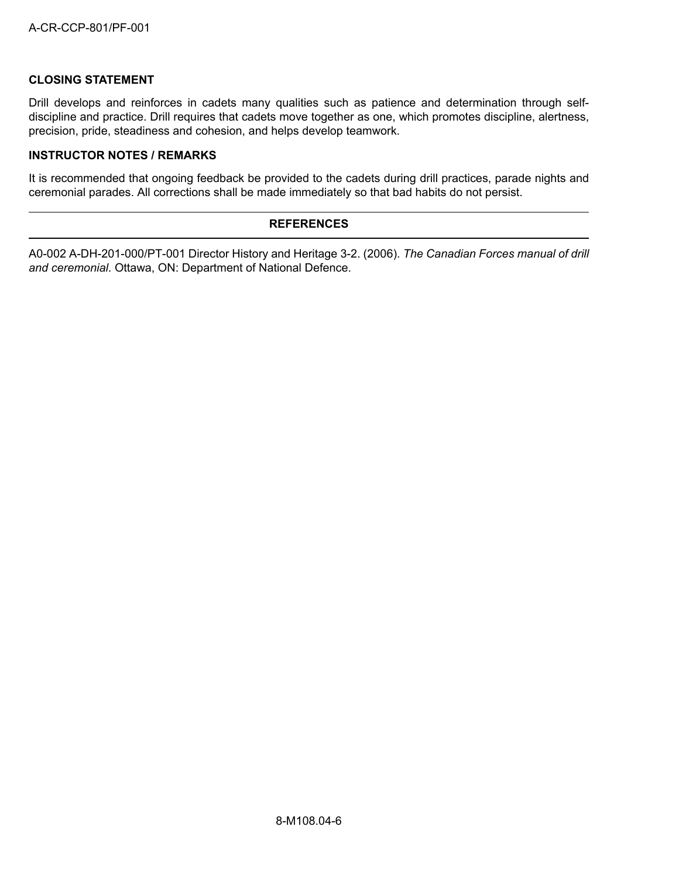### CLOSING STATEMENT

Drill develops and reinforces in cadets many qualities such as patience and determination through self-discipline and practice. Drill requires that cadets move together as one, which promotes discipline, alertness, precision, pride, steadiness and cohesion, and helps develop teamwork.

### INSTRUCTOR NOTES / REMARKS

It is recommended that ongoing feedback be provided to the cadets during drill practices, parade nights and ceremonial parades. All corrections shall be made immediately so that bad habits do not persist.

## REFERENCES

A0-002 A-DH-201-000/PT-001 Director History and Heritage 3-2. (2006). *The Canadian Forces manual of drill and ceremonial*. Ottawa, ON: Department of National Defence.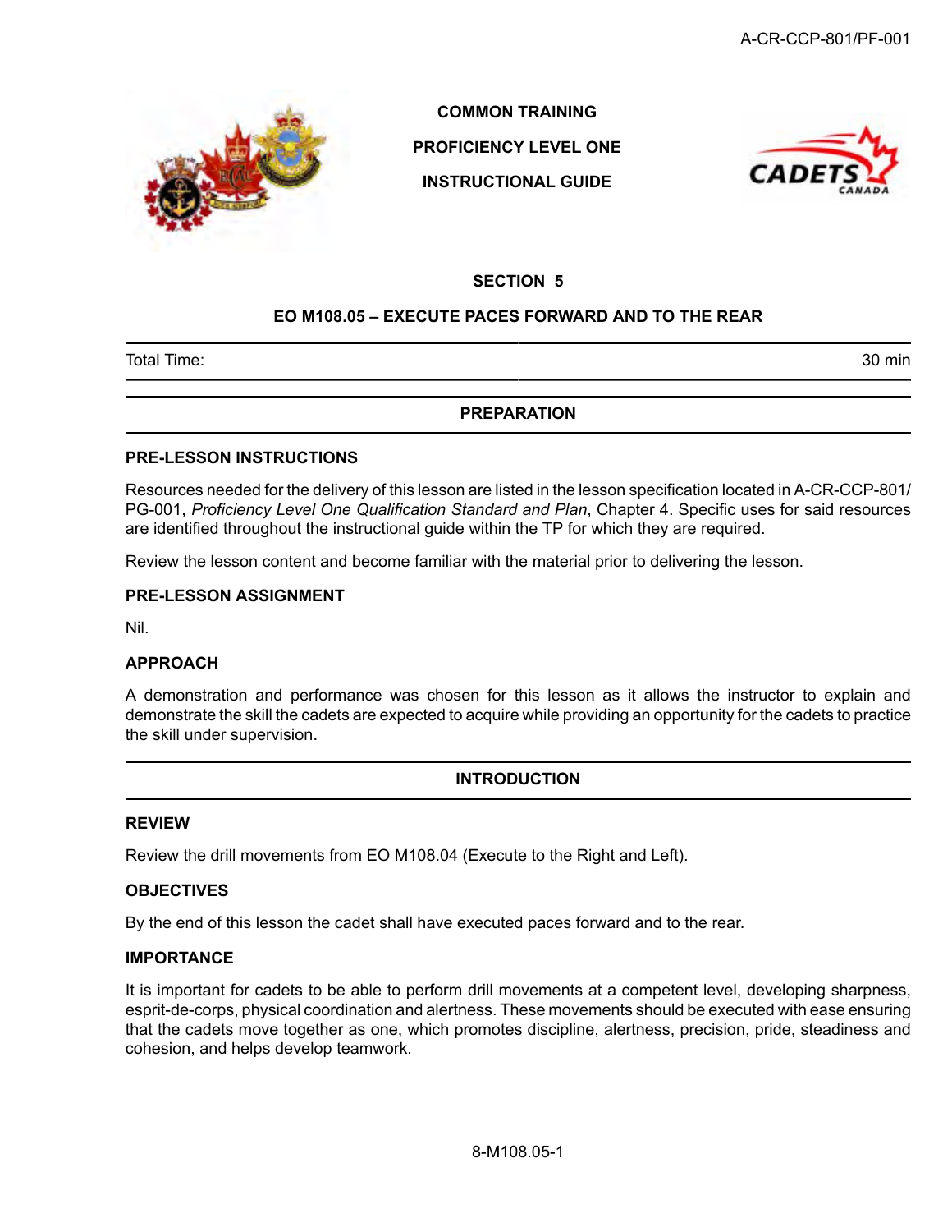**COMMON TRAINING**

**PROFICIENCY LEVEL ONE**

**INSTRUCTIONAL GUIDE**

## SECTION 5

## EO M108.05 – EXECUTE PACES FORWARD AND TO THE REAR

| Total Time: | 30 min |
|---|---|

## PREPARATION

### PRE-LESSON INSTRUCTIONS

Resources needed for the delivery of this lesson are listed in the lesson specification located in A-CR-CCP-801/PG-001, *Proficiency Level One Qualification Standard and Plan*, Chapter 4. Specific uses for said resources are identified throughout the instructional guide within the TP for which they are required.

Review the lesson content and become familiar with the material prior to delivering the lesson.

### PRE-LESSON ASSIGNMENT

Nil.

### APPROACH

A demonstration and performance was chosen for this lesson as it allows the instructor to explain and demonstrate the skill the cadets are expected to acquire while providing an opportunity for the cadets to practice the skill under supervision.

## INTRODUCTION

### REVIEW

Review the drill movements from EO M108.04 (Execute to the Right and Left).

### OBJECTIVES

By the end of this lesson the cadet shall have executed paces forward and to the rear.

### IMPORTANCE

It is important for cadets to be able to perform drill movements at a competent level, developing sharpness, esprit-de-corps, physical coordination and alertness. These movements should be executed with ease ensuring that the cadets move together as one, which promotes discipline, alertness, precision, pride, steadiness and cohesion, and helps develop teamwork.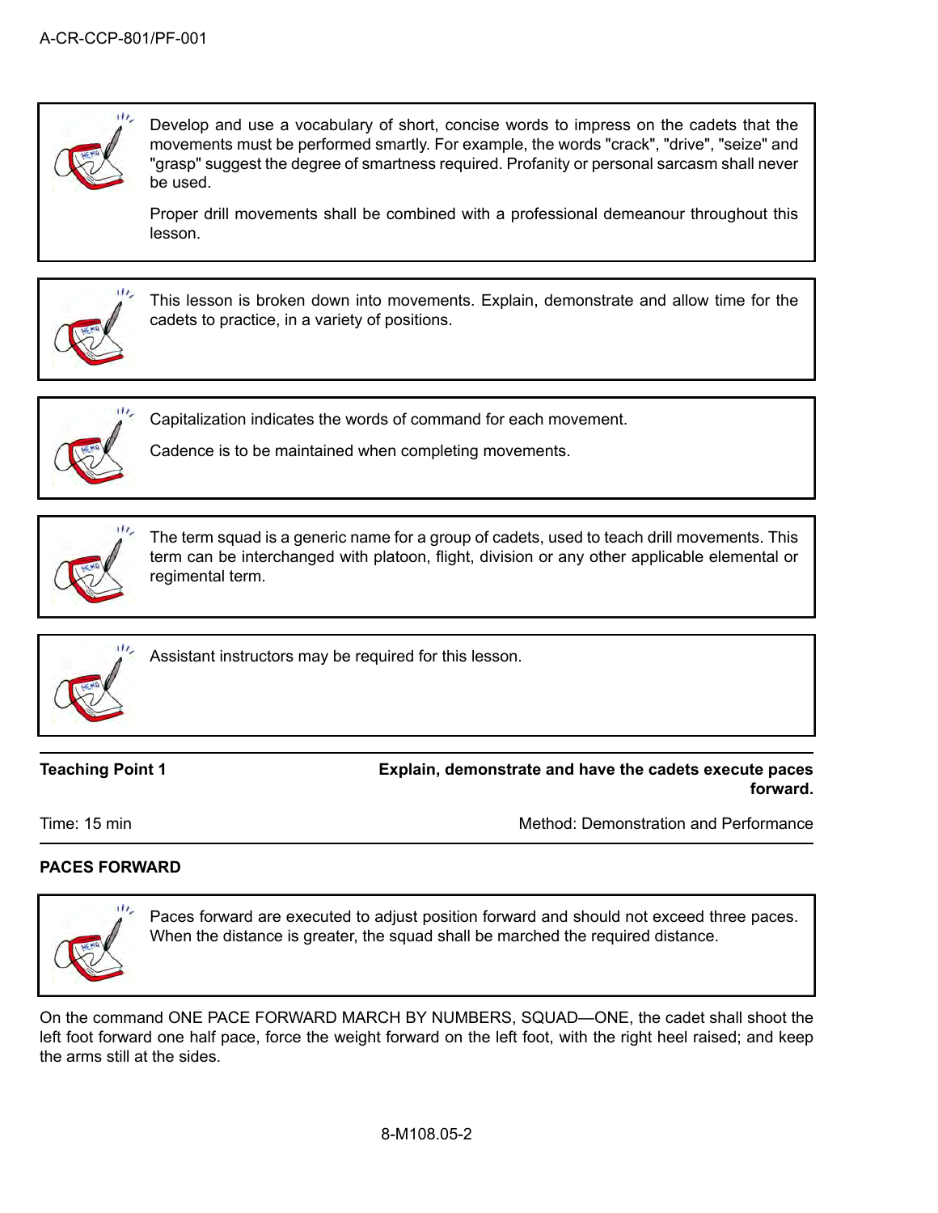Develop and use a vocabulary of short, concise words to impress on the cadets that the movements must be performed smartly. For example, the words "crack", "drive", "seize" and "grasp" suggest the degree of smartness required. Profanity or personal sarcasm shall never be used.

Proper drill movements shall be combined with a professional demeanour throughout this lesson.

This lesson is broken down into movements. Explain, demonstrate and allow time for the cadets to practice, in a variety of positions.

Capitalization indicates the words of command for each movement.

Cadence is to be maintained when completing movements.

The term squad is a generic name for a group of cadets, used to teach drill movements. This term can be interchanged with platoon, flight, division or any other applicable elemental or regimental term.

Assistant instructors may be required for this lesson.

**Teaching Point 1** — **Explain, demonstrate and have the cadets execute paces forward.**

Time: 15 min — Method: Demonstration and Performance

**PACES FORWARD**

Paces forward are executed to adjust position forward and should not exceed three paces. When the distance is greater, the squad shall be marched the required distance.

On the command ONE PACE FORWARD MARCH BY NUMBERS, SQUAD—ONE, the cadet shall shoot the left foot forward one half pace, force the weight forward on the left foot, with the right heel raised; and keep the arms still at the sides.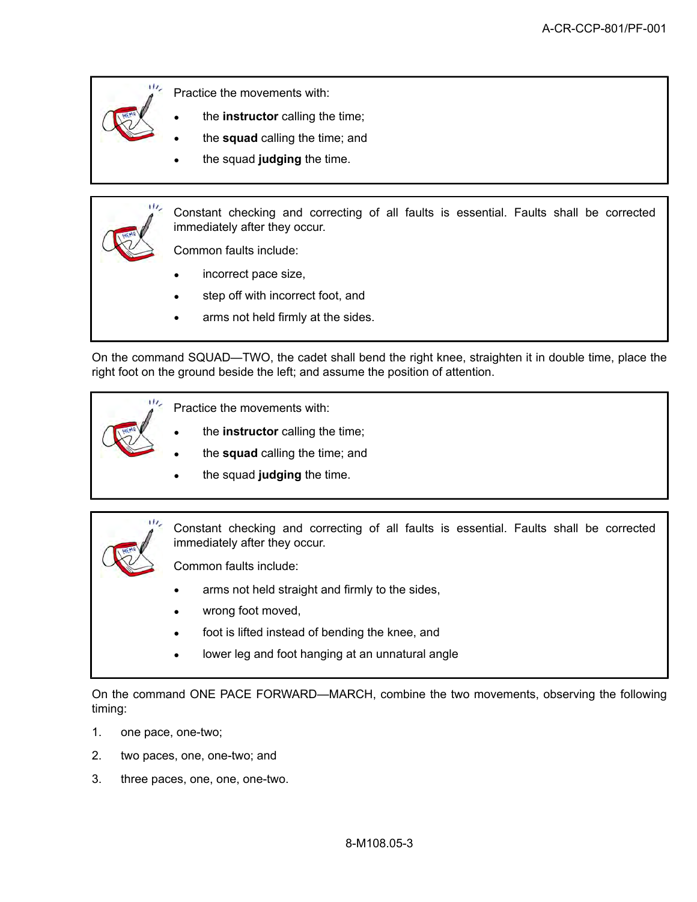Practice the movements with:

- the **instructor** calling the time;
- the **squad** calling the time; and
- the squad **judging** the time.

Constant checking and correcting of all faults is essential. Faults shall be corrected immediately after they occur.

Common faults include:

- incorrect pace size,
- step off with incorrect foot, and
- arms not held firmly at the sides.

On the command SQUAD—TWO, the cadet shall bend the right knee, straighten it in double time, place the right foot on the ground beside the left; and assume the position of attention.

Practice the movements with:

- the **instructor** calling the time;
- the **squad** calling the time; and
- the squad **judging** the time.

Constant checking and correcting of all faults is essential. Faults shall be corrected immediately after they occur.

Common faults include:

- arms not held straight and firmly to the sides,
- wrong foot moved,
- foot is lifted instead of bending the knee, and
- lower leg and foot hanging at an unnatural angle

On the command ONE PACE FORWARD—MARCH, combine the two movements, observing the following timing:

1. one pace, one-two;
2. two paces, one, one-two; and
3. three paces, one, one, one-two.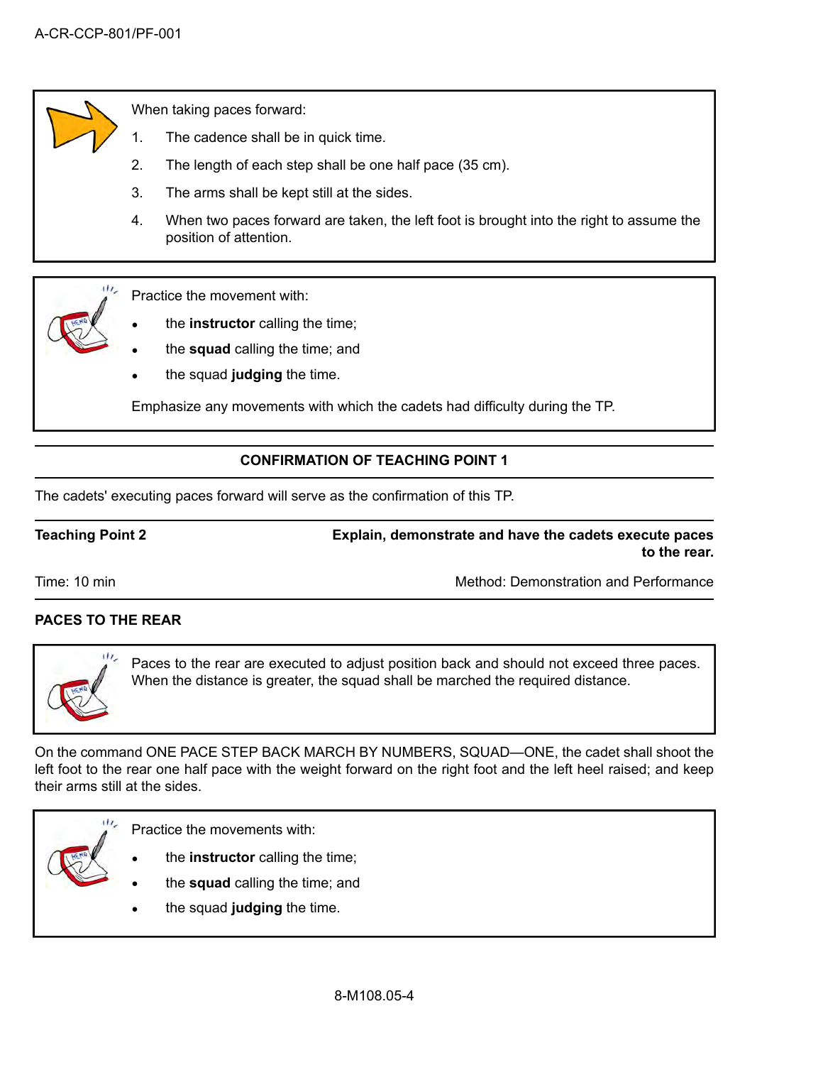When taking paces forward:

1. The cadence shall be in quick time.
2. The length of each step shall be one half pace (35 cm).
3. The arms shall be kept still at the sides.
4. When two paces forward are taken, the left foot is brought into the right to assume the position of attention.

Practice the movement with:

- the **instructor** calling the time;
- the **squad** calling the time; and
- the squad **judging** the time.

Emphasize any movements with which the cadets had difficulty during the TP.

**CONFIRMATION OF TEACHING POINT 1**

The cadets' executing paces forward will serve as the confirmation of this TP.

| **Teaching Point 2** | **Explain, demonstrate and have the cadets execute paces to the rear.** |
|---|---|
| Time: 10 min | Method: Demonstration and Performance |

**PACES TO THE REAR**

Paces to the rear are executed to adjust position back and should not exceed three paces. When the distance is greater, the squad shall be marched the required distance.

On the command ONE PACE STEP BACK MARCH BY NUMBERS, SQUAD—ONE, the cadet shall shoot the left foot to the rear one half pace with the weight forward on the right foot and the left heel raised; and keep their arms still at the sides.

Practice the movements with:

- the **instructor** calling the time;
- the **squad** calling the time; and
- the squad **judging** the time.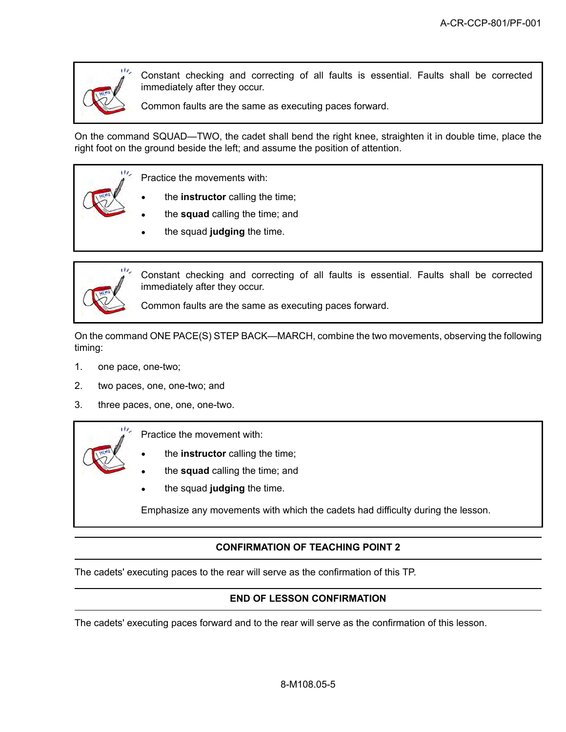> Constant checking and correcting of all faults is essential. Faults shall be corrected immediately after they occur.
>
> Common faults are the same as executing paces forward.

On the command SQUAD—TWO, the cadet shall bend the right knee, straighten it in double time, place the right foot on the ground beside the left; and assume the position of attention.

> Practice the movements with:
>
> - the **instructor** calling the time;
> - the **squad** calling the time; and
> - the squad **judging** the time.

> Constant checking and correcting of all faults is essential. Faults shall be corrected immediately after they occur.
>
> Common faults are the same as executing paces forward.

On the command ONE PACE(S) STEP BACK—MARCH, combine the two movements, observing the following timing:

1. one pace, one-two;
2. two paces, one, one-two; and
3. three paces, one, one, one-two.

> Practice the movement with:
>
> - the **instructor** calling the time;
> - the **squad** calling the time; and
> - the squad **judging** the time.
>
> Emphasize any movements with which the cadets had difficulty during the lesson.

## CONFIRMATION OF TEACHING POINT 2

The cadets' executing paces to the rear will serve as the confirmation of this TP.

## END OF LESSON CONFIRMATION

The cadets' executing paces forward and to the rear will serve as the confirmation of this lesson.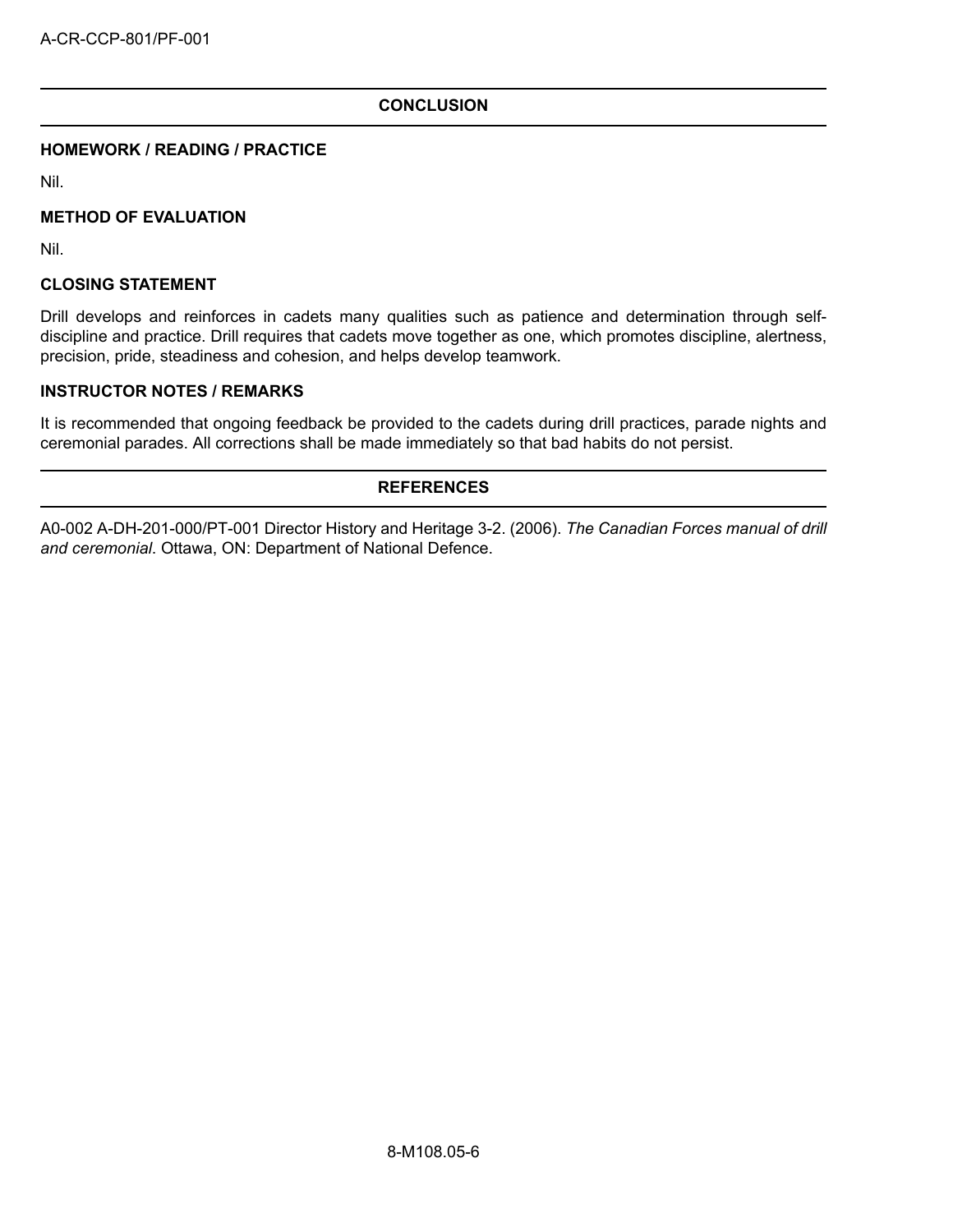## CONCLUSION

### HOMEWORK / READING / PRACTICE

Nil.

### METHOD OF EVALUATION

Nil.

### CLOSING STATEMENT

Drill develops and reinforces in cadets many qualities such as patience and determination through self-discipline and practice. Drill requires that cadets move together as one, which promotes discipline, alertness, precision, pride, steadiness and cohesion, and helps develop teamwork.

### INSTRUCTOR NOTES / REMARKS

It is recommended that ongoing feedback be provided to the cadets during drill practices, parade nights and ceremonial parades. All corrections shall be made immediately so that bad habits do not persist.

## REFERENCES

A0-002 A-DH-201-000/PT-001 Director History and Heritage 3-2. (2006). *The Canadian Forces manual of drill and ceremonial*. Ottawa, ON: Department of National Defence.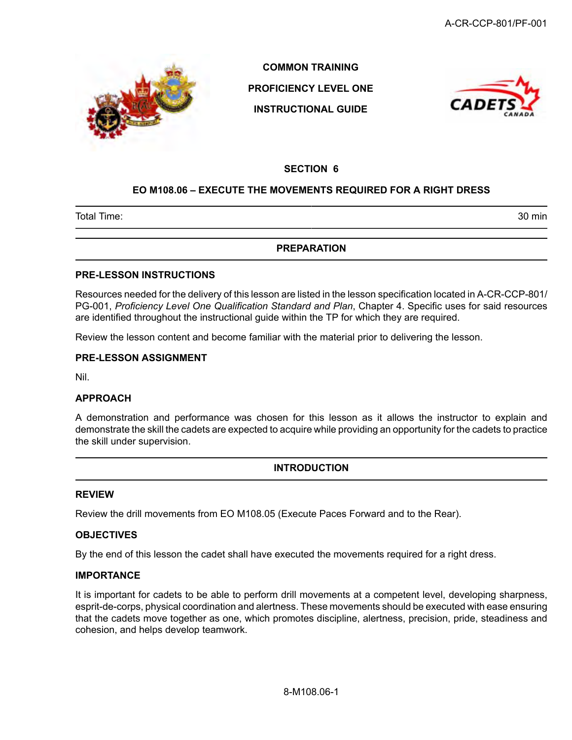**COMMON TRAINING**

**PROFICIENCY LEVEL ONE**

**INSTRUCTIONAL GUIDE**

## SECTION 6

## EO M108.06 – EXECUTE THE MOVEMENTS REQUIRED FOR A RIGHT DRESS

| Total Time: | 30 min |
|---|---|

## PREPARATION

### PRE-LESSON INSTRUCTIONS

Resources needed for the delivery of this lesson are listed in the lesson specification located in A-CR-CCP-801/PG-001, *Proficiency Level One Qualification Standard and Plan*, Chapter 4. Specific uses for said resources are identified throughout the instructional guide within the TP for which they are required.

Review the lesson content and become familiar with the material prior to delivering the lesson.

### PRE-LESSON ASSIGNMENT

Nil.

### APPROACH

A demonstration and performance was chosen for this lesson as it allows the instructor to explain and demonstrate the skill the cadets are expected to acquire while providing an opportunity for the cadets to practice the skill under supervision.

## INTRODUCTION

### REVIEW

Review the drill movements from EO M108.05 (Execute Paces Forward and to the Rear).

### OBJECTIVES

By the end of this lesson the cadet shall have executed the movements required for a right dress.

### IMPORTANCE

It is important for cadets to be able to perform drill movements at a competent level, developing sharpness, esprit-de-corps, physical coordination and alertness. These movements should be executed with ease ensuring that the cadets move together as one, which promotes discipline, alertness, precision, pride, steadiness and cohesion, and helps develop teamwork.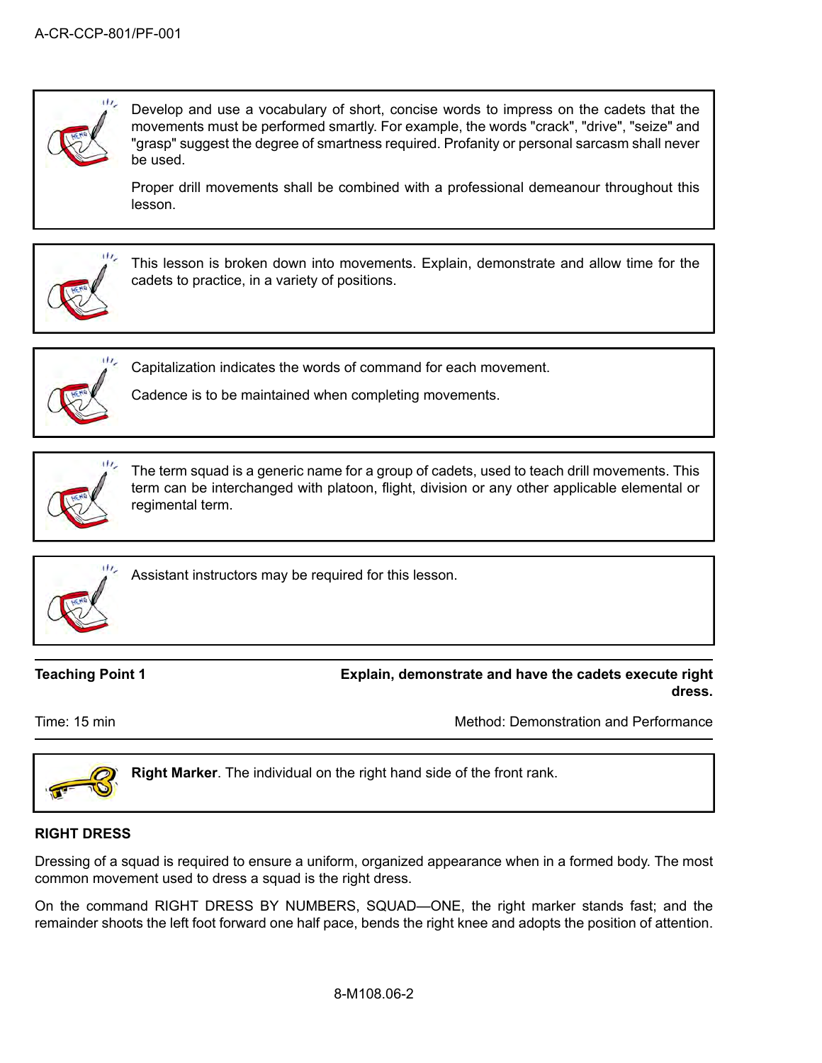Develop and use a vocabulary of short, concise words to impress on the cadets that the movements must be performed smartly. For example, the words "crack", "drive", "seize" and "grasp" suggest the degree of smartness required. Profanity or personal sarcasm shall never be used.

Proper drill movements shall be combined with a professional demeanour throughout this lesson.

This lesson is broken down into movements. Explain, demonstrate and allow time for the cadets to practice, in a variety of positions.

Capitalization indicates the words of command for each movement.

Cadence is to be maintained when completing movements.

The term squad is a generic name for a group of cadets, used to teach drill movements. This term can be interchanged with platoon, flight, division or any other applicable elemental or regimental term.

Assistant instructors may be required for this lesson.

| **Teaching Point 1** | **Explain, demonstrate and have the cadets execute right dress.** |
|---|---|
| Time: 15 min | Method: Demonstration and Performance |

**Right Marker**. The individual on the right hand side of the front rank.

**RIGHT DRESS**

Dressing of a squad is required to ensure a uniform, organized appearance when in a formed body. The most common movement used to dress a squad is the right dress.

On the command RIGHT DRESS BY NUMBERS, SQUAD—ONE, the right marker stands fast; and the remainder shoots the left foot forward one half pace, bends the right knee and adopts the position of attention.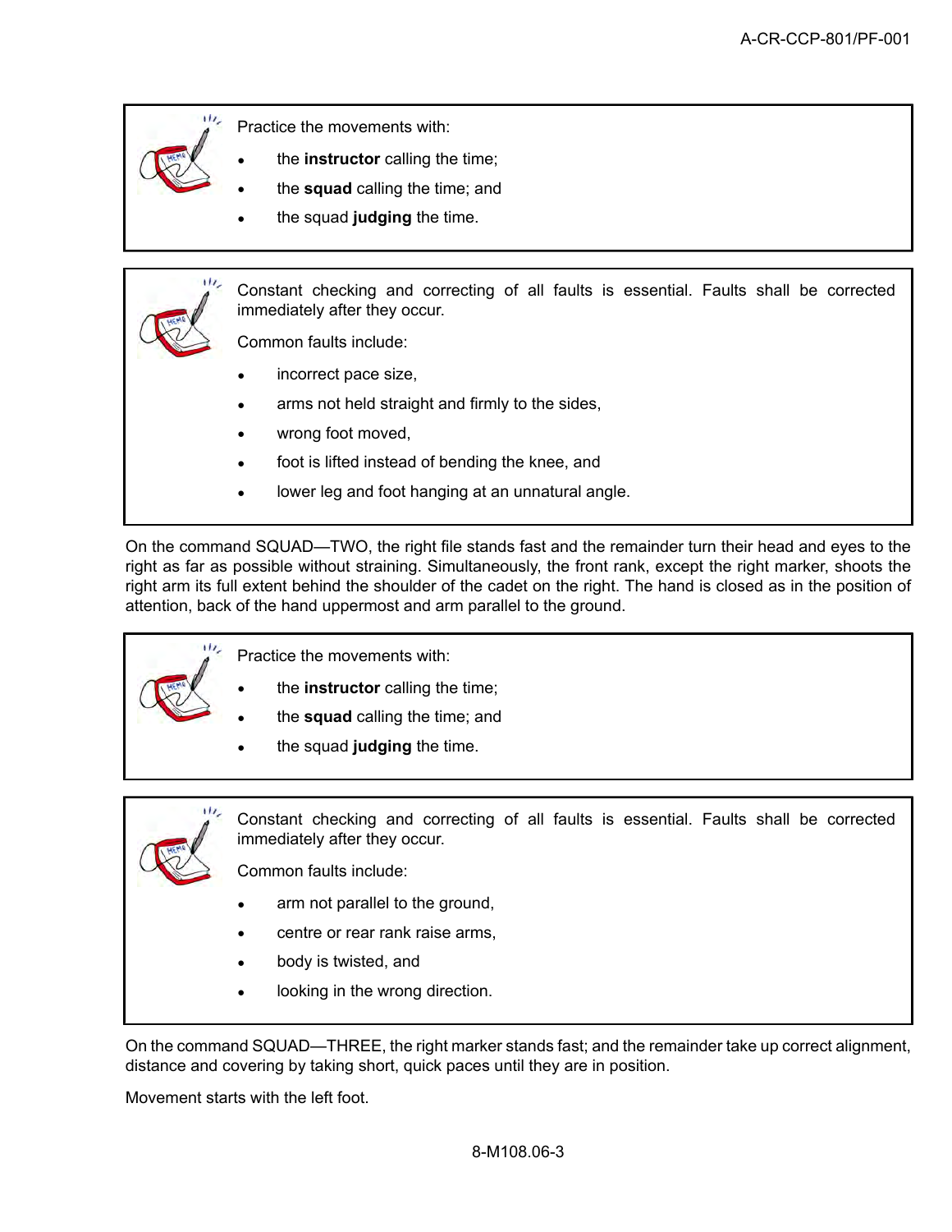Practice the movements with:

- the **instructor** calling the time;
- the **squad** calling the time; and
- the squad **judging** the time.

Constant checking and correcting of all faults is essential. Faults shall be corrected immediately after they occur.

Common faults include:

- incorrect pace size,
- arms not held straight and firmly to the sides,
- wrong foot moved,
- foot is lifted instead of bending the knee, and
- lower leg and foot hanging at an unnatural angle.

On the command SQUAD—TWO, the right file stands fast and the remainder turn their head and eyes to the right as far as possible without straining. Simultaneously, the front rank, except the right marker, shoots the right arm its full extent behind the shoulder of the cadet on the right. The hand is closed as in the position of attention, back of the hand uppermost and arm parallel to the ground.

Practice the movements with:

- the **instructor** calling the time;
- the **squad** calling the time; and
- the squad **judging** the time.

Constant checking and correcting of all faults is essential. Faults shall be corrected immediately after they occur.

Common faults include:

- arm not parallel to the ground,
- centre or rear rank raise arms,
- body is twisted, and
- looking in the wrong direction.

On the command SQUAD—THREE, the right marker stands fast; and the remainder take up correct alignment, distance and covering by taking short, quick paces until they are in position.

Movement starts with the left foot.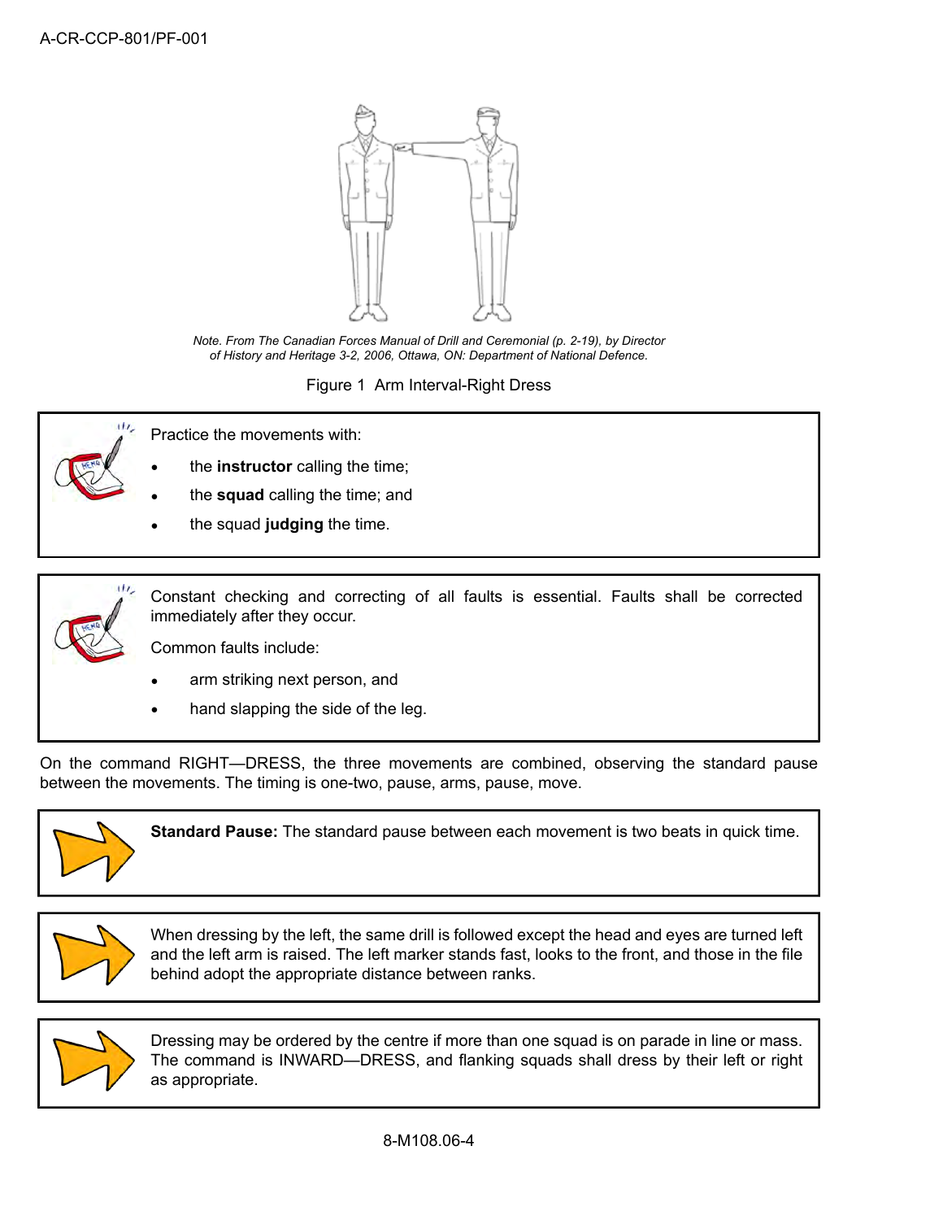Note. From The Canadian Forces Manual of Drill and Ceremonial (p. 2-19), by Director of History and Heritage 3-2, 2006, Ottawa, ON: Department of National Defence.

Figure 1 Arm Interval-Right Dress

Practice the movements with:

- the **instructor** calling the time;
- the **squad** calling the time; and
- the squad **judging** the time.

Constant checking and correcting of all faults is essential. Faults shall be corrected immediately after they occur.

Common faults include:

- arm striking next person, and
- hand slapping the side of the leg.

On the command RIGHT—DRESS, the three movements are combined, observing the standard pause between the movements. The timing is one-two, pause, arms, pause, move.

**Standard Pause:** The standard pause between each movement is two beats in quick time.

When dressing by the left, the same drill is followed except the head and eyes are turned left and the left arm is raised. The left marker stands fast, looks to the front, and those in the file behind adopt the appropriate distance between ranks.

Dressing may be ordered by the centre if more than one squad is on parade in line or mass. The command is INWARD—DRESS, and flanking squads shall dress by their left or right as appropriate.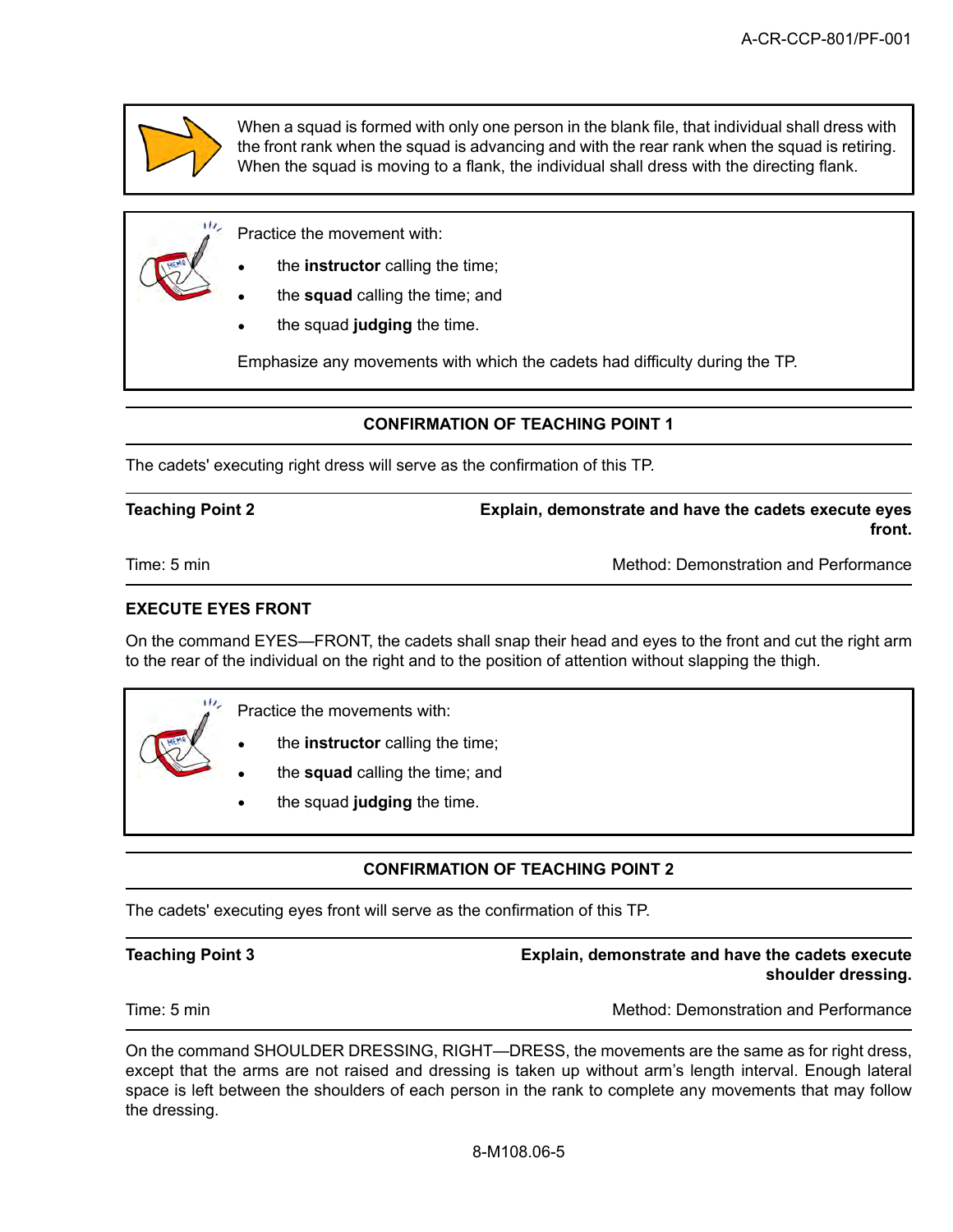When a squad is formed with only one person in the blank file, that individual shall dress with the front rank when the squad is advancing and with the rear rank when the squad is retiring. When the squad is moving to a flank, the individual shall dress with the directing flank.

Practice the movement with:

- the **instructor** calling the time;
- the **squad** calling the time; and
- the squad **judging** the time.

Emphasize any movements with which the cadets had difficulty during the TP.

**CONFIRMATION OF TEACHING POINT 1**

The cadets' executing right dress will serve as the confirmation of this TP.

| **Teaching Point 2** | **Explain, demonstrate and have the cadets execute eyes front.** |
|---|---|
| Time: 5 min | Method: Demonstration and Performance |

**EXECUTE EYES FRONT**

On the command EYES—FRONT, the cadets shall snap their head and eyes to the front and cut the right arm to the rear of the individual on the right and to the position of attention without slapping the thigh.

Practice the movements with:

- the **instructor** calling the time;
- the **squad** calling the time; and
- the squad **judging** the time.

**CONFIRMATION OF TEACHING POINT 2**

The cadets' executing eyes front will serve as the confirmation of this TP.

| **Teaching Point 3** | **Explain, demonstrate and have the cadets execute shoulder dressing.** |
|---|---|
| Time: 5 min | Method: Demonstration and Performance |

On the command SHOULDER DRESSING, RIGHT—DRESS, the movements are the same as for right dress, except that the arms are not raised and dressing is taken up without arm's length interval. Enough lateral space is left between the shoulders of each person in the rank to complete any movements that may follow the dressing.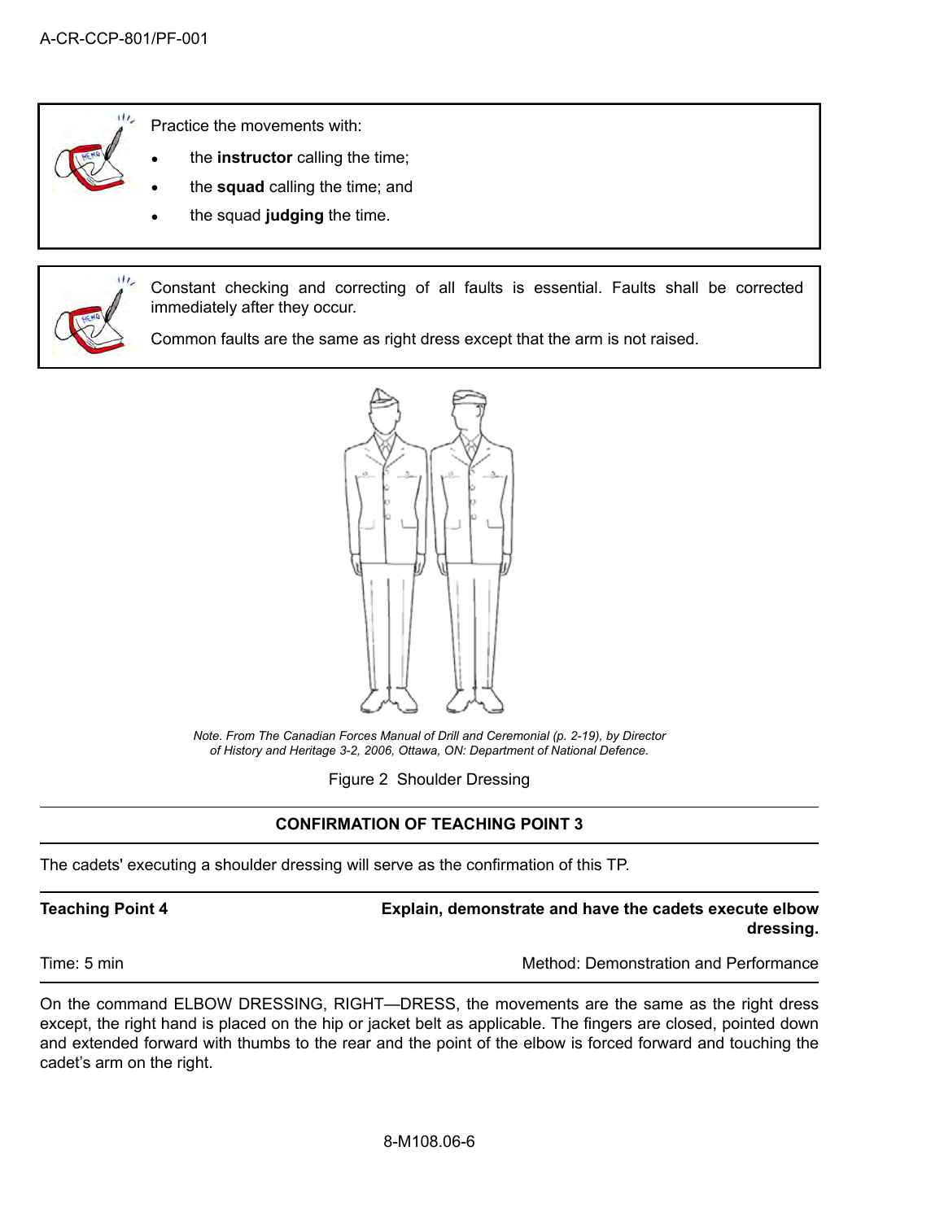Practice the movements with:

- the **instructor** calling the time;
- the **squad** calling the time; and
- the squad **judging** the time.

Constant checking and correcting of all faults is essential. Faults shall be corrected immediately after they occur.

Common faults are the same as right dress except that the arm is not raised.

*Note. From The Canadian Forces Manual of Drill and Ceremonial (p. 2-19), by Director of History and Heritage 3-2, 2006, Ottawa, ON: Department of National Defence.*

Figure 2 Shoulder Dressing

**CONFIRMATION OF TEACHING POINT 3**

The cadets' executing a shoulder dressing will serve as the confirmation of this TP.

**Teaching Point 4** — **Explain, demonstrate and have the cadets execute elbow dressing.**

Time: 5 min — Method: Demonstration and Performance

On the command ELBOW DRESSING, RIGHT—DRESS, the movements are the same as the right dress except, the right hand is placed on the hip or jacket belt as applicable. The fingers are closed, pointed down and extended forward with thumbs to the rear and the point of the elbow is forced forward and touching the cadet's arm on the right.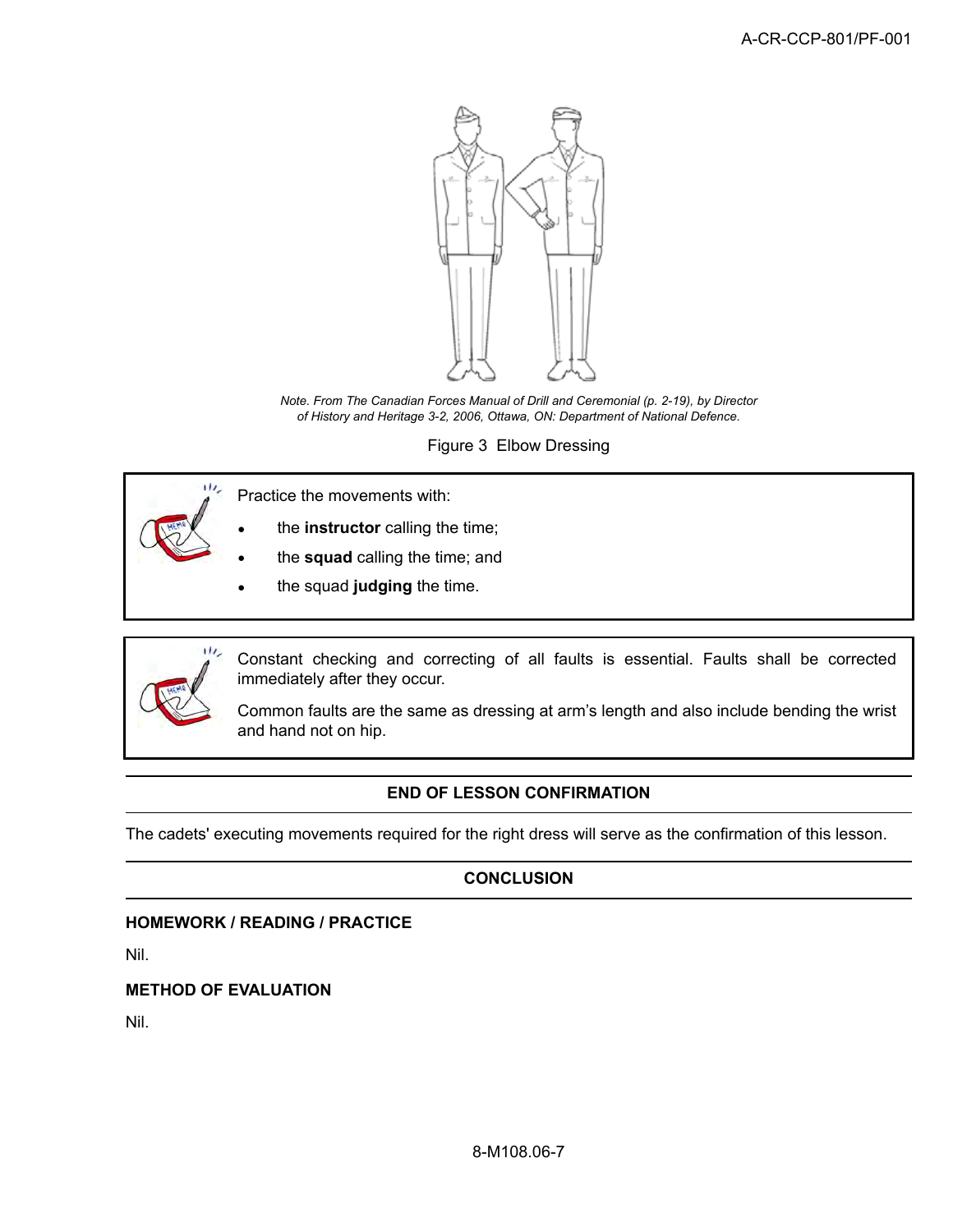Note. From The Canadian Forces Manual of Drill and Ceremonial (p. 2-19), by Director of History and Heritage 3-2, 2006, Ottawa, ON: Department of National Defence.

Figure 3 Elbow Dressing

Practice the movements with:

- the **instructor** calling the time;
- the **squad** calling the time; and
- the squad **judging** the time.

Constant checking and correcting of all faults is essential. Faults shall be corrected immediately after they occur.

Common faults are the same as dressing at arm's length and also include bending the wrist and hand not on hip.

## END OF LESSON CONFIRMATION

The cadets' executing movements required for the right dress will serve as the confirmation of this lesson.

## CONCLUSION

### HOMEWORK / READING / PRACTICE

Nil.

### METHOD OF EVALUATION

Nil.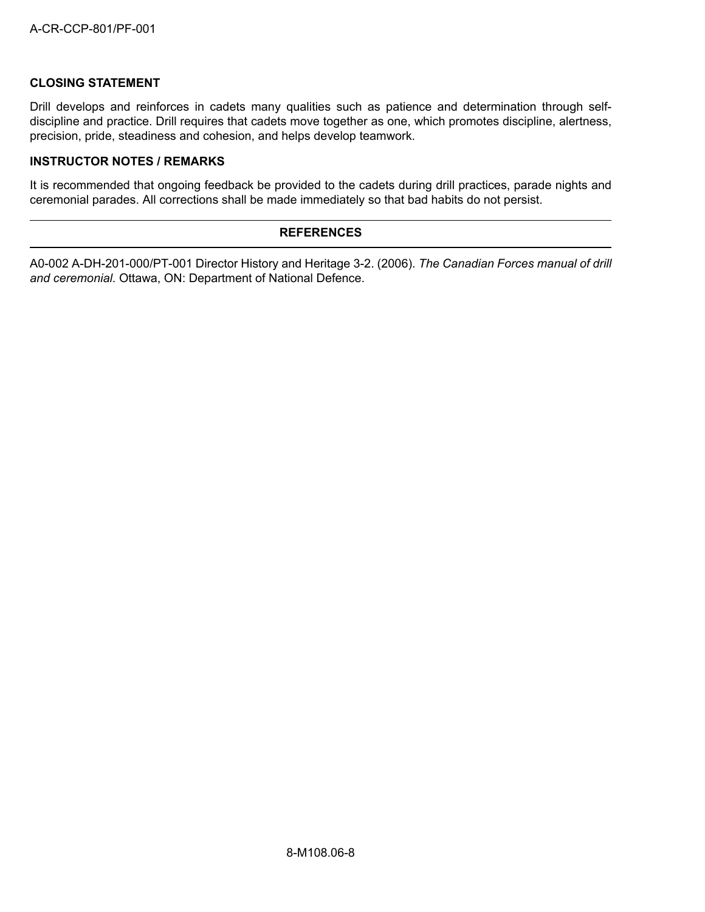### CLOSING STATEMENT

Drill develops and reinforces in cadets many qualities such as patience and determination through self-discipline and practice. Drill requires that cadets move together as one, which promotes discipline, alertness, precision, pride, steadiness and cohesion, and helps develop teamwork.

### INSTRUCTOR NOTES / REMARKS

It is recommended that ongoing feedback be provided to the cadets during drill practices, parade nights and ceremonial parades. All corrections shall be made immediately so that bad habits do not persist.

## REFERENCES

A0-002 A-DH-201-000/PT-001 Director History and Heritage 3-2. (2006). *The Canadian Forces manual of drill and ceremonial*. Ottawa, ON: Department of National Defence.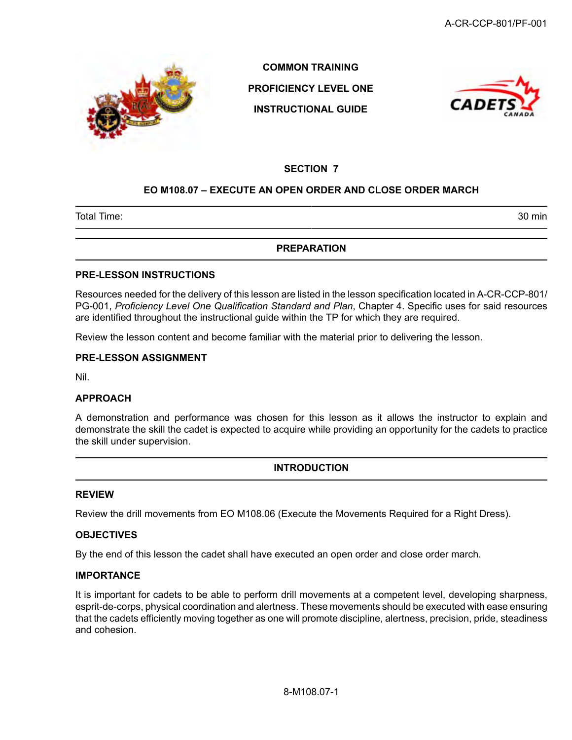**COMMON TRAINING**

**PROFICIENCY LEVEL ONE**

**INSTRUCTIONAL GUIDE**

## SECTION 7

## EO M108.07 – EXECUTE AN OPEN ORDER AND CLOSE ORDER MARCH

| Total Time: | 30 min |
|---|---|

## PREPARATION

### PRE-LESSON INSTRUCTIONS

Resources needed for the delivery of this lesson are listed in the lesson specification located in A-CR-CCP-801/PG-001, *Proficiency Level One Qualification Standard and Plan*, Chapter 4. Specific uses for said resources are identified throughout the instructional guide within the TP for which they are required.

Review the lesson content and become familiar with the material prior to delivering the lesson.

### PRE-LESSON ASSIGNMENT

Nil.

### APPROACH

A demonstration and performance was chosen for this lesson as it allows the instructor to explain and demonstrate the skill the cadet is expected to acquire while providing an opportunity for the cadets to practice the skill under supervision.

## INTRODUCTION

### REVIEW

Review the drill movements from EO M108.06 (Execute the Movements Required for a Right Dress).

### OBJECTIVES

By the end of this lesson the cadet shall have executed an open order and close order march.

### IMPORTANCE

It is important for cadets to be able to perform drill movements at a competent level, developing sharpness, esprit-de-corps, physical coordination and alertness. These movements should be executed with ease ensuring that the cadets efficiently moving together as one will promote discipline, alertness, precision, pride, steadiness and cohesion.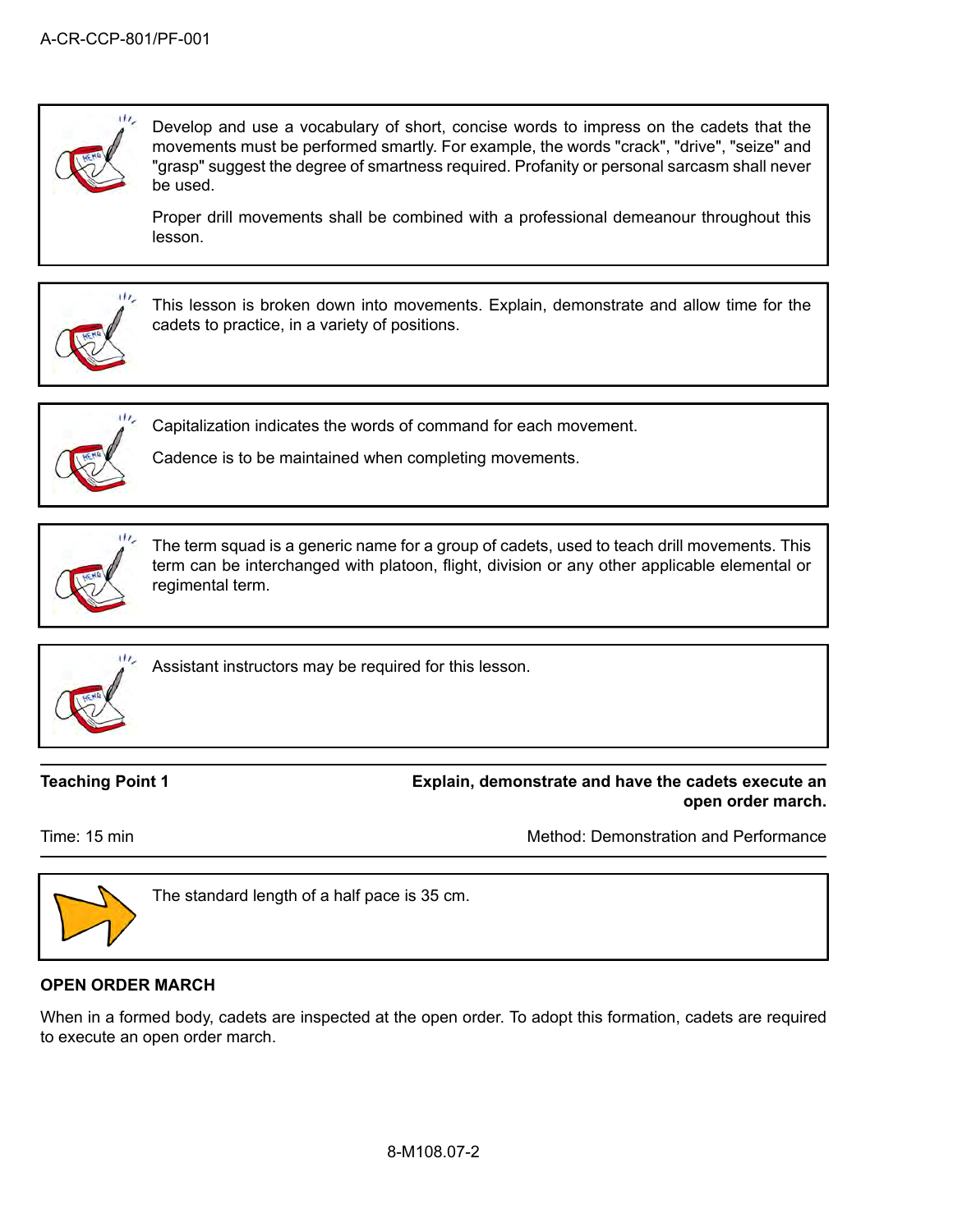Develop and use a vocabulary of short, concise words to impress on the cadets that the movements must be performed smartly. For example, the words "crack", "drive", "seize" and "grasp" suggest the degree of smartness required. Profanity or personal sarcasm shall never be used.

Proper drill movements shall be combined with a professional demeanour throughout this lesson.

This lesson is broken down into movements. Explain, demonstrate and allow time for the cadets to practice, in a variety of positions.

Capitalization indicates the words of command for each movement.

Cadence is to be maintained when completing movements.

The term squad is a generic name for a group of cadets, used to teach drill movements. This term can be interchanged with platoon, flight, division or any other applicable elemental or regimental term.

Assistant instructors may be required for this lesson.

**Teaching Point 1** — **Explain, demonstrate and have the cadets execute an open order march.**

Time: 15 min — Method: Demonstration and Performance

The standard length of a half pace is 35 cm.

**OPEN ORDER MARCH**

When in a formed body, cadets are inspected at the open order. To adopt this formation, cadets are required to execute an open order march.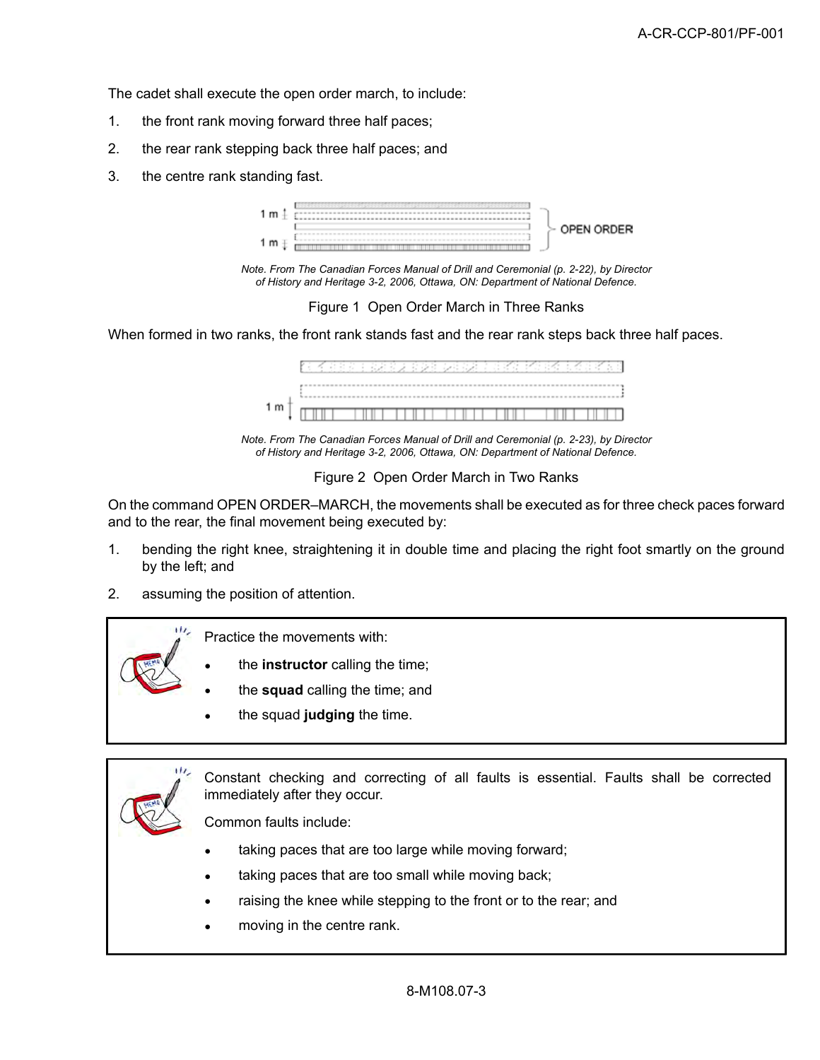The cadet shall execute the open order march, to include:

1. the front rank moving forward three half paces;
2. the rear rank stepping back three half paces; and
3. the centre rank standing fast.

*Note. From The Canadian Forces Manual of Drill and Ceremonial (p. 2-22), by Director of History and Heritage 3-2, 2006, Ottawa, ON: Department of National Defence.*

Figure 1 Open Order March in Three Ranks

When formed in two ranks, the front rank stands fast and the rear rank steps back three half paces.

*Note. From The Canadian Forces Manual of Drill and Ceremonial (p. 2-23), by Director of History and Heritage 3-2, 2006, Ottawa, ON: Department of National Defence.*

Figure 2 Open Order March in Two Ranks

On the command OPEN ORDER–MARCH, the movements shall be executed as for three check paces forward and to the rear, the final movement being executed by:

1. bending the right knee, straightening it in double time and placing the right foot smartly on the ground by the left; and
2. assuming the position of attention.

Practice the movements with:

- the **instructor** calling the time;
- the **squad** calling the time; and
- the squad **judging** the time.

Constant checking and correcting of all faults is essential. Faults shall be corrected immediately after they occur.

Common faults include:

- taking paces that are too large while moving forward;
- taking paces that are too small while moving back;
- raising the knee while stepping to the front or to the rear; and
- moving in the centre rank.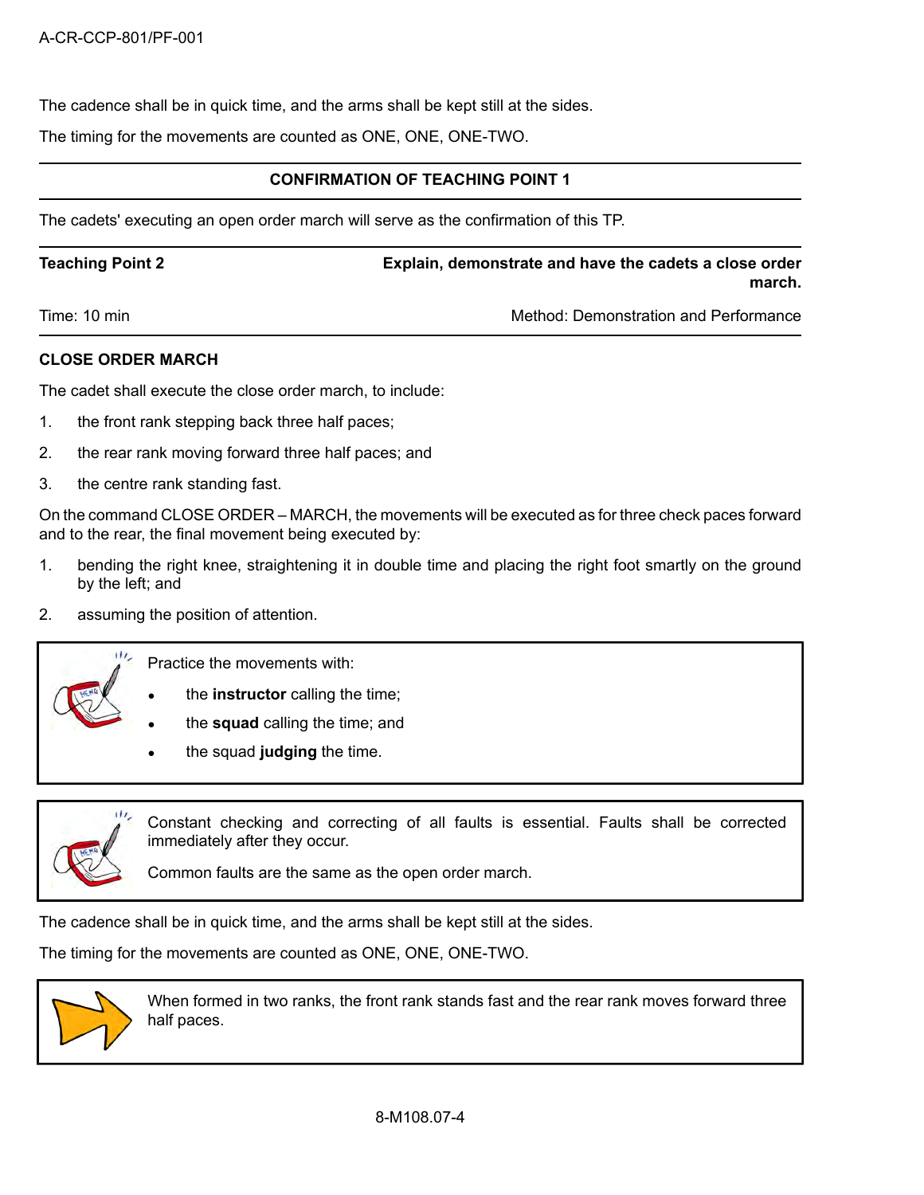The cadence shall be in quick time, and the arms shall be kept still at the sides.

The timing for the movements are counted as ONE, ONE, ONE-TWO.

---

**CONFIRMATION OF TEACHING POINT 1**

---

The cadets' executing an open order march will serve as the confirmation of this TP.

---

| **Teaching Point 2** | **Explain, demonstrate and have the cadets a close order march.** |
|---|---|
| Time: 10 min | Method: Demonstration and Performance |

---

**CLOSE ORDER MARCH**

The cadet shall execute the close order march, to include:

1. the front rank stepping back three half paces;
2. the rear rank moving forward three half paces; and
3. the centre rank standing fast.

On the command CLOSE ORDER – MARCH, the movements will be executed as for three check paces forward and to the rear, the final movement being executed by:

1. bending the right knee, straightening it in double time and placing the right foot smartly on the ground by the left; and
2. assuming the position of attention.

> Practice the movements with:
>
> - the **instructor** calling the time;
> - the **squad** calling the time; and
> - the squad **judging** the time.

> Constant checking and correcting of all faults is essential. Faults shall be corrected immediately after they occur.
>
> Common faults are the same as the open order march.

The cadence shall be in quick time, and the arms shall be kept still at the sides.

The timing for the movements are counted as ONE, ONE, ONE-TWO.

> When formed in two ranks, the front rank stands fast and the rear rank moves forward three half paces.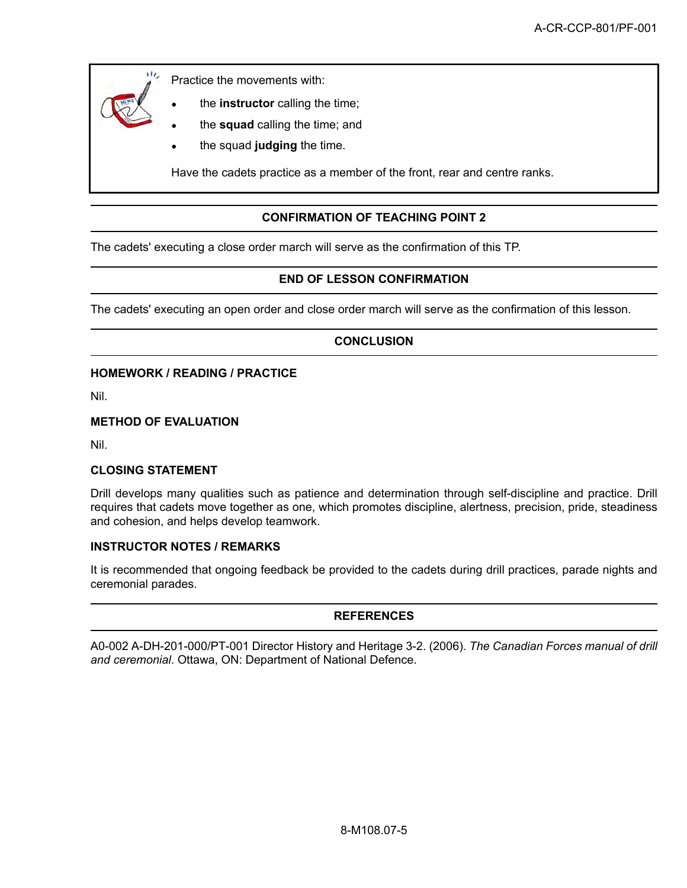Practice the movements with:

- the **instructor** calling the time;
- the **squad** calling the time; and
- the squad **judging** the time.

Have the cadets practice as a member of the front, rear and centre ranks.

## CONFIRMATION OF TEACHING POINT 2

The cadets' executing a close order march will serve as the confirmation of this TP.

## END OF LESSON CONFIRMATION

The cadets' executing an open order and close order march will serve as the confirmation of this lesson.

## CONCLUSION

### HOMEWORK / READING / PRACTICE

Nil.

### METHOD OF EVALUATION

Nil.

### CLOSING STATEMENT

Drill develops many qualities such as patience and determination through self-discipline and practice. Drill requires that cadets move together as one, which promotes discipline, alertness, precision, pride, steadiness and cohesion, and helps develop teamwork.

### INSTRUCTOR NOTES / REMARKS

It is recommended that ongoing feedback be provided to the cadets during drill practices, parade nights and ceremonial parades.

## REFERENCES

A0-002 A-DH-201-000/PT-001 Director History and Heritage 3-2. (2006). *The Canadian Forces manual of drill and ceremonial*. Ottawa, ON: Department of National Defence.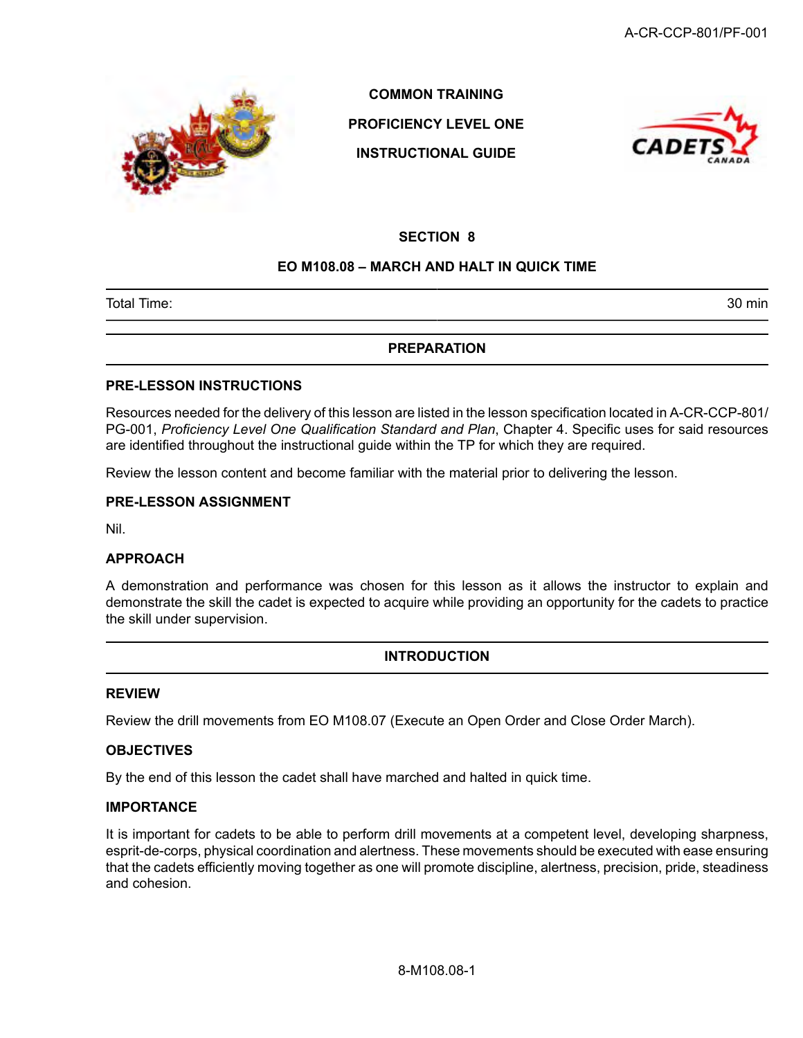**COMMON TRAINING**

**PROFICIENCY LEVEL ONE**

**INSTRUCTIONAL GUIDE**

# SECTION 8

## EO M108.08 – MARCH AND HALT IN QUICK TIME

| Total Time: | 30 min |
|---|---|

## PREPARATION

### PRE-LESSON INSTRUCTIONS

Resources needed for the delivery of this lesson are listed in the lesson specification located in A-CR-CCP-801/PG-001, *Proficiency Level One Qualification Standard and Plan*, Chapter 4. Specific uses for said resources are identified throughout the instructional guide within the TP for which they are required.

Review the lesson content and become familiar with the material prior to delivering the lesson.

### PRE-LESSON ASSIGNMENT

Nil.

### APPROACH

A demonstration and performance was chosen for this lesson as it allows the instructor to explain and demonstrate the skill the cadet is expected to acquire while providing an opportunity for the cadets to practice the skill under supervision.

## INTRODUCTION

### REVIEW

Review the drill movements from EO M108.07 (Execute an Open Order and Close Order March).

### OBJECTIVES

By the end of this lesson the cadet shall have marched and halted in quick time.

### IMPORTANCE

It is important for cadets to be able to perform drill movements at a competent level, developing sharpness, esprit-de-corps, physical coordination and alertness. These movements should be executed with ease ensuring that the cadets efficiently moving together as one will promote discipline, alertness, precision, pride, steadiness and cohesion.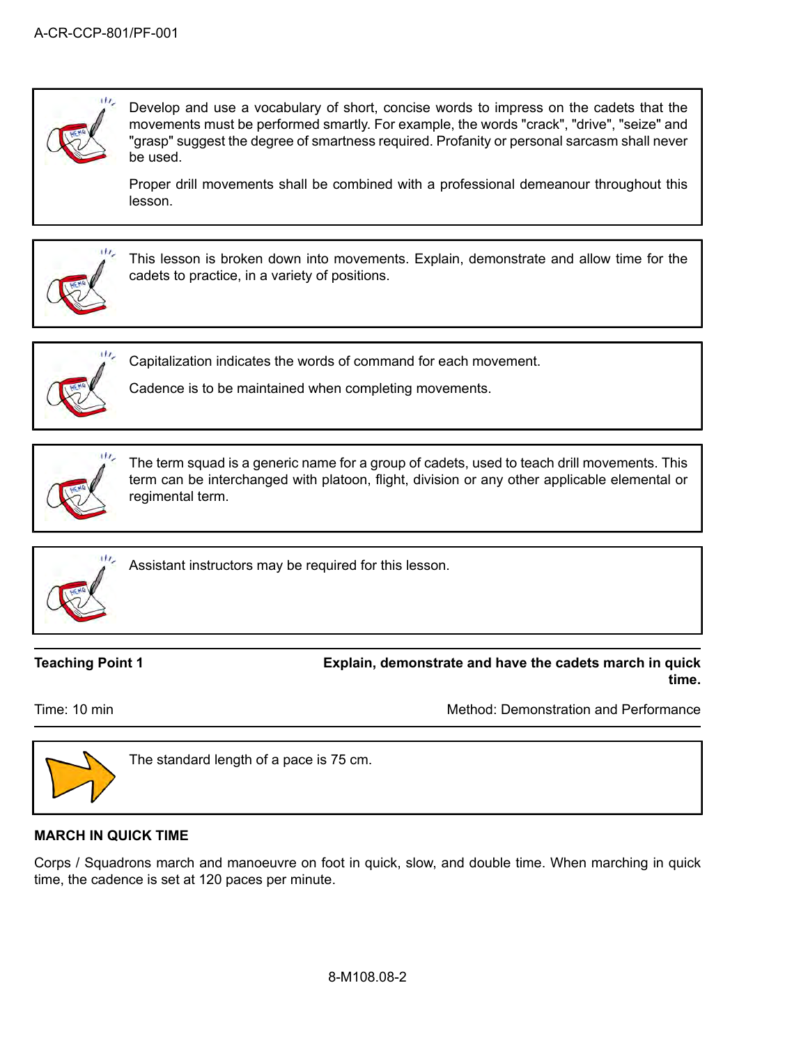Develop and use a vocabulary of short, concise words to impress on the cadets that the movements must be performed smartly. For example, the words "crack", "drive", "seize" and "grasp" suggest the degree of smartness required. Profanity or personal sarcasm shall never be used.

Proper drill movements shall be combined with a professional demeanour throughout this lesson.

This lesson is broken down into movements. Explain, demonstrate and allow time for the cadets to practice, in a variety of positions.

Capitalization indicates the words of command for each movement.

Cadence is to be maintained when completing movements.

The term squad is a generic name for a group of cadets, used to teach drill movements. This term can be interchanged with platoon, flight, division or any other applicable elemental or regimental term.

Assistant instructors may be required for this lesson.

| **Teaching Point 1** | **Explain, demonstrate and have the cadets march in quick time.** |
|---|---|
| Time: 10 min | Method: Demonstration and Performance |

The standard length of a pace is 75 cm.

**MARCH IN QUICK TIME**

Corps / Squadrons march and manoeuvre on foot in quick, slow, and double time. When marching in quick time, the cadence is set at 120 paces per minute.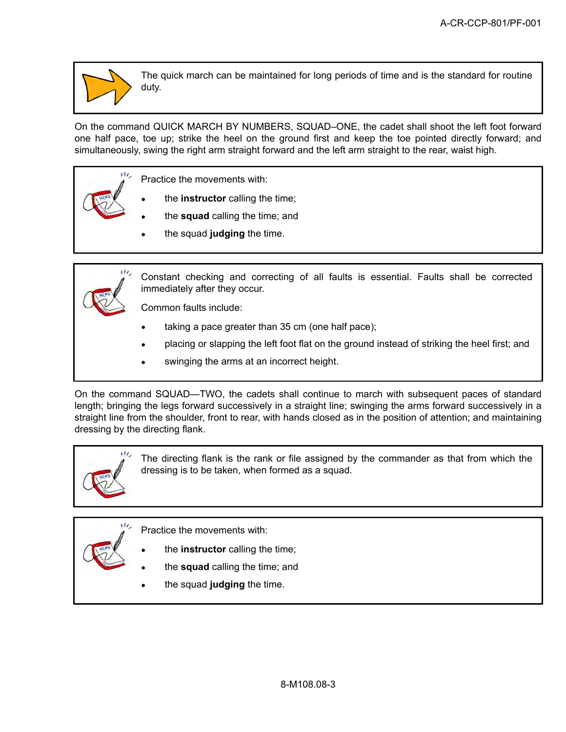The quick march can be maintained for long periods of time and is the standard for routine duty.

On the command QUICK MARCH BY NUMBERS, SQUAD–ONE, the cadet shall shoot the left foot forward one half pace, toe up; strike the heel on the ground first and keep the toe pointed directly forward; and simultaneously, swing the right arm straight forward and the left arm straight to the rear, waist high.

Practice the movements with:

- the **instructor** calling the time;
- the **squad** calling the time; and
- the squad **judging** the time.

Constant checking and correcting of all faults is essential. Faults shall be corrected immediately after they occur.

Common faults include:

- taking a pace greater than 35 cm (one half pace);
- placing or slapping the left foot flat on the ground instead of striking the heel first; and
- swinging the arms at an incorrect height.

On the command SQUAD—TWO, the cadets shall continue to march with subsequent paces of standard length; bringing the legs forward successively in a straight line; swinging the arms forward successively in a straight line from the shoulder, front to rear, with hands closed as in the position of attention; and maintaining dressing by the directing flank.

The directing flank is the rank or file assigned by the commander as that from which the dressing is to be taken, when formed as a squad.

Practice the movements with:

- the **instructor** calling the time;
- the **squad** calling the time; and
- the squad **judging** the time.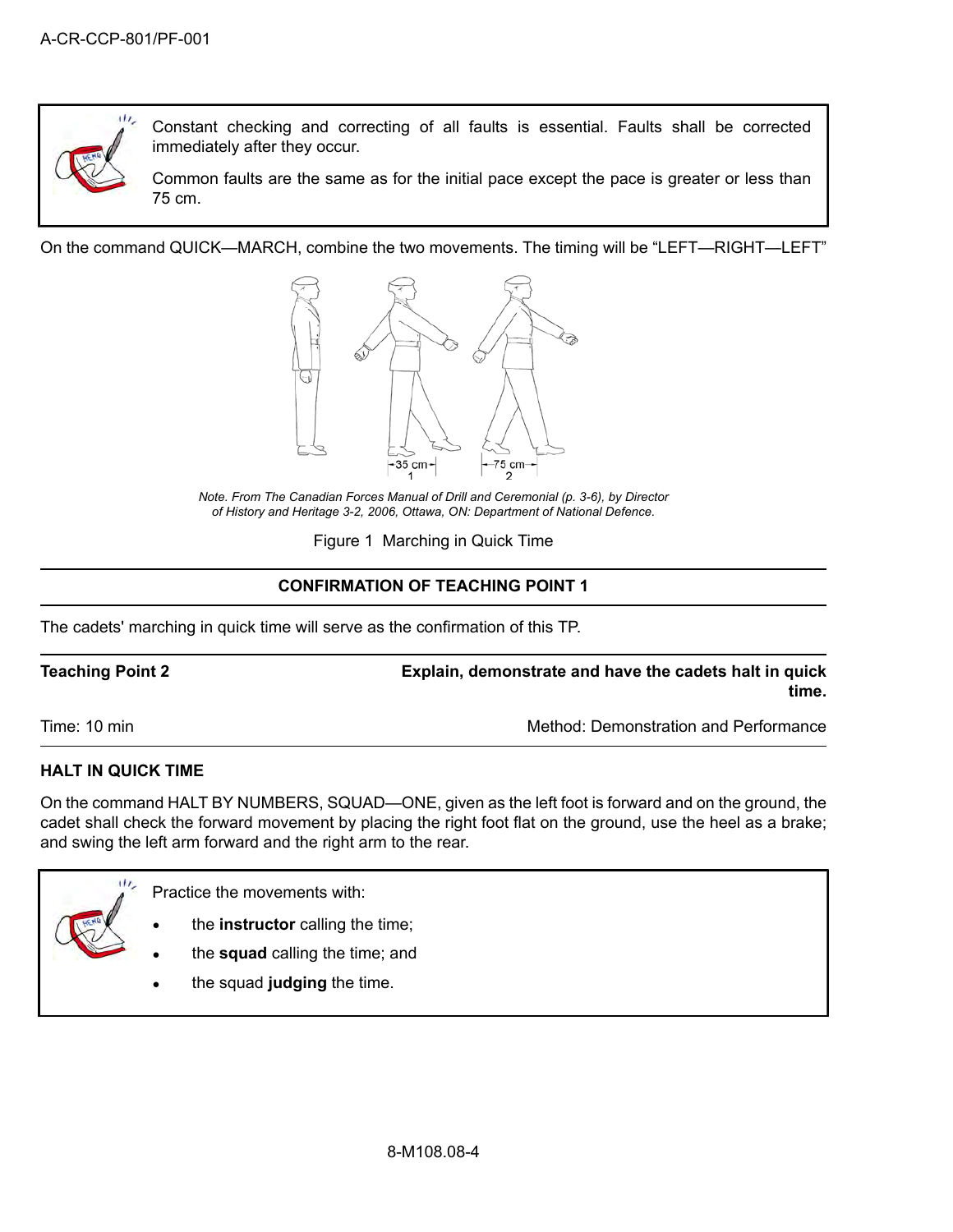Constant checking and correcting of all faults is essential. Faults shall be corrected immediately after they occur.

Common faults are the same as for the initial pace except the pace is greater or less than 75 cm.

On the command QUICK—MARCH, combine the two movements. The timing will be "LEFT—RIGHT—LEFT"

*Note. From The Canadian Forces Manual of Drill and Ceremonial (p. 3-6), by Director of History and Heritage 3-2, 2006, Ottawa, ON: Department of National Defence.*

Figure 1 Marching in Quick Time

**CONFIRMATION OF TEACHING POINT 1**

The cadets' marching in quick time will serve as the confirmation of this TP.

**Teaching Point 2** — **Explain, demonstrate and have the cadets halt in quick time.**

Time: 10 min — Method: Demonstration and Performance

**HALT IN QUICK TIME**

On the command HALT BY NUMBERS, SQUAD—ONE, given as the left foot is forward and on the ground, the cadet shall check the forward movement by placing the right foot flat on the ground, use the heel as a brake; and swing the left arm forward and the right arm to the rear.

Practice the movements with:

- the **instructor** calling the time;
- the **squad** calling the time; and
- the squad **judging** the time.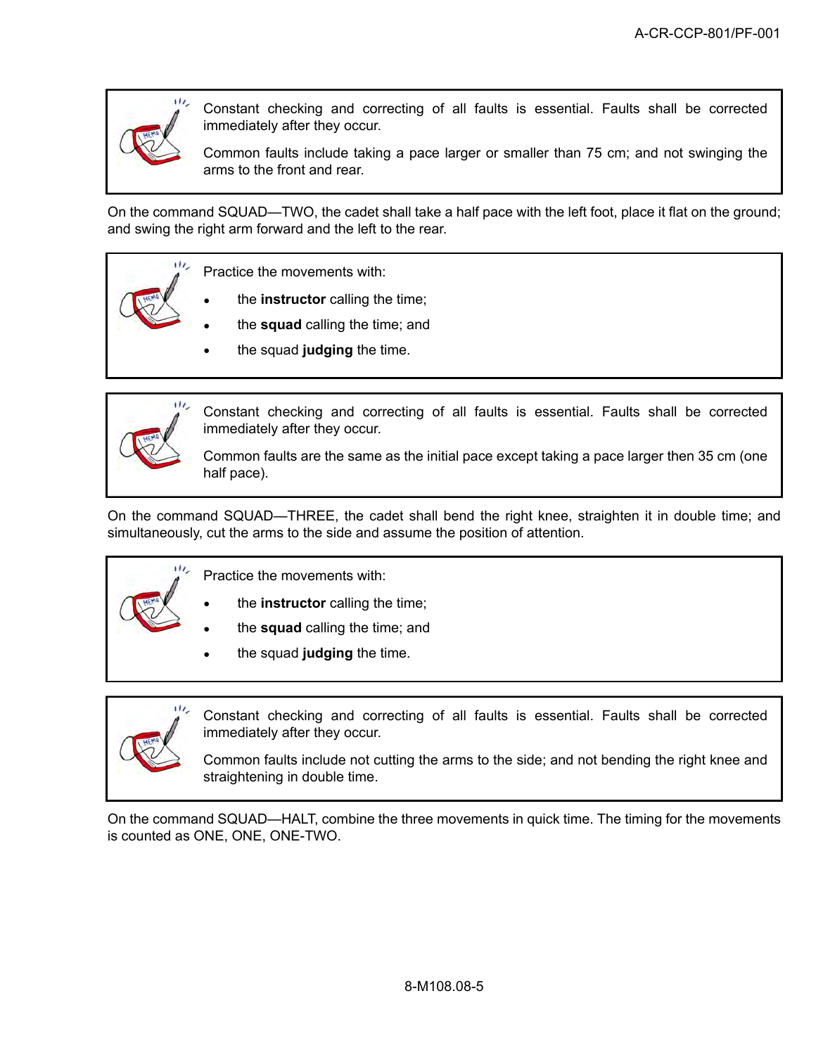> Constant checking and correcting of all faults is essential. Faults shall be corrected immediately after they occur.
>
> Common faults include taking a pace larger or smaller than 75 cm; and not swinging the arms to the front and rear.

On the command SQUAD—TWO, the cadet shall take a half pace with the left foot, place it flat on the ground; and swing the right arm forward and the left to the rear.

> Practice the movements with:
>
> - the **instructor** calling the time;
> - the **squad** calling the time; and
> - the squad **judging** the time.

> Constant checking and correcting of all faults is essential. Faults shall be corrected immediately after they occur.
>
> Common faults are the same as the initial pace except taking a pace larger then 35 cm (one half pace).

On the command SQUAD—THREE, the cadet shall bend the right knee, straighten it in double time; and simultaneously, cut the arms to the side and assume the position of attention.

> Practice the movements with:
>
> - the **instructor** calling the time;
> - the **squad** calling the time; and
> - the squad **judging** the time.

> Constant checking and correcting of all faults is essential. Faults shall be corrected immediately after they occur.
>
> Common faults include not cutting the arms to the side; and not bending the right knee and straightening in double time.

On the command SQUAD—HALT, combine the three movements in quick time. The timing for the movements is counted as ONE, ONE, ONE-TWO.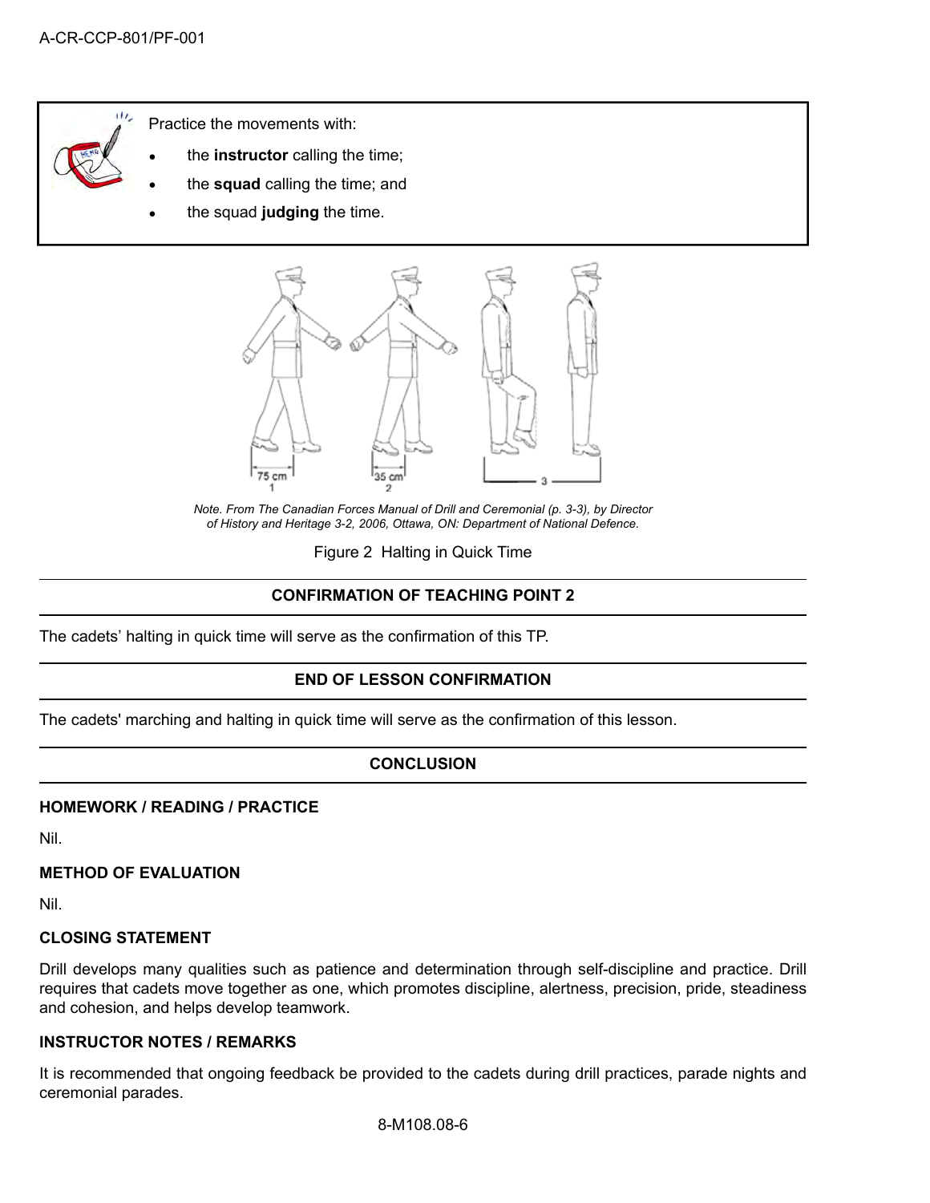Practice the movements with:

- the **instructor** calling the time;
- the **squad** calling the time; and
- the squad **judging** the time.

*Note. From The Canadian Forces Manual of Drill and Ceremonial (p. 3-3), by Director of History and Heritage 3-2, 2006, Ottawa, ON: Department of National Defence.*

Figure 2 Halting in Quick Time

## CONFIRMATION OF TEACHING POINT 2

The cadets' halting in quick time will serve as the confirmation of this TP.

## END OF LESSON CONFIRMATION

The cadets' marching and halting in quick time will serve as the confirmation of this lesson.

## CONCLUSION

### HOMEWORK / READING / PRACTICE

Nil.

### METHOD OF EVALUATION

Nil.

### CLOSING STATEMENT

Drill develops many qualities such as patience and determination through self-discipline and practice. Drill requires that cadets move together as one, which promotes discipline, alertness, precision, pride, steadiness and cohesion, and helps develop teamwork.

### INSTRUCTOR NOTES / REMARKS

It is recommended that ongoing feedback be provided to the cadets during drill practices, parade nights and ceremonial parades.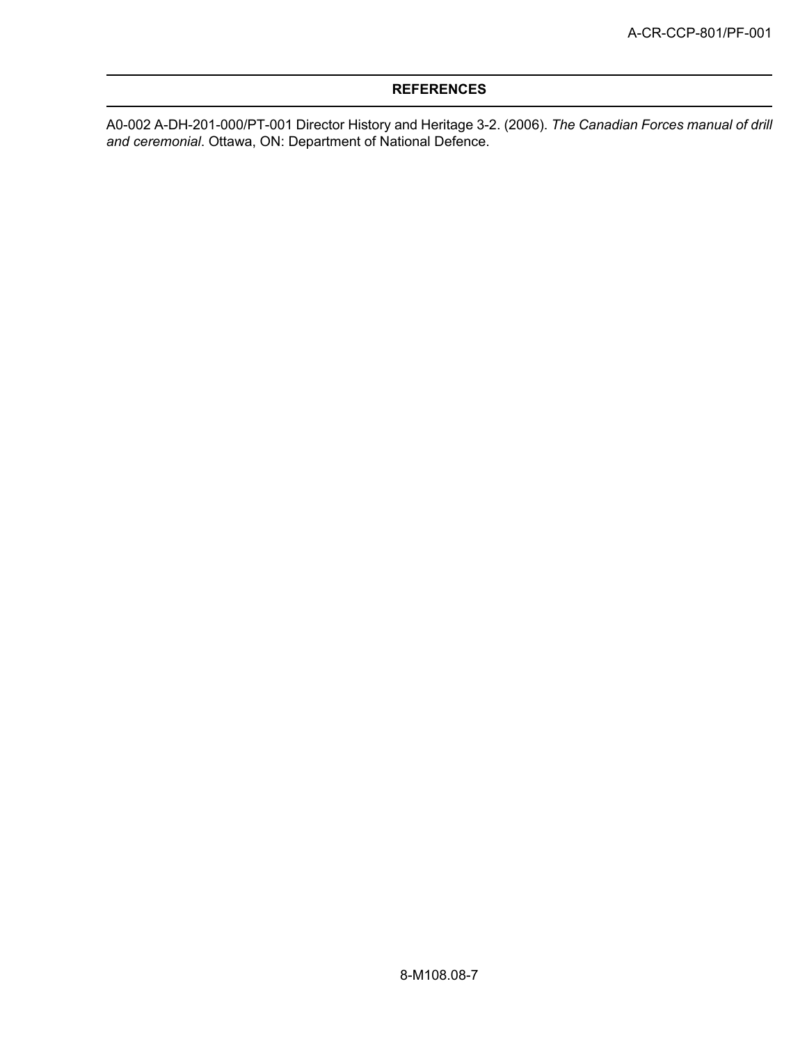## REFERENCES

A0-002 A-DH-201-000/PT-001 Director History and Heritage 3-2. (2006). *The Canadian Forces manual of drill and ceremonial*. Ottawa, ON: Department of National Defence.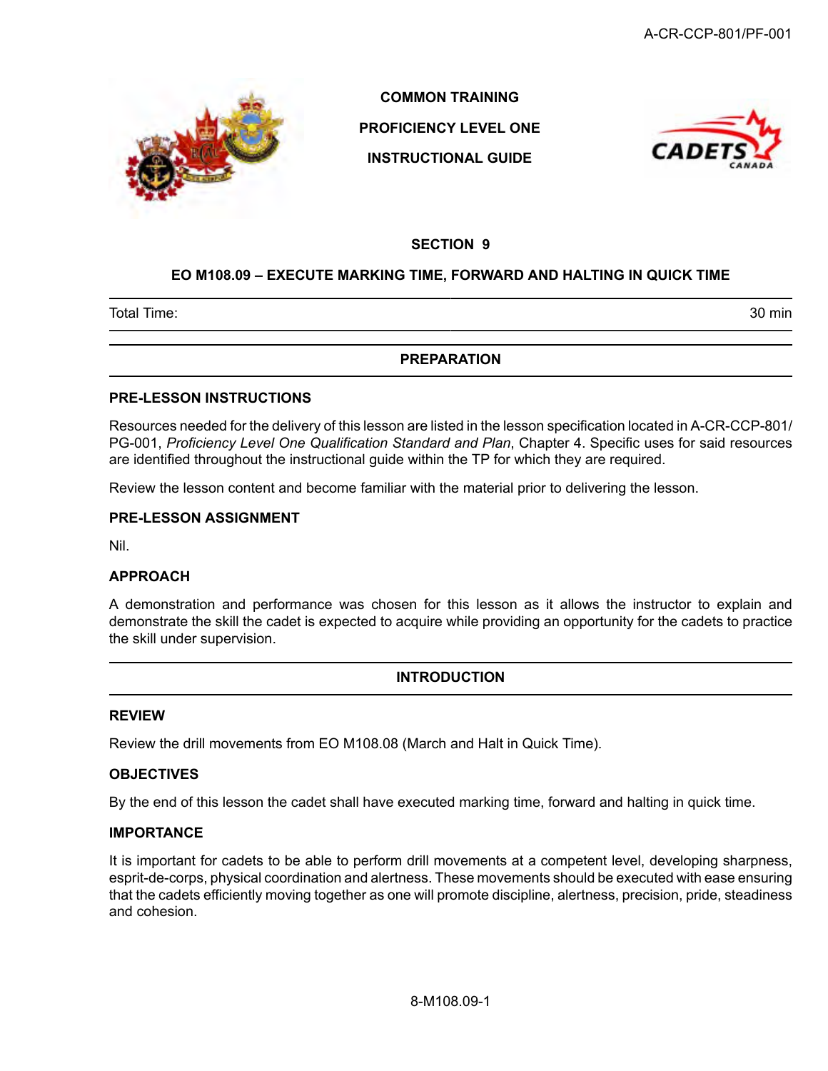**COMMON TRAINING**

**PROFICIENCY LEVEL ONE**

**INSTRUCTIONAL GUIDE**

## SECTION 9

## EO M108.09 – EXECUTE MARKING TIME, FORWARD AND HALTING IN QUICK TIME

| Total Time: | 30 min |
|---|---|

## PREPARATION

### PRE-LESSON INSTRUCTIONS

Resources needed for the delivery of this lesson are listed in the lesson specification located in A-CR-CCP-801/PG-001, *Proficiency Level One Qualification Standard and Plan*, Chapter 4. Specific uses for said resources are identified throughout the instructional guide within the TP for which they are required.

Review the lesson content and become familiar with the material prior to delivering the lesson.

### PRE-LESSON ASSIGNMENT

Nil.

### APPROACH

A demonstration and performance was chosen for this lesson as it allows the instructor to explain and demonstrate the skill the cadet is expected to acquire while providing an opportunity for the cadets to practice the skill under supervision.

## INTRODUCTION

### REVIEW

Review the drill movements from EO M108.08 (March and Halt in Quick Time).

### OBJECTIVES

By the end of this lesson the cadet shall have executed marking time, forward and halting in quick time.

### IMPORTANCE

It is important for cadets to be able to perform drill movements at a competent level, developing sharpness, esprit-de-corps, physical coordination and alertness. These movements should be executed with ease ensuring that the cadets efficiently moving together as one will promote discipline, alertness, precision, pride, steadiness and cohesion.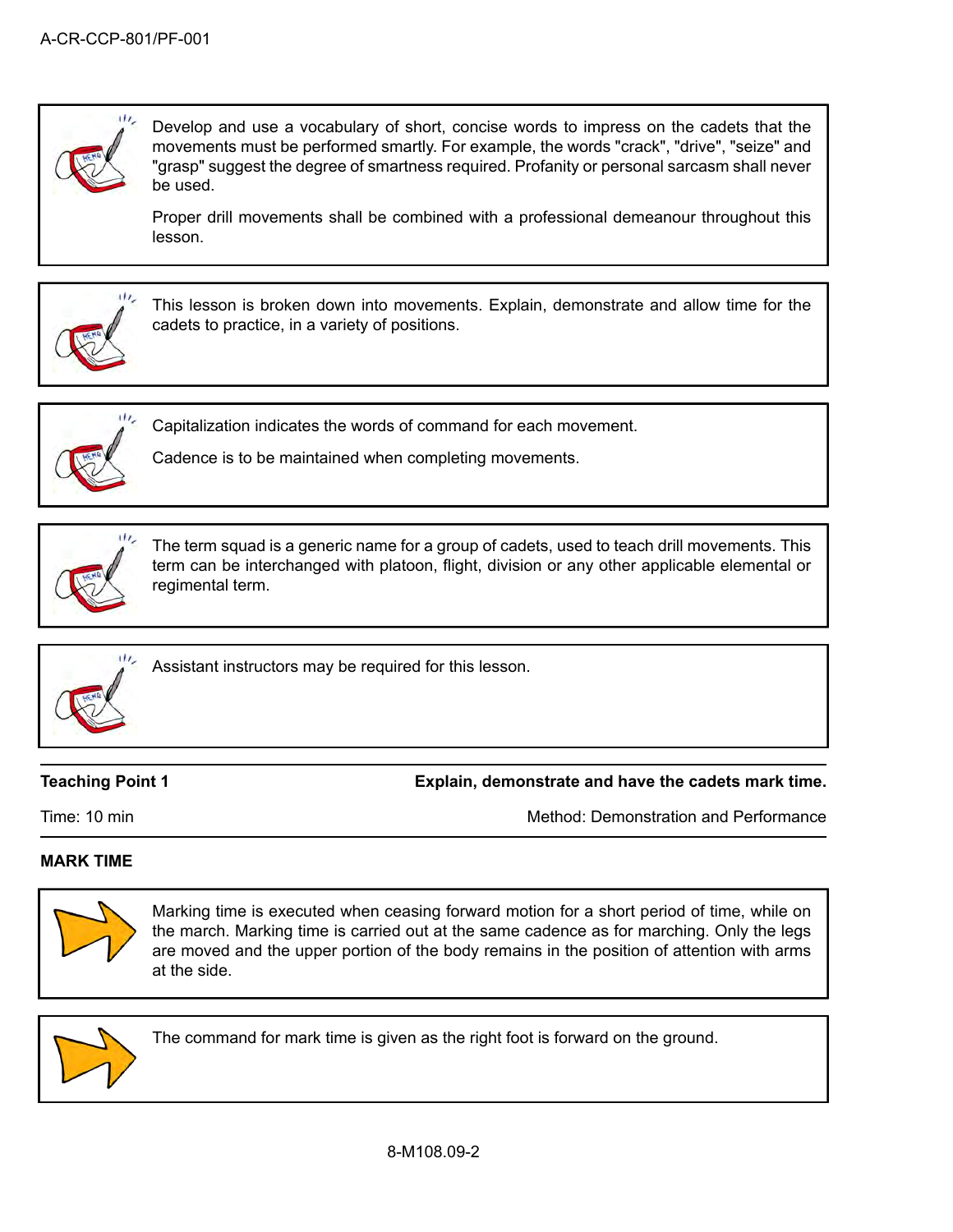Develop and use a vocabulary of short, concise words to impress on the cadets that the movements must be performed smartly. For example, the words "crack", "drive", "seize" and "grasp" suggest the degree of smartness required. Profanity or personal sarcasm shall never be used.

Proper drill movements shall be combined with a professional demeanour throughout this lesson.

This lesson is broken down into movements. Explain, demonstrate and allow time for the cadets to practice, in a variety of positions.

Capitalization indicates the words of command for each movement.

Cadence is to be maintained when completing movements.

The term squad is a generic name for a group of cadets, used to teach drill movements. This term can be interchanged with platoon, flight, division or any other applicable elemental or regimental term.

Assistant instructors may be required for this lesson.

| **Teaching Point 1** | **Explain, demonstrate and have the cadets mark time.** |
|---|---|
| Time: 10 min | Method: Demonstration and Performance |

**MARK TIME**

Marking time is executed when ceasing forward motion for a short period of time, while on the march. Marking time is carried out at the same cadence as for marching. Only the legs are moved and the upper portion of the body remains in the position of attention with arms at the side.

The command for mark time is given as the right foot is forward on the ground.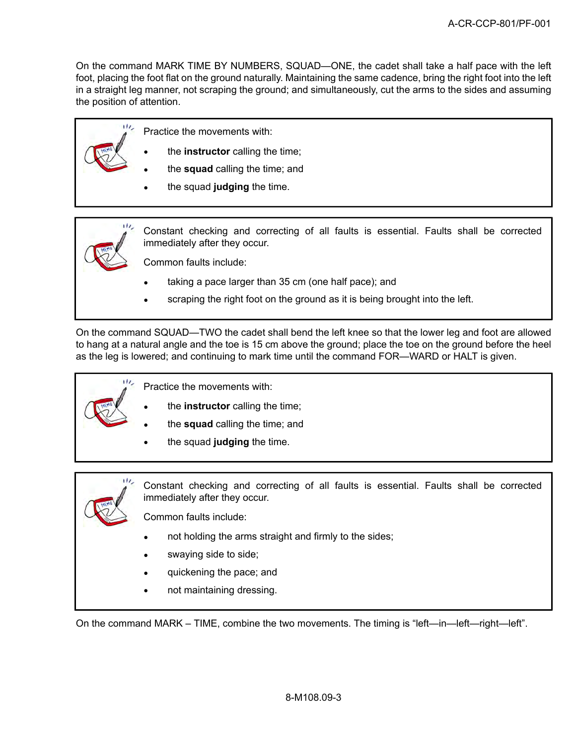On the command MARK TIME BY NUMBERS, SQUAD—ONE, the cadet shall take a half pace with the left foot, placing the foot flat on the ground naturally. Maintaining the same cadence, bring the right foot into the left in a straight leg manner, not scraping the ground; and simultaneously, cut the arms to the sides and assuming the position of attention.

> Practice the movements with:
>
> - the **instructor** calling the time;
> - the **squad** calling the time; and
> - the squad **judging** the time.

> Constant checking and correcting of all faults is essential. Faults shall be corrected immediately after they occur.
>
> Common faults include:
>
> - taking a pace larger than 35 cm (one half pace); and
> - scraping the right foot on the ground as it is being brought into the left.

On the command SQUAD—TWO the cadet shall bend the left knee so that the lower leg and foot are allowed to hang at a natural angle and the toe is 15 cm above the ground; place the toe on the ground before the heel as the leg is lowered; and continuing to mark time until the command FOR—WARD or HALT is given.

> Practice the movements with:
>
> - the **instructor** calling the time;
> - the **squad** calling the time; and
> - the squad **judging** the time.

> Constant checking and correcting of all faults is essential. Faults shall be corrected immediately after they occur.
>
> Common faults include:
>
> - not holding the arms straight and firmly to the sides;
> - swaying side to side;
> - quickening the pace; and
> - not maintaining dressing.

On the command MARK – TIME, combine the two movements. The timing is “left—in—left—right—left”.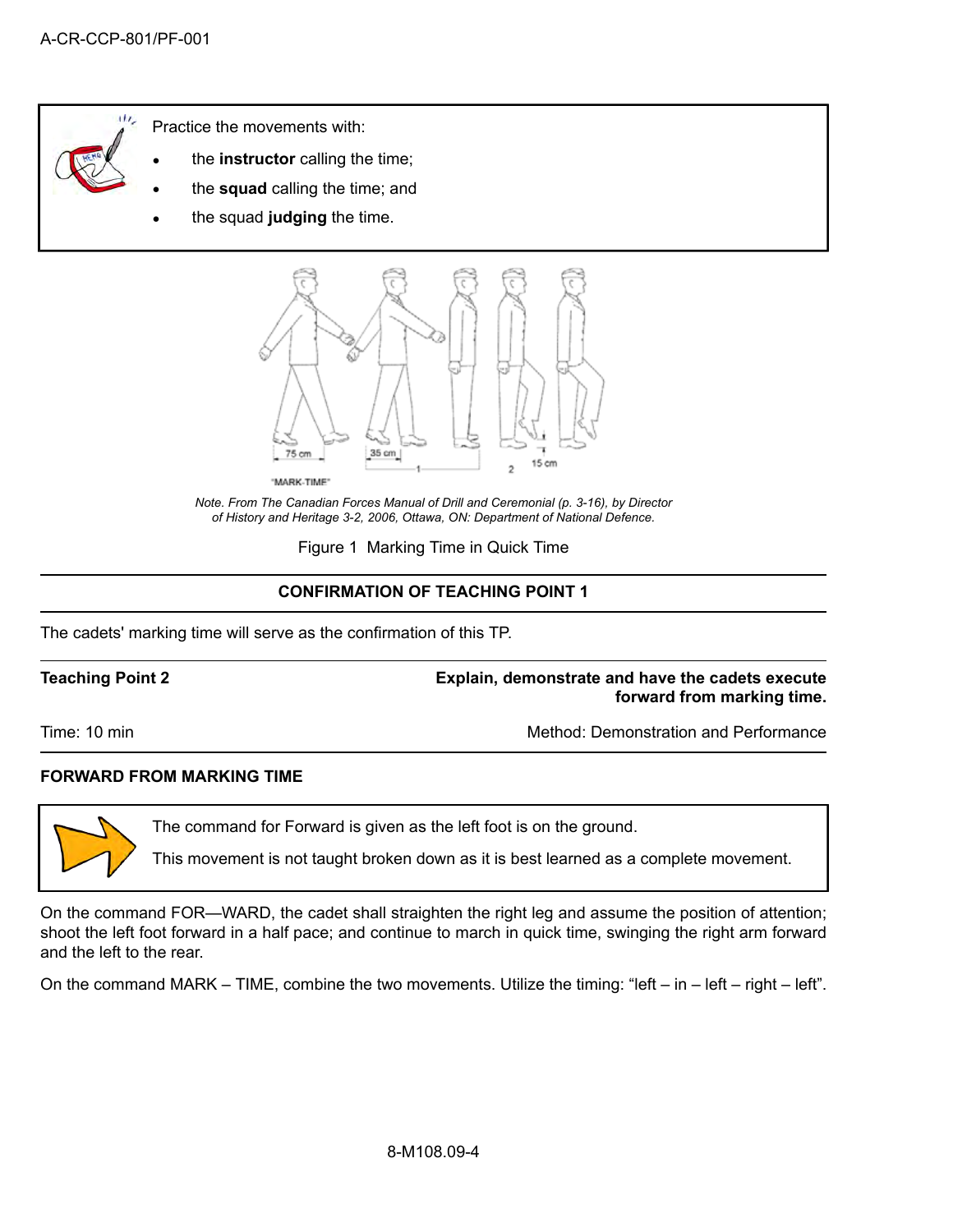Practice the movements with:

- the **instructor** calling the time;
- the **squad** calling the time; and
- the squad **judging** the time.

*Note. From The Canadian Forces Manual of Drill and Ceremonial (p. 3-16), by Director of History and Heritage 3-2, 2006, Ottawa, ON: Department of National Defence.*

Figure 1 Marking Time in Quick Time

**CONFIRMATION OF TEACHING POINT 1**

The cadets' marking time will serve as the confirmation of this TP.

**Teaching Point 2** — **Explain, demonstrate and have the cadets execute forward from marking time.**

Time: 10 min — Method: Demonstration and Performance

**FORWARD FROM MARKING TIME**

The command for Forward is given as the left foot is on the ground.

This movement is not taught broken down as it is best learned as a complete movement.

On the command FOR—WARD, the cadet shall straighten the right leg and assume the position of attention; shoot the left foot forward in a half pace; and continue to march in quick time, swinging the right arm forward and the left to the rear.

On the command MARK – TIME, combine the two movements. Utilize the timing: “left – in – left – right – left”.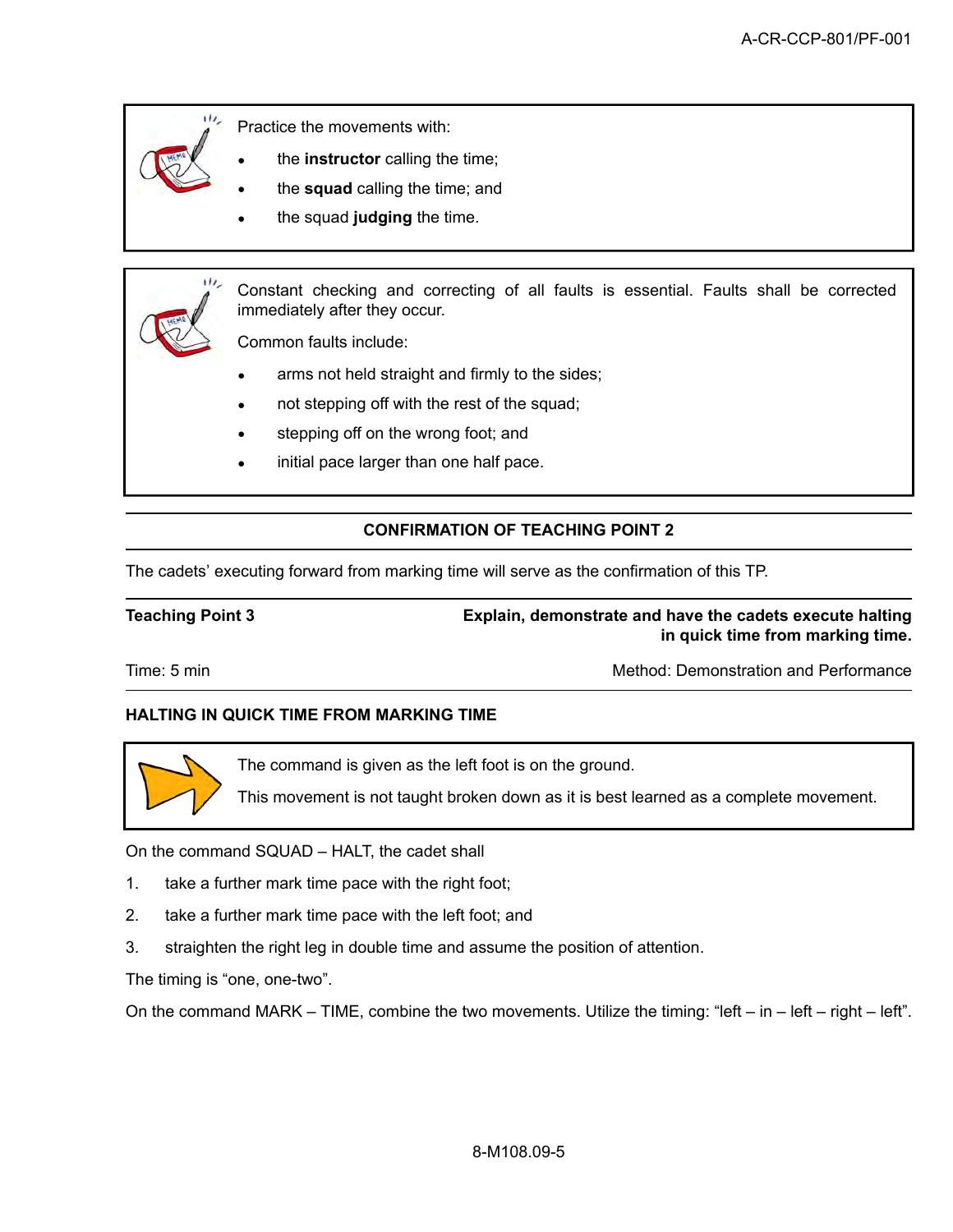Practice the movements with:

- the **instructor** calling the time;
- the **squad** calling the time; and
- the squad **judging** the time.

Constant checking and correcting of all faults is essential. Faults shall be corrected immediately after they occur.

Common faults include:

- arms not held straight and firmly to the sides;
- not stepping off with the rest of the squad;
- stepping off on the wrong foot; and
- initial pace larger than one half pace.

## CONFIRMATION OF TEACHING POINT 2

The cadets' executing forward from marking time will serve as the confirmation of this TP.

**Teaching Point 3** — **Explain, demonstrate and have the cadets execute halting in quick time from marking time.**

Time: 5 min — Method: Demonstration and Performance

### HALTING IN QUICK TIME FROM MARKING TIME

The command is given as the left foot is on the ground.

This movement is not taught broken down as it is best learned as a complete movement.

On the command SQUAD – HALT, the cadet shall

1. take a further mark time pace with the right foot;
2. take a further mark time pace with the left foot; and
3. straighten the right leg in double time and assume the position of attention.

The timing is "one, one-two".

On the command MARK – TIME, combine the two movements. Utilize the timing: "left – in – left – right – left".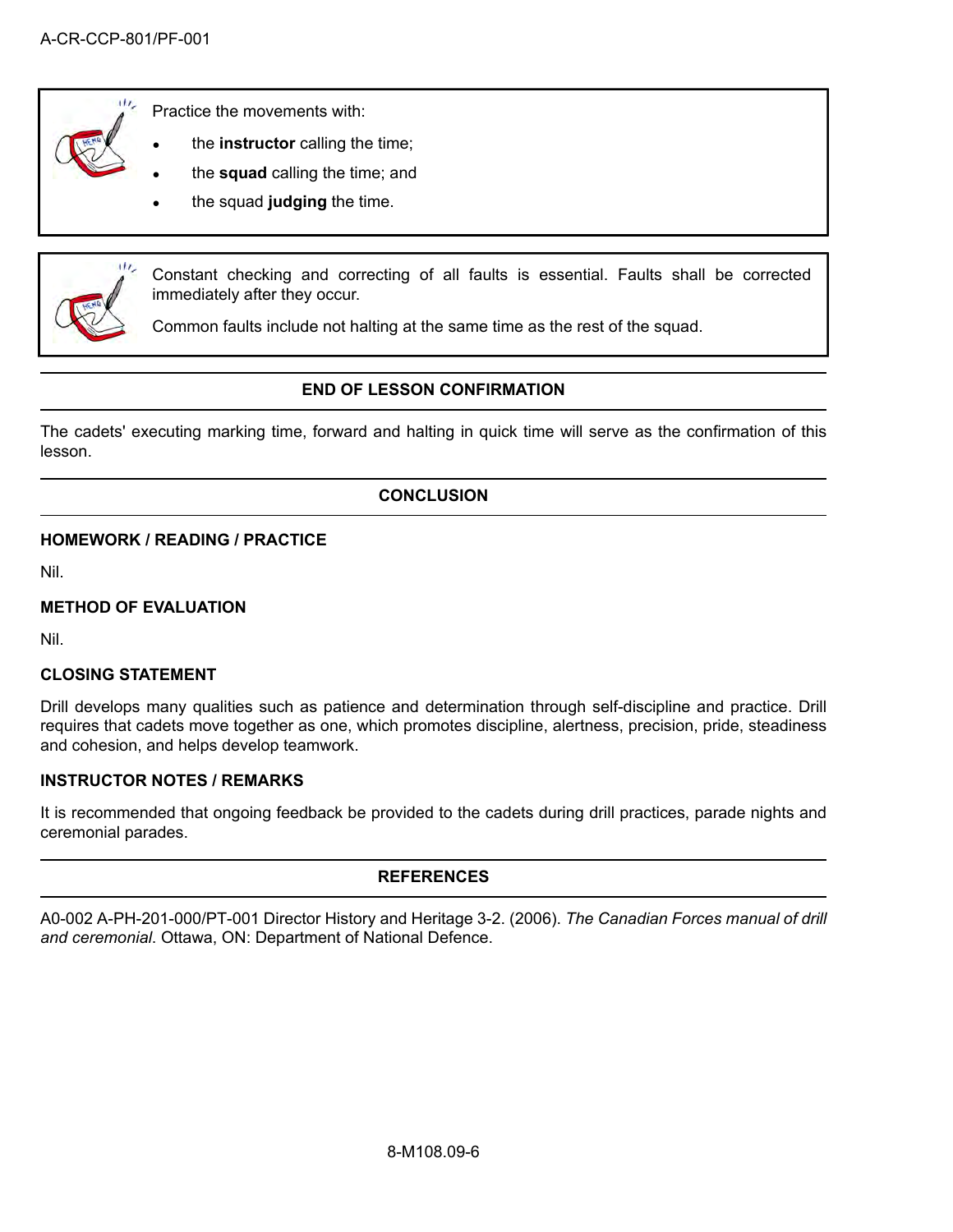Practice the movements with:

- the **instructor** calling the time;
- the **squad** calling the time; and
- the squad **judging** the time.

Constant checking and correcting of all faults is essential. Faults shall be corrected immediately after they occur.

Common faults include not halting at the same time as the rest of the squad.

## END OF LESSON CONFIRMATION

The cadets' executing marking time, forward and halting in quick time will serve as the confirmation of this lesson.

## CONCLUSION

### HOMEWORK / READING / PRACTICE

Nil.

### METHOD OF EVALUATION

Nil.

### CLOSING STATEMENT

Drill develops many qualities such as patience and determination through self-discipline and practice. Drill requires that cadets move together as one, which promotes discipline, alertness, precision, pride, steadiness and cohesion, and helps develop teamwork.

### INSTRUCTOR NOTES / REMARKS

It is recommended that ongoing feedback be provided to the cadets during drill practices, parade nights and ceremonial parades.

## REFERENCES

A0-002 A-PH-201-000/PT-001 Director History and Heritage 3-2. (2006). *The Canadian Forces manual of drill and ceremonial*. Ottawa, ON: Department of National Defence.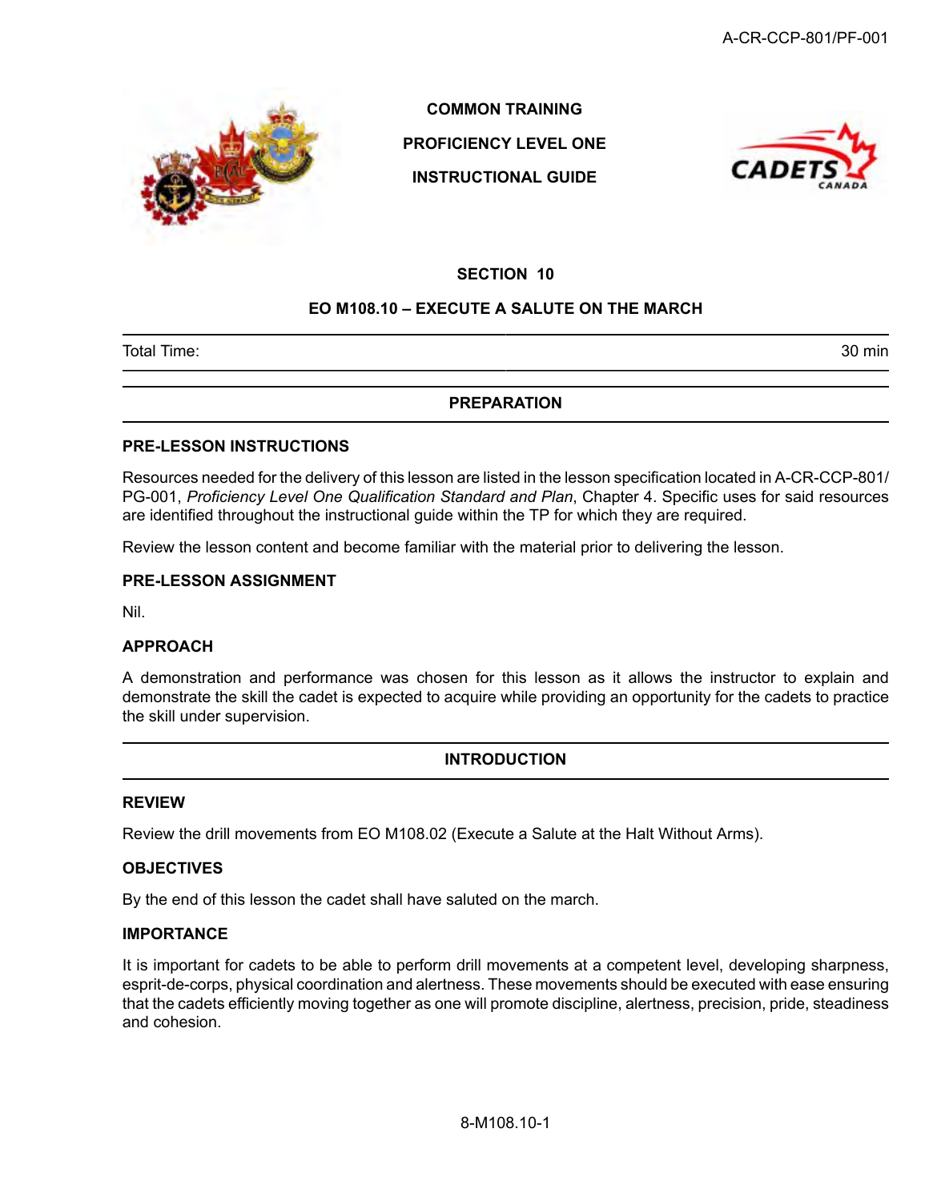**COMMON TRAINING**

**PROFICIENCY LEVEL ONE**

**INSTRUCTIONAL GUIDE**

# SECTION 10

## EO M108.10 – EXECUTE A SALUTE ON THE MARCH

| Total Time: | 30 min |
|---|---|

## PREPARATION

### PRE-LESSON INSTRUCTIONS

Resources needed for the delivery of this lesson are listed in the lesson specification located in A-CR-CCP-801/PG-001, *Proficiency Level One Qualification Standard and Plan*, Chapter 4. Specific uses for said resources are identified throughout the instructional guide within the TP for which they are required.

Review the lesson content and become familiar with the material prior to delivering the lesson.

### PRE-LESSON ASSIGNMENT

Nil.

### APPROACH

A demonstration and performance was chosen for this lesson as it allows the instructor to explain and demonstrate the skill the cadet is expected to acquire while providing an opportunity for the cadets to practice the skill under supervision.

## INTRODUCTION

### REVIEW

Review the drill movements from EO M108.02 (Execute a Salute at the Halt Without Arms).

### OBJECTIVES

By the end of this lesson the cadet shall have saluted on the march.

### IMPORTANCE

It is important for cadets to be able to perform drill movements at a competent level, developing sharpness, esprit-de-corps, physical coordination and alertness. These movements should be executed with ease ensuring that the cadets efficiently moving together as one will promote discipline, alertness, precision, pride, steadiness and cohesion.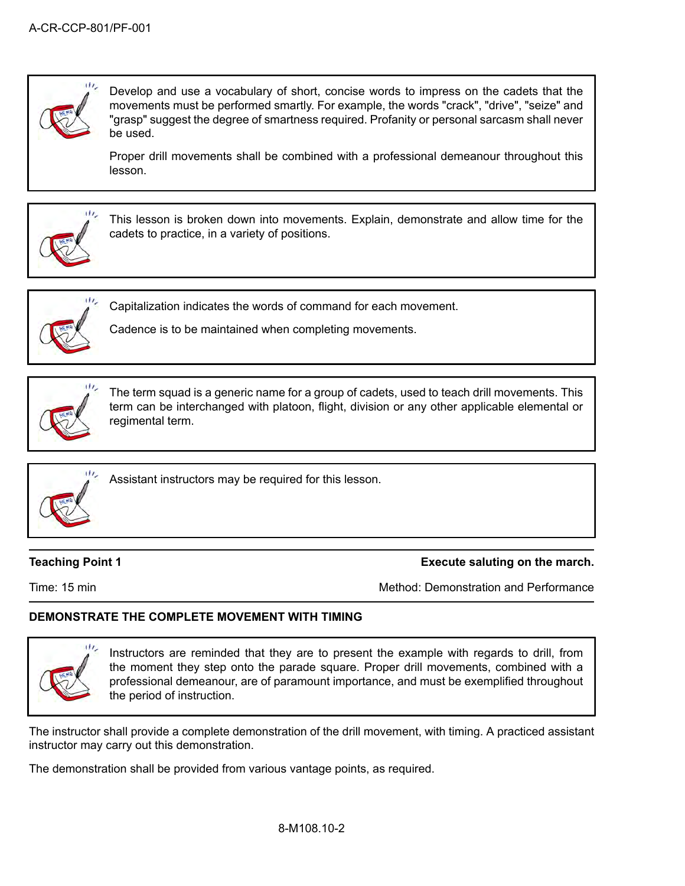> Develop and use a vocabulary of short, concise words to impress on the cadets that the movements must be performed smartly. For example, the words "crack", "drive", "seize" and "grasp" suggest the degree of smartness required. Profanity or personal sarcasm shall never be used.
>
> Proper drill movements shall be combined with a professional demeanour throughout this lesson.

> This lesson is broken down into movements. Explain, demonstrate and allow time for the cadets to practice, in a variety of positions.

> Capitalization indicates the words of command for each movement.
>
> Cadence is to be maintained when completing movements.

> The term squad is a generic name for a group of cadets, used to teach drill movements. This term can be interchanged with platoon, flight, division or any other applicable elemental or regimental term.

> Assistant instructors may be required for this lesson.

**Teaching Point 1** — **Execute saluting on the march.**

Time: 15 min — Method: Demonstration and Performance

**DEMONSTRATE THE COMPLETE MOVEMENT WITH TIMING**

> Instructors are reminded that they are to present the example with regards to drill, from the moment they step onto the parade square. Proper drill movements, combined with a professional demeanour, are of paramount importance, and must be exemplified throughout the period of instruction.

The instructor shall provide a complete demonstration of the drill movement, with timing. A practiced assistant instructor may carry out this demonstration.

The demonstration shall be provided from various vantage points, as required.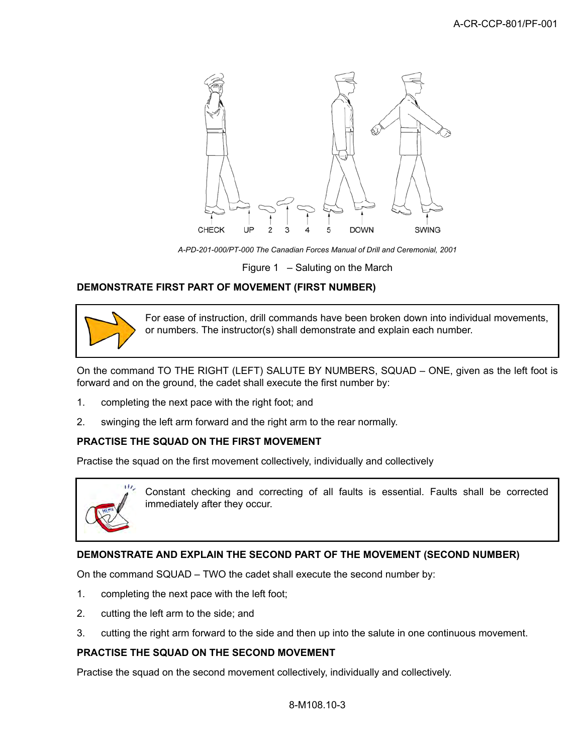CHECK UP 2 3 4 5 DOWN SWING

*A-PD-201-000/PT-000 The Canadian Forces Manual of Drill and Ceremonial, 2001*

Figure 1 – Saluting on the March

### DEMONSTRATE FIRST PART OF MOVEMENT (FIRST NUMBER)

For ease of instruction, drill commands have been broken down into individual movements, or numbers. The instructor(s) shall demonstrate and explain each number.

On the command TO THE RIGHT (LEFT) SALUTE BY NUMBERS, SQUAD – ONE, given as the left foot is forward and on the ground, the cadet shall execute the first number by:

1. completing the next pace with the right foot; and
2. swinging the left arm forward and the right arm to the rear normally.

### PRACTISE THE SQUAD ON THE FIRST MOVEMENT

Practise the squad on the first movement collectively, individually and collectively

Constant checking and correcting of all faults is essential. Faults shall be corrected immediately after they occur.

### DEMONSTRATE AND EXPLAIN THE SECOND PART OF THE MOVEMENT (SECOND NUMBER)

On the command SQUAD – TWO the cadet shall execute the second number by:

1. completing the next pace with the left foot;
2. cutting the left arm to the side; and
3. cutting the right arm forward to the side and then up into the salute in one continuous movement.

### PRACTISE THE SQUAD ON THE SECOND MOVEMENT

Practise the squad on the second movement collectively, individually and collectively.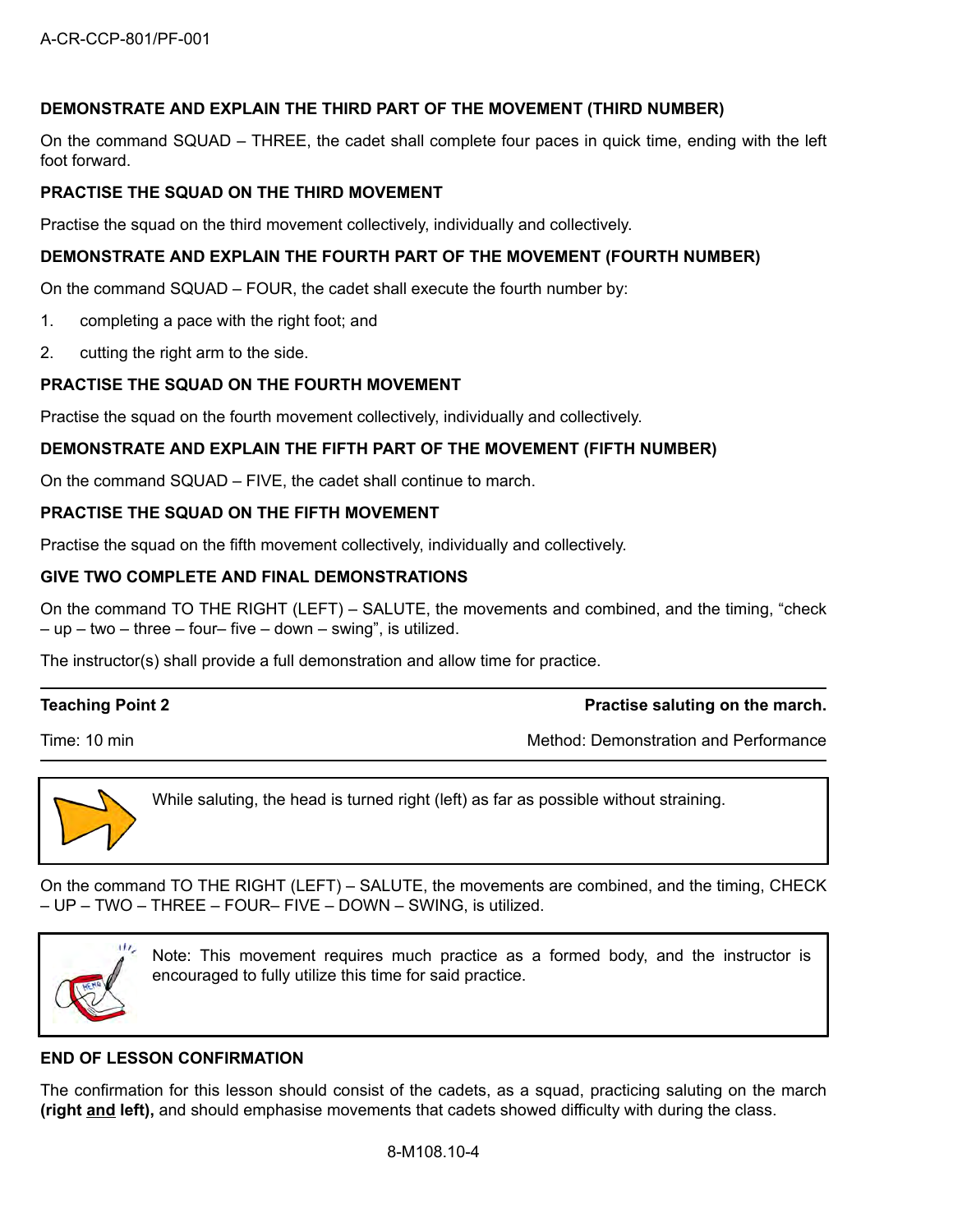**DEMONSTRATE AND EXPLAIN THE THIRD PART OF THE MOVEMENT (THIRD NUMBER)**

On the command SQUAD – THREE, the cadet shall complete four paces in quick time, ending with the left foot forward.

**PRACTISE THE SQUAD ON THE THIRD MOVEMENT**

Practise the squad on the third movement collectively, individually and collectively.

**DEMONSTRATE AND EXPLAIN THE FOURTH PART OF THE MOVEMENT (FOURTH NUMBER)**

On the command SQUAD – FOUR, the cadet shall execute the fourth number by:

1. completing a pace with the right foot; and
2. cutting the right arm to the side.

**PRACTISE THE SQUAD ON THE FOURTH MOVEMENT**

Practise the squad on the fourth movement collectively, individually and collectively.

**DEMONSTRATE AND EXPLAIN THE FIFTH PART OF THE MOVEMENT (FIFTH NUMBER)**

On the command SQUAD – FIVE, the cadet shall continue to march.

**PRACTISE THE SQUAD ON THE FIFTH MOVEMENT**

Practise the squad on the fifth movement collectively, individually and collectively.

**GIVE TWO COMPLETE AND FINAL DEMONSTRATIONS**

On the command TO THE RIGHT (LEFT) – SALUTE, the movements and combined, and the timing, "check – up – two – three – four– five – down – swing", is utilized.

The instructor(s) shall provide a full demonstration and allow time for practice.

---

| **Teaching Point 2** | **Practise saluting on the march.** |
|---|---|
| Time: 10 min | Method: Demonstration and Performance |

> While saluting, the head is turned right (left) as far as possible without straining.

On the command TO THE RIGHT (LEFT) – SALUTE, the movements are combined, and the timing, CHECK – UP – TWO – THREE – FOUR– FIVE – DOWN – SWING, is utilized.

> Note: This movement requires much practice as a formed body, and the instructor is encouraged to fully utilize this time for said practice.

**END OF LESSON CONFIRMATION**

The confirmation for this lesson should consist of the cadets, as a squad, practicing saluting on the march **(right and left),** and should emphasise movements that cadets showed difficulty with during the class.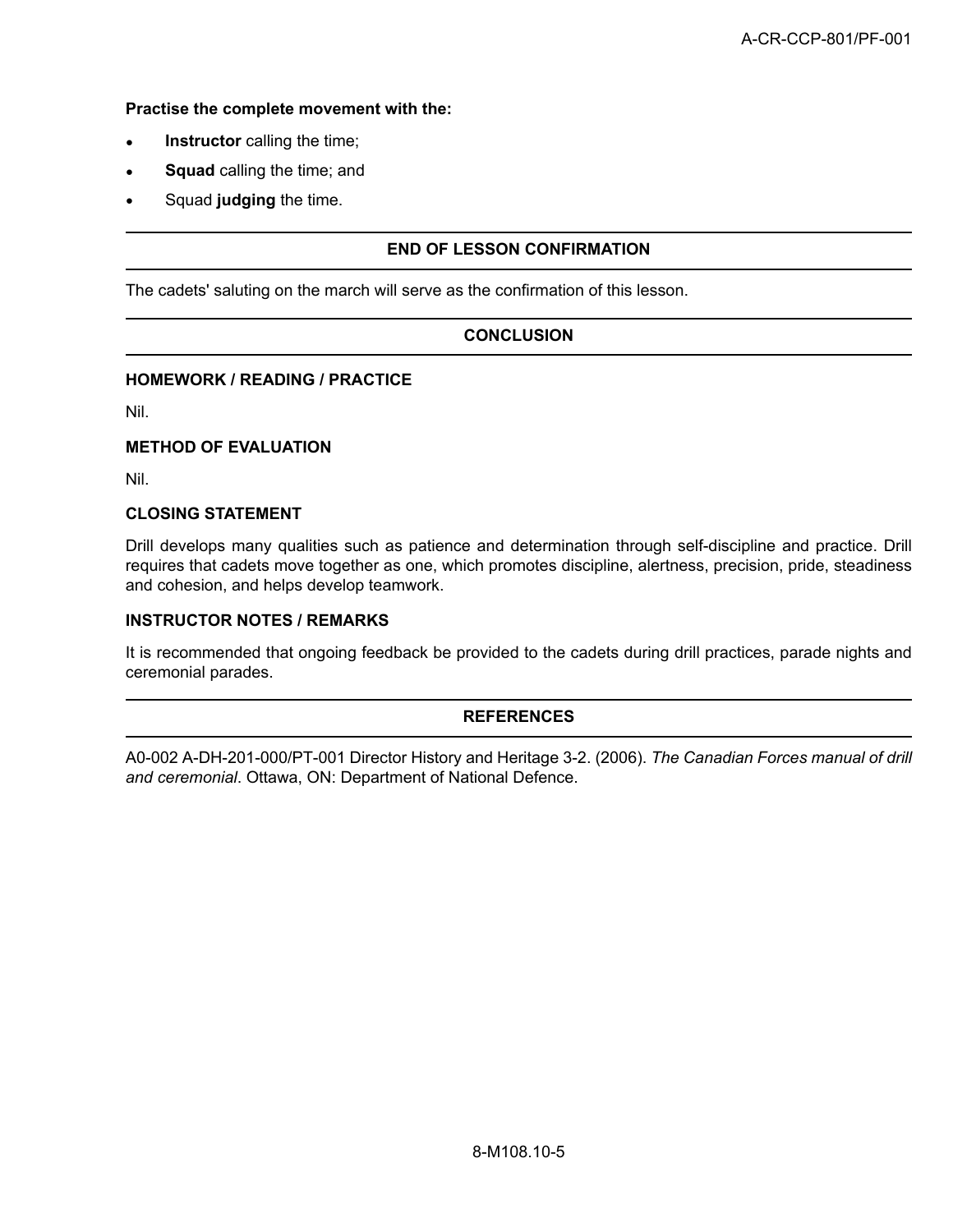**Practise the complete movement with the:**

- **Instructor** calling the time;
- **Squad** calling the time; and
- Squad **judging** the time.

## END OF LESSON CONFIRMATION

The cadets' saluting on the march will serve as the confirmation of this lesson.

## CONCLUSION

### HOMEWORK / READING / PRACTICE

Nil.

### METHOD OF EVALUATION

Nil.

### CLOSING STATEMENT

Drill develops many qualities such as patience and determination through self-discipline and practice. Drill requires that cadets move together as one, which promotes discipline, alertness, precision, pride, steadiness and cohesion, and helps develop teamwork.

### INSTRUCTOR NOTES / REMARKS

It is recommended that ongoing feedback be provided to the cadets during drill practices, parade nights and ceremonial parades.

## REFERENCES

A0-002 A-DH-201-000/PT-001 Director History and Heritage 3-2. (2006). *The Canadian Forces manual of drill and ceremonial*. Ottawa, ON: Department of National Defence.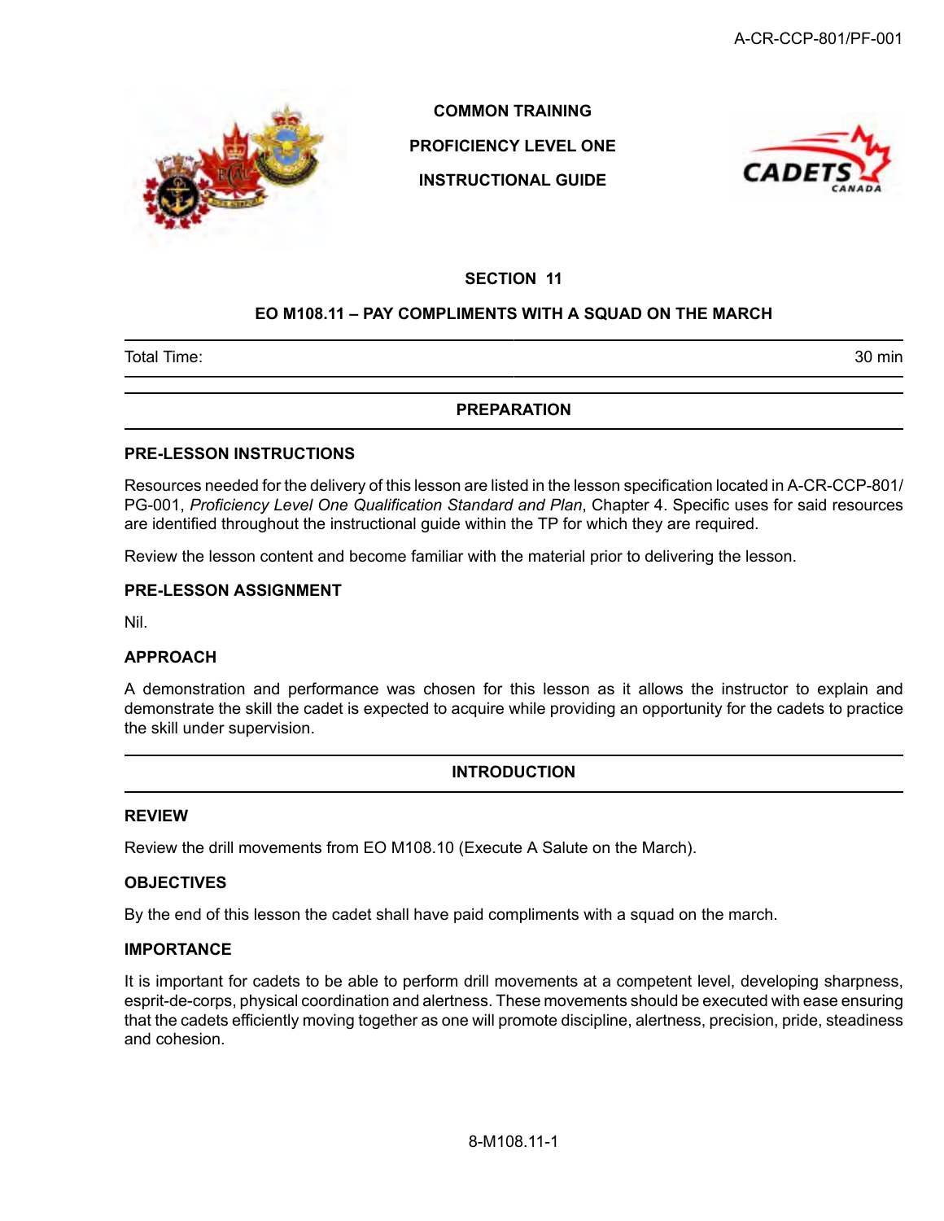**COMMON TRAINING**

**PROFICIENCY LEVEL ONE**

**INSTRUCTIONAL GUIDE**

## SECTION 11

## EO M108.11 – PAY COMPLIMENTS WITH A SQUAD ON THE MARCH

| Total Time: | 30 min |
|---|---|

## PREPARATION

### PRE-LESSON INSTRUCTIONS

Resources needed for the delivery of this lesson are listed in the lesson specification located in A-CR-CCP-801/PG-001, *Proficiency Level One Qualification Standard and Plan*, Chapter 4. Specific uses for said resources are identified throughout the instructional guide within the TP for which they are required.

Review the lesson content and become familiar with the material prior to delivering the lesson.

### PRE-LESSON ASSIGNMENT

Nil.

### APPROACH

A demonstration and performance was chosen for this lesson as it allows the instructor to explain and demonstrate the skill the cadet is expected to acquire while providing an opportunity for the cadets to practice the skill under supervision.

## INTRODUCTION

### REVIEW

Review the drill movements from EO M108.10 (Execute A Salute on the March).

### OBJECTIVES

By the end of this lesson the cadet shall have paid compliments with a squad on the march.

### IMPORTANCE

It is important for cadets to be able to perform drill movements at a competent level, developing sharpness, esprit-de-corps, physical coordination and alertness. These movements should be executed with ease ensuring that the cadets efficiently moving together as one will promote discipline, alertness, precision, pride, steadiness and cohesion.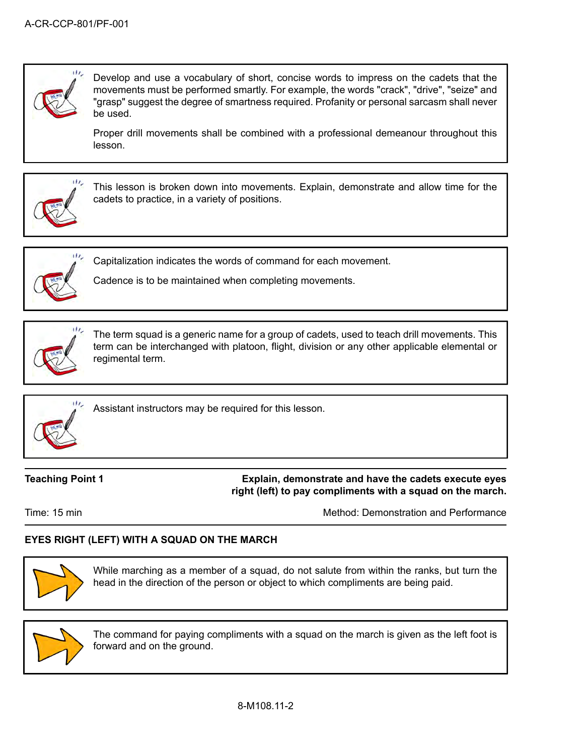Develop and use a vocabulary of short, concise words to impress on the cadets that the movements must be performed smartly. For example, the words "crack", "drive", "seize" and "grasp" suggest the degree of smartness required. Profanity or personal sarcasm shall never be used.

Proper drill movements shall be combined with a professional demeanour throughout this lesson.

This lesson is broken down into movements. Explain, demonstrate and allow time for the cadets to practice, in a variety of positions.

Capitalization indicates the words of command for each movement.

Cadence is to be maintained when completing movements.

The term squad is a generic name for a group of cadets, used to teach drill movements. This term can be interchanged with platoon, flight, division or any other applicable elemental or regimental term.

Assistant instructors may be required for this lesson.

**Teaching Point 1** — **Explain, demonstrate and have the cadets execute eyes right (left) to pay compliments with a squad on the march.**

Time: 15 min — Method: Demonstration and Performance

**EYES RIGHT (LEFT) WITH A SQUAD ON THE MARCH**

While marching as a member of a squad, do not salute from within the ranks, but turn the head in the direction of the person or object to which compliments are being paid.

The command for paying compliments with a squad on the march is given as the left foot is forward and on the ground.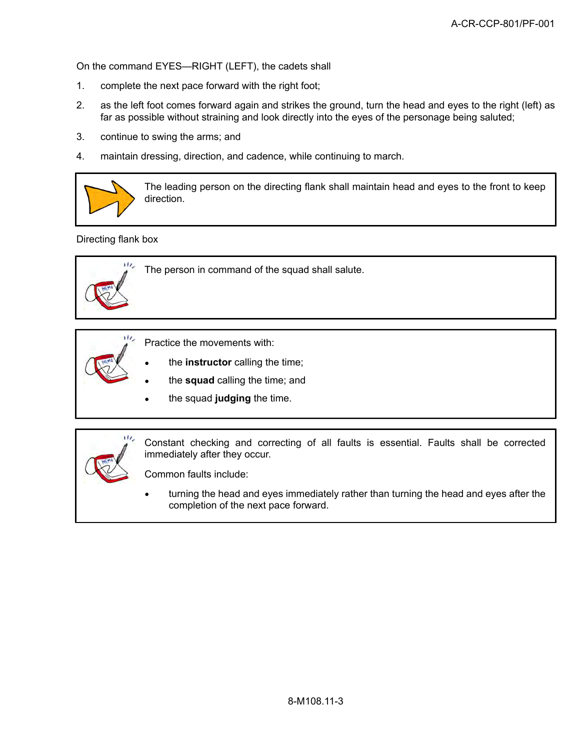On the command EYES—RIGHT (LEFT), the cadets shall

1. complete the next pace forward with the right foot;
2. as the left foot comes forward again and strikes the ground, turn the head and eyes to the right (left) as far as possible without straining and look directly into the eyes of the personage being saluted;
3. continue to swing the arms; and
4. maintain dressing, direction, and cadence, while continuing to march.

> The leading person on the directing flank shall maintain head and eyes to the front to keep direction.

Directing flank box

> The person in command of the squad shall salute.

> Practice the movements with:
>
> - the **instructor** calling the time;
> - the **squad** calling the time; and
> - the squad **judging** the time.

> Constant checking and correcting of all faults is essential. Faults shall be corrected immediately after they occur.
>
> Common faults include:
>
> - turning the head and eyes immediately rather than turning the head and eyes after the completion of the next pace forward.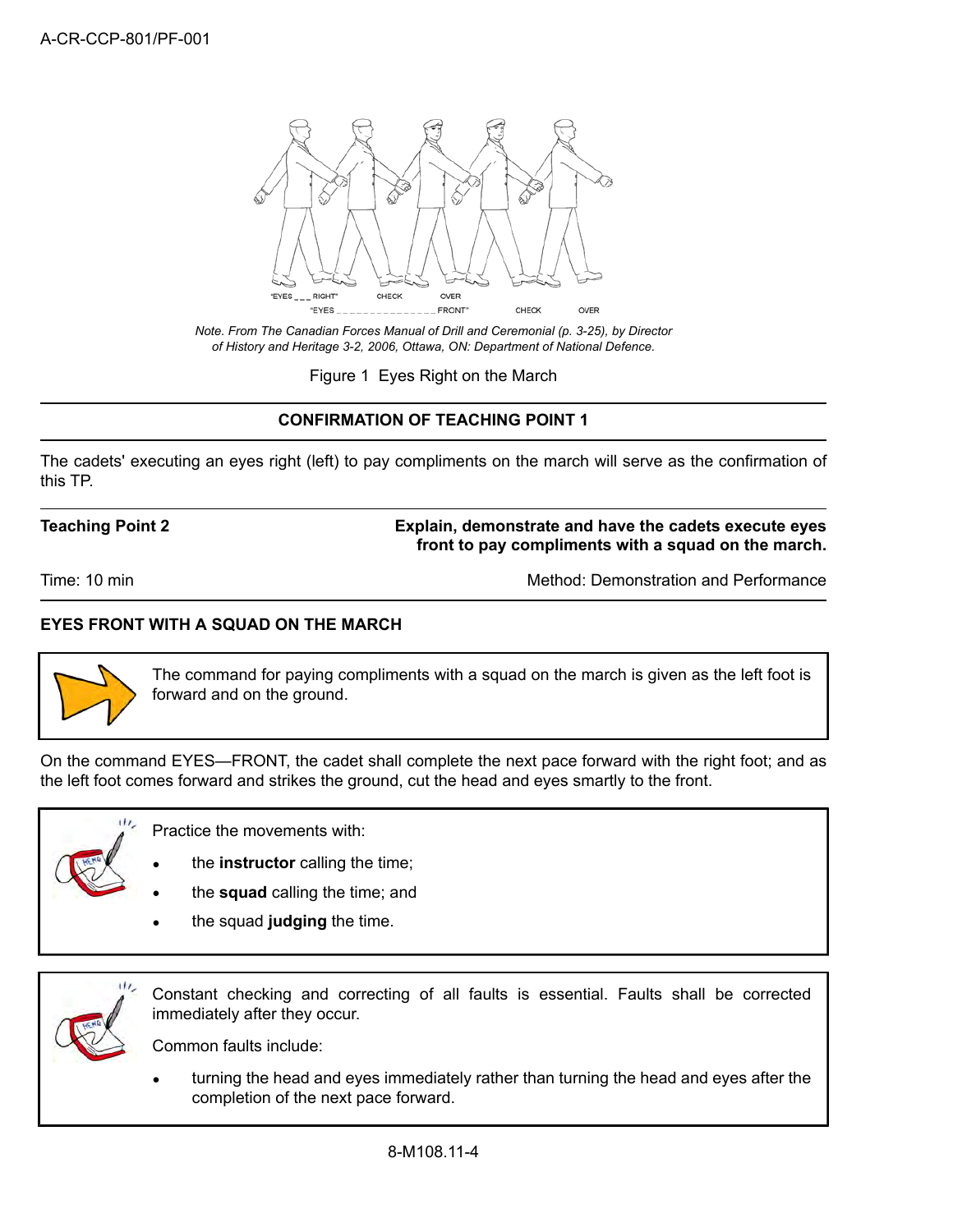"EYES _ _ _ RIGHT" CHECK OVER
"EYES _ _ _ _ _ _ _ _ _ _ _ _ _ _ _ FRONT" CHECK OVER

*Note. From The Canadian Forces Manual of Drill and Ceremonial (p. 3-25), by Director of History and Heritage 3-2, 2006, Ottawa, ON: Department of National Defence.*

Figure 1 Eyes Right on the March

---

**CONFIRMATION OF TEACHING POINT 1**

---

The cadets' executing an eyes right (left) to pay compliments on the march will serve as the confirmation of this TP.

---

**Teaching Point 2** — **Explain, demonstrate and have the cadets execute eyes front to pay compliments with a squad on the march.**

Time: 10 min — Method: Demonstration and Performance

---

**EYES FRONT WITH A SQUAD ON THE MARCH**

> The command for paying compliments with a squad on the march is given as the left foot is forward and on the ground.

On the command EYES—FRONT, the cadet shall complete the next pace forward with the right foot; and as the left foot comes forward and strikes the ground, cut the head and eyes smartly to the front.

> Practice the movements with:
>
> - the **instructor** calling the time;
> - the **squad** calling the time; and
> - the squad **judging** the time.

> Constant checking and correcting of all faults is essential. Faults shall be corrected immediately after they occur.
>
> Common faults include:
>
> - turning the head and eyes immediately rather than turning the head and eyes after the completion of the next pace forward.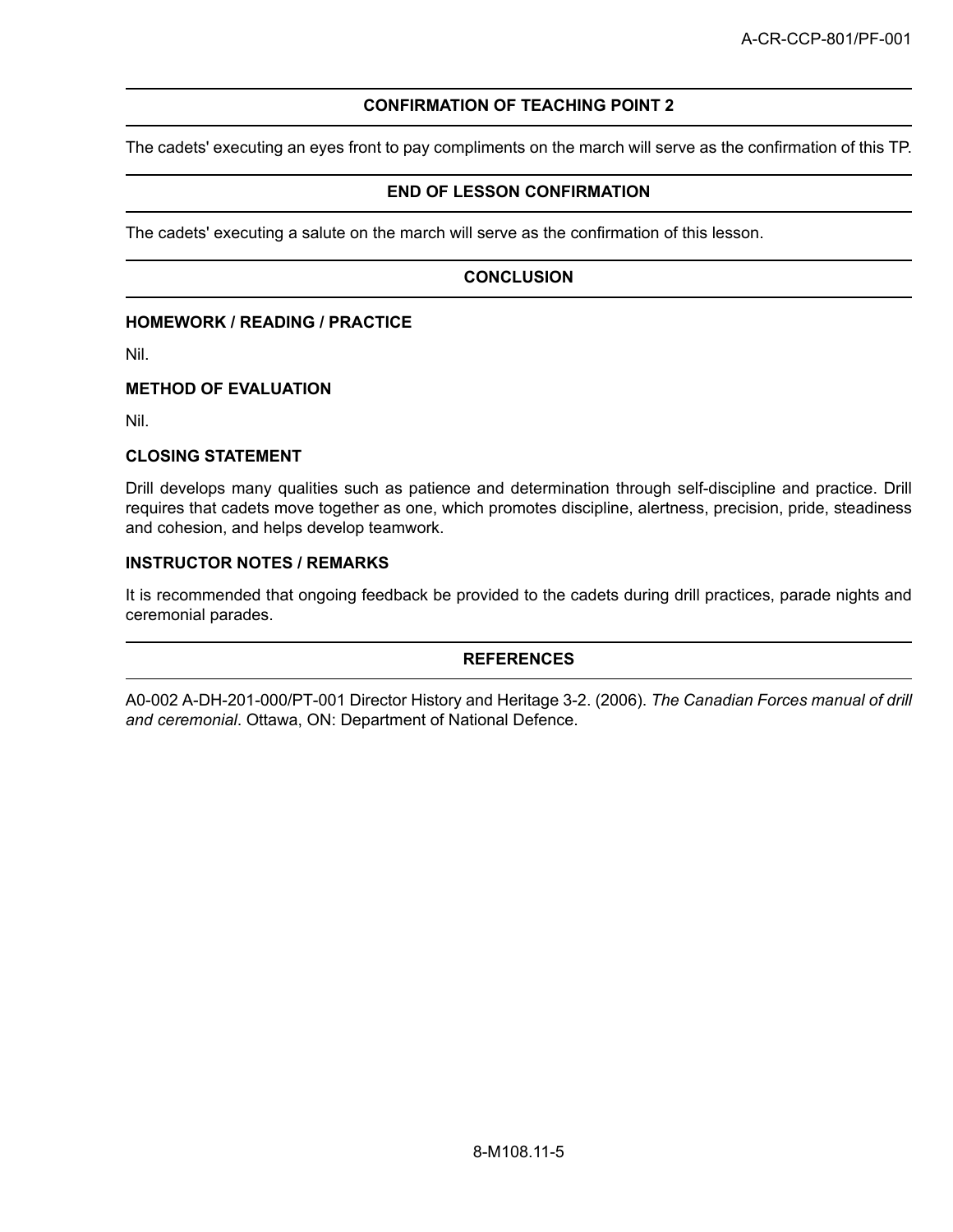## CONFIRMATION OF TEACHING POINT 2

The cadets' executing an eyes front to pay compliments on the march will serve as the confirmation of this TP.

## END OF LESSON CONFIRMATION

The cadets' executing a salute on the march will serve as the confirmation of this lesson.

## CONCLUSION

### HOMEWORK / READING / PRACTICE

Nil.

### METHOD OF EVALUATION

Nil.

### CLOSING STATEMENT

Drill develops many qualities such as patience and determination through self-discipline and practice. Drill requires that cadets move together as one, which promotes discipline, alertness, precision, pride, steadiness and cohesion, and helps develop teamwork.

### INSTRUCTOR NOTES / REMARKS

It is recommended that ongoing feedback be provided to the cadets during drill practices, parade nights and ceremonial parades.

## REFERENCES

A0-002 A-DH-201-000/PT-001 Director History and Heritage 3-2. (2006). *The Canadian Forces manual of drill and ceremonial*. Ottawa, ON: Department of National Defence.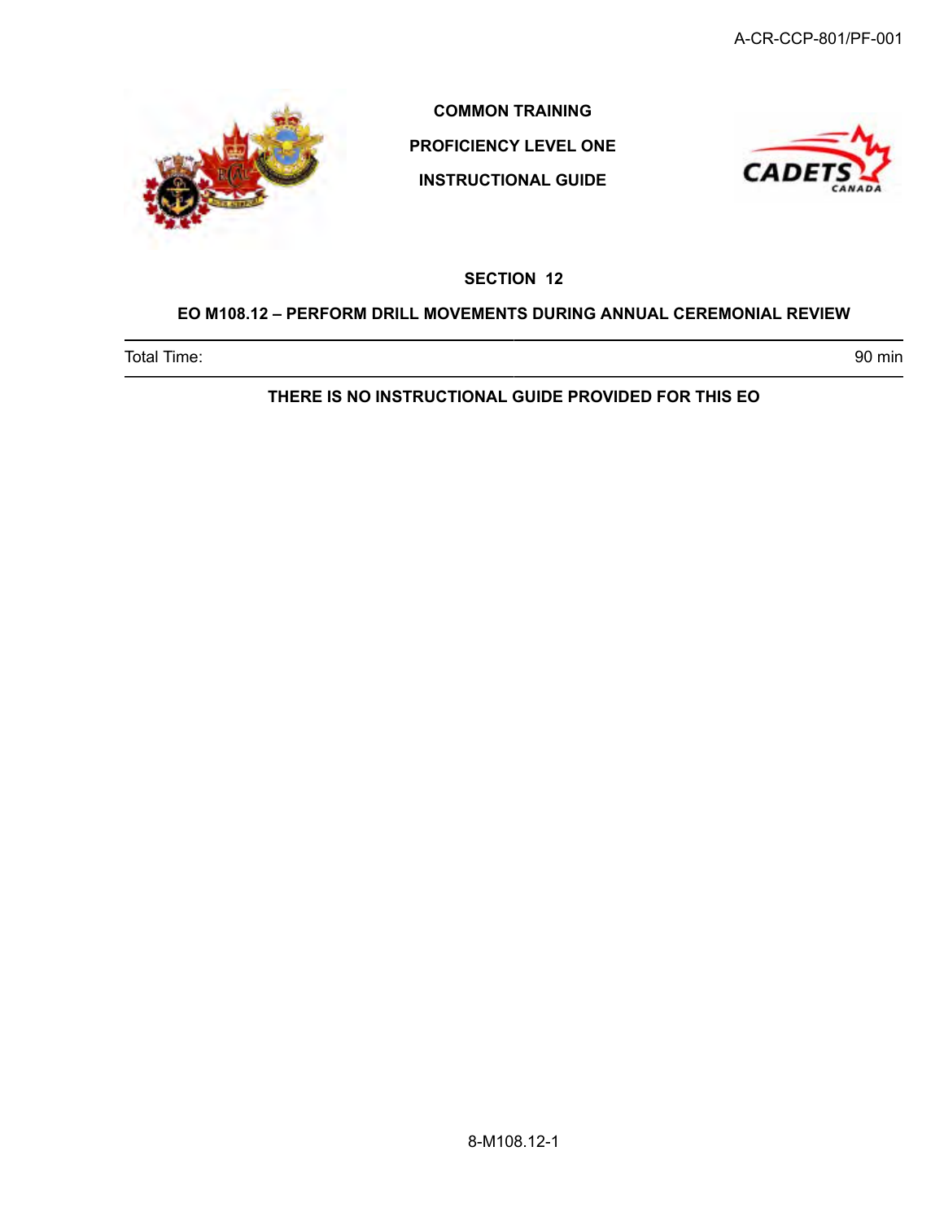**COMMON TRAINING**

**PROFICIENCY LEVEL ONE**

**INSTRUCTIONAL GUIDE**

## SECTION 12

## EO M108.12 – PERFORM DRILL MOVEMENTS DURING ANNUAL CEREMONIAL REVIEW

| Total Time: | 90 min |
|---|---|

**THERE IS NO INSTRUCTIONAL GUIDE PROVIDED FOR THIS EO**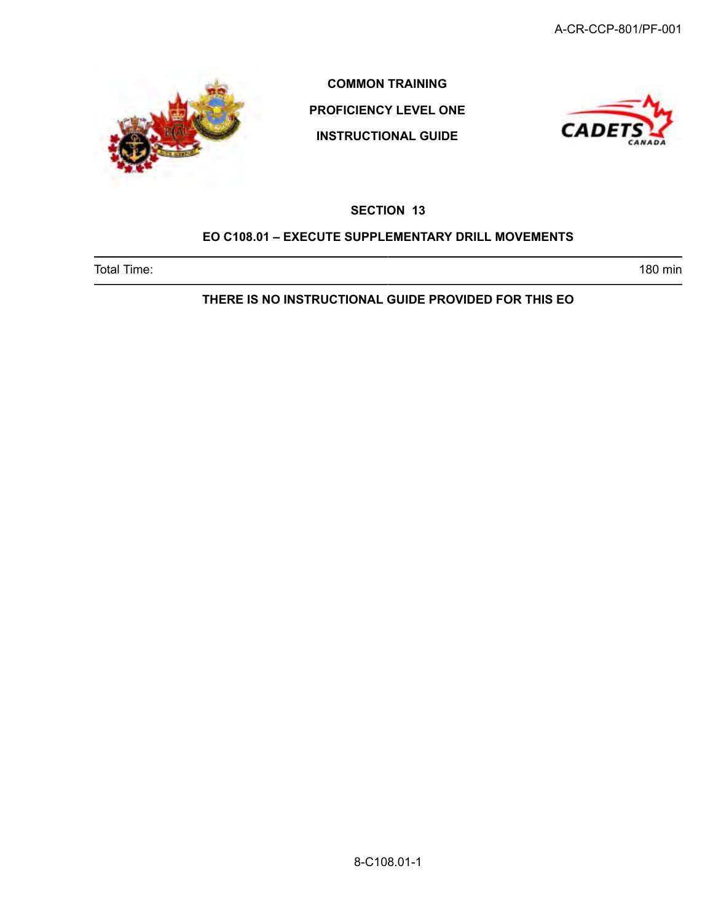**COMMON TRAINING**

**PROFICIENCY LEVEL ONE**

**INSTRUCTIONAL GUIDE**

## SECTION 13

## EO C108.01 – EXECUTE SUPPLEMENTARY DRILL MOVEMENTS

| Total Time: | 180 min |
|---|---|

**THERE IS NO INSTRUCTIONAL GUIDE PROVIDED FOR THIS EO**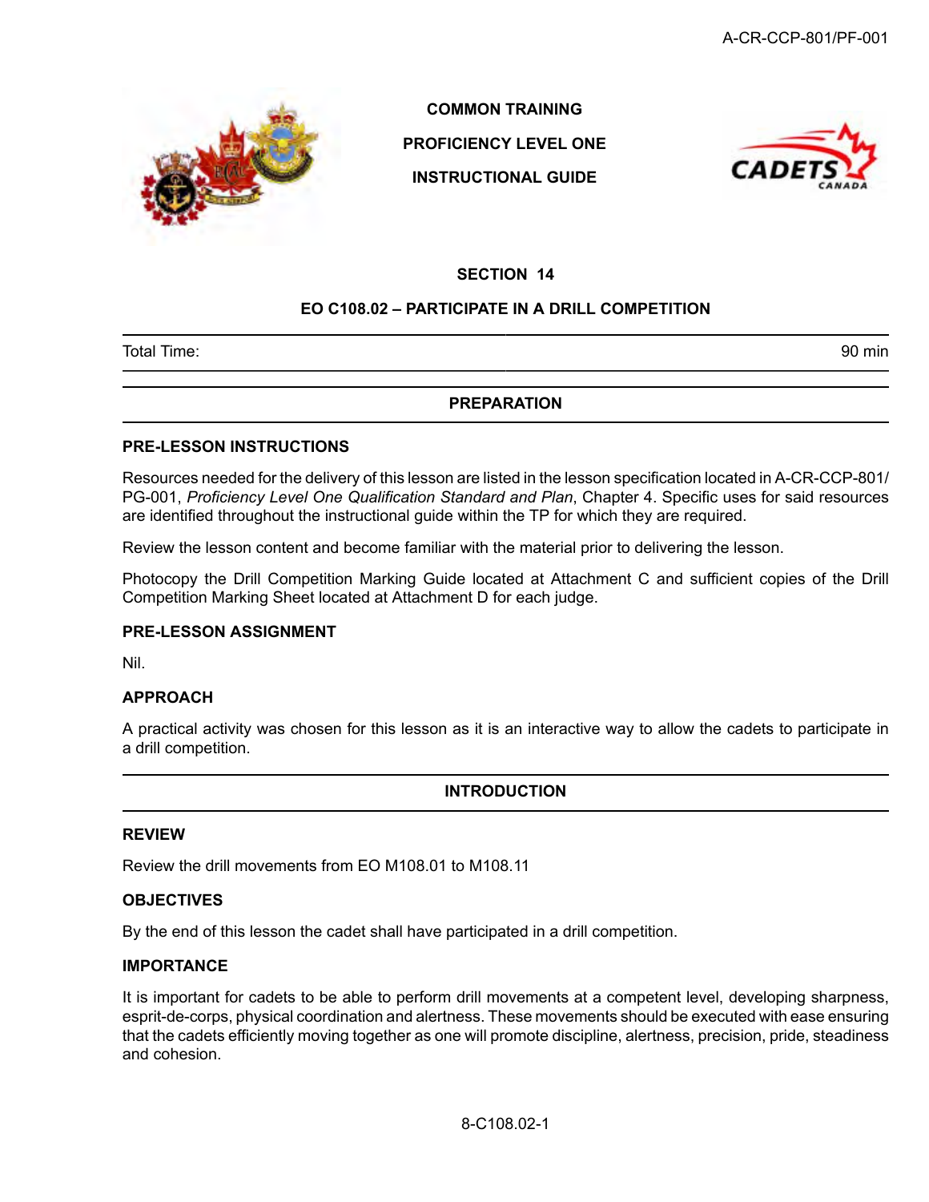COMMON TRAINING

PROFICIENCY LEVEL ONE

INSTRUCTIONAL GUIDE

# SECTION 14

## EO C108.02 – PARTICIPATE IN A DRILL COMPETITION

| Total Time: | 90 min |
|---|---|

## PREPARATION

### PRE-LESSON INSTRUCTIONS

Resources needed for the delivery of this lesson are listed in the lesson specification located in A-CR-CCP-801/PG-001, *Proficiency Level One Qualification Standard and Plan*, Chapter 4. Specific uses for said resources are identified throughout the instructional guide within the TP for which they are required.

Review the lesson content and become familiar with the material prior to delivering the lesson.

Photocopy the Drill Competition Marking Guide located at Attachment C and sufficient copies of the Drill Competition Marking Sheet located at Attachment D for each judge.

### PRE-LESSON ASSIGNMENT

Nil.

### APPROACH

A practical activity was chosen for this lesson as it is an interactive way to allow the cadets to participate in a drill competition.

## INTRODUCTION

### REVIEW

Review the drill movements from EO M108.01 to M108.11

### OBJECTIVES

By the end of this lesson the cadet shall have participated in a drill competition.

### IMPORTANCE

It is important for cadets to be able to perform drill movements at a competent level, developing sharpness, esprit-de-corps, physical coordination and alertness. These movements should be executed with ease ensuring that the cadets efficiently moving together as one will promote discipline, alertness, precision, pride, steadiness and cohesion.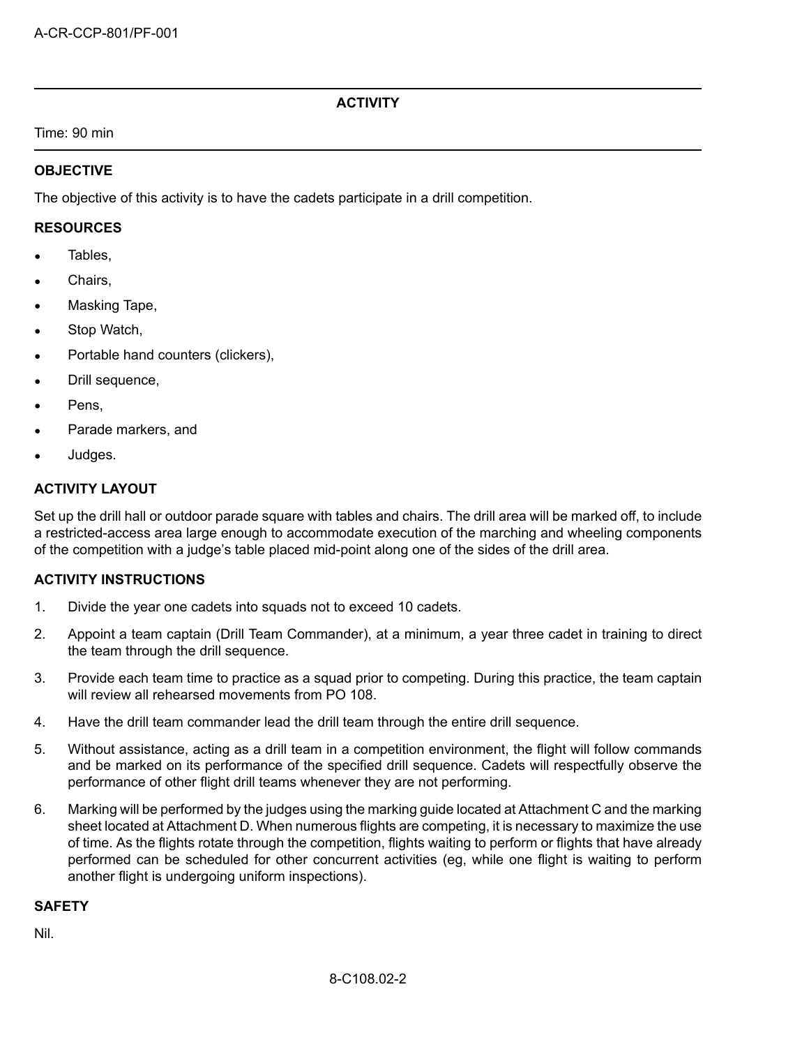## ACTIVITY

Time: 90 min

### OBJECTIVE

The objective of this activity is to have the cadets participate in a drill competition.

### RESOURCES

- Tables,
- Chairs,
- Masking Tape,
- Stop Watch,
- Portable hand counters (clickers),
- Drill sequence,
- Pens,
- Parade markers, and
- Judges.

### ACTIVITY LAYOUT

Set up the drill hall or outdoor parade square with tables and chairs. The drill area will be marked off, to include a restricted-access area large enough to accommodate execution of the marching and wheeling components of the competition with a judge's table placed mid-point along one of the sides of the drill area.

### ACTIVITY INSTRUCTIONS

1. Divide the year one cadets into squads not to exceed 10 cadets.
2. Appoint a team captain (Drill Team Commander), at a minimum, a year three cadet in training to direct the team through the drill sequence.
3. Provide each team time to practice as a squad prior to competing. During this practice, the team captain will review all rehearsed movements from PO 108.
4. Have the drill team commander lead the drill team through the entire drill sequence.
5. Without assistance, acting as a drill team in a competition environment, the flight will follow commands and be marked on its performance of the specified drill sequence. Cadets will respectfully observe the performance of other flight drill teams whenever they are not performing.
6. Marking will be performed by the judges using the marking guide located at Attachment C and the marking sheet located at Attachment D. When numerous flights are competing, it is necessary to maximize the use of time. As the flights rotate through the competition, flights waiting to perform or flights that have already performed can be scheduled for other concurrent activities (eg, while one flight is waiting to perform another flight is undergoing uniform inspections).

### SAFETY

Nil.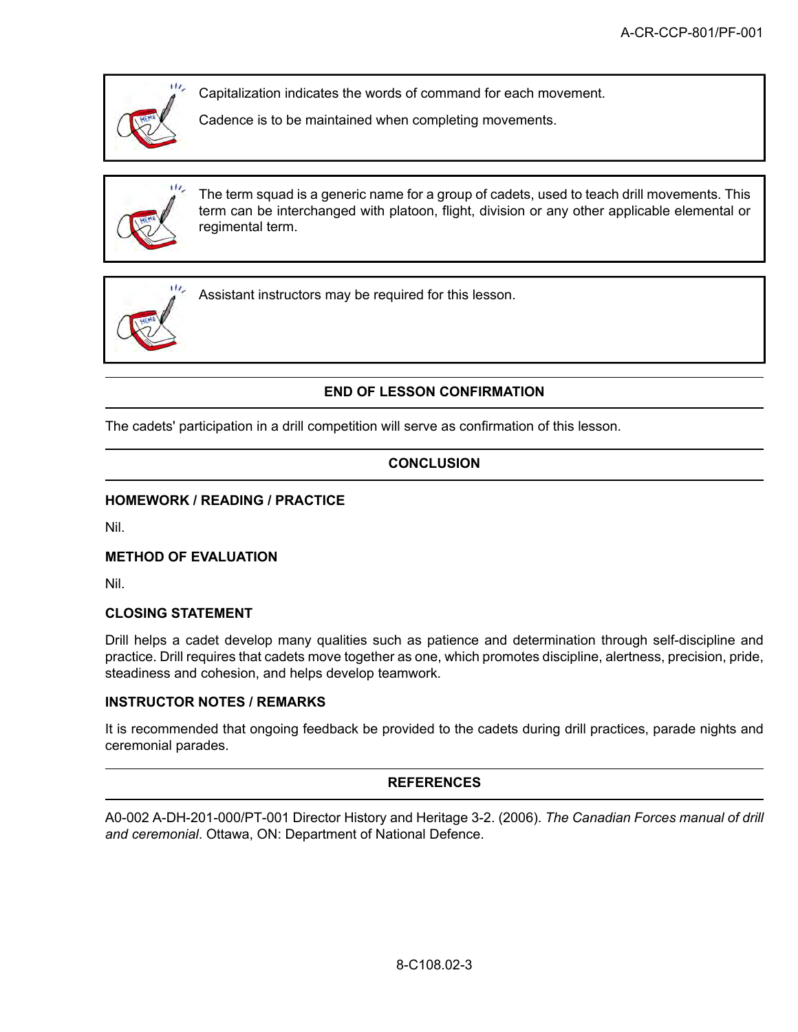Capitalization indicates the words of command for each movement.

Cadence is to be maintained when completing movements.

The term squad is a generic name for a group of cadets, used to teach drill movements. This term can be interchanged with platoon, flight, division or any other applicable elemental or regimental term.

Assistant instructors may be required for this lesson.

## END OF LESSON CONFIRMATION

The cadets' participation in a drill competition will serve as confirmation of this lesson.

## CONCLUSION

### HOMEWORK / READING / PRACTICE

Nil.

### METHOD OF EVALUATION

Nil.

### CLOSING STATEMENT

Drill helps a cadet develop many qualities such as patience and determination through self-discipline and practice. Drill requires that cadets move together as one, which promotes discipline, alertness, precision, pride, steadiness and cohesion, and helps develop teamwork.

### INSTRUCTOR NOTES / REMARKS

It is recommended that ongoing feedback be provided to the cadets during drill practices, parade nights and ceremonial parades.

## REFERENCES

A0-002 A-DH-201-000/PT-001 Director History and Heritage 3-2. (2006). *The Canadian Forces manual of drill and ceremonial*. Ottawa, ON: Department of National Defence.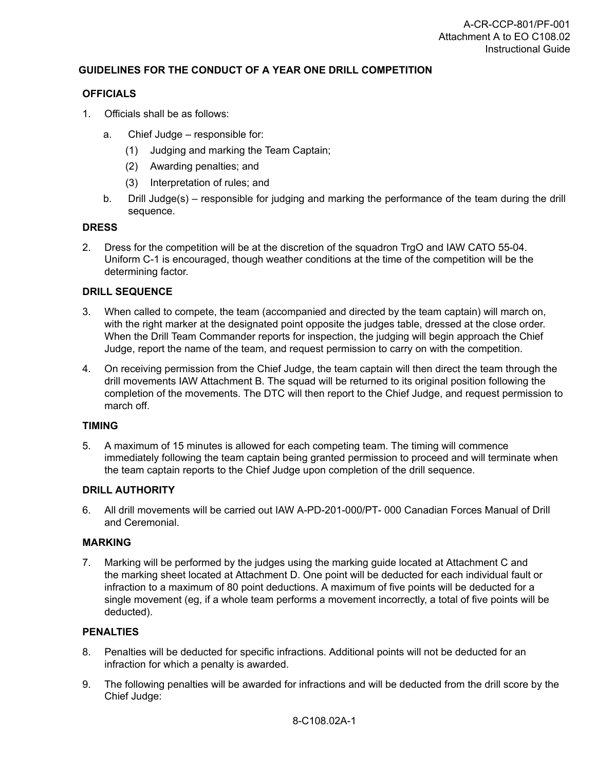## GUIDELINES FOR THE CONDUCT OF A YEAR ONE DRILL COMPETITION

### OFFICIALS

1. Officials shall be as follows:
   a. Chief Judge – responsible for:
      (1) Judging and marking the Team Captain;
      (2) Awarding penalties; and
      (3) Interpretation of rules; and
   b. Drill Judge(s) – responsible for judging and marking the performance of the team during the drill sequence.

### DRESS

2. Dress for the competition will be at the discretion of the squadron TrgO and IAW CATO 55-04. Uniform C-1 is encouraged, though weather conditions at the time of the competition will be the determining factor.

### DRILL SEQUENCE

3. When called to compete, the team (accompanied and directed by the team captain) will march on, with the right marker at the designated point opposite the judges table, dressed at the close order. When the Drill Team Commander reports for inspection, the judging will begin approach the Chief Judge, report the name of the team, and request permission to carry on with the competition.

4. On receiving permission from the Chief Judge, the team captain will then direct the team through the drill movements IAW Attachment B. The squad will be returned to its original position following the completion of the movements. The DTC will then report to the Chief Judge, and request permission to march off.

### TIMING

5. A maximum of 15 minutes is allowed for each competing team. The timing will commence immediately following the team captain being granted permission to proceed and will terminate when the team captain reports to the Chief Judge upon completion of the drill sequence.

### DRILL AUTHORITY

6. All drill movements will be carried out IAW A-PD-201-000/PT- 000 Canadian Forces Manual of Drill and Ceremonial.

### MARKING

7. Marking will be performed by the judges using the marking guide located at Attachment C and the marking sheet located at Attachment D. One point will be deducted for each individual fault or infraction to a maximum of 80 point deductions. A maximum of five points will be deducted for a single movement (eg, if a whole team performs a movement incorrectly, a total of five points will be deducted).

### PENALTIES

8. Penalties will be deducted for specific infractions. Additional points will not be deducted for an infraction for which a penalty is awarded.

9. The following penalties will be awarded for infractions and will be deducted from the drill score by the Chief Judge: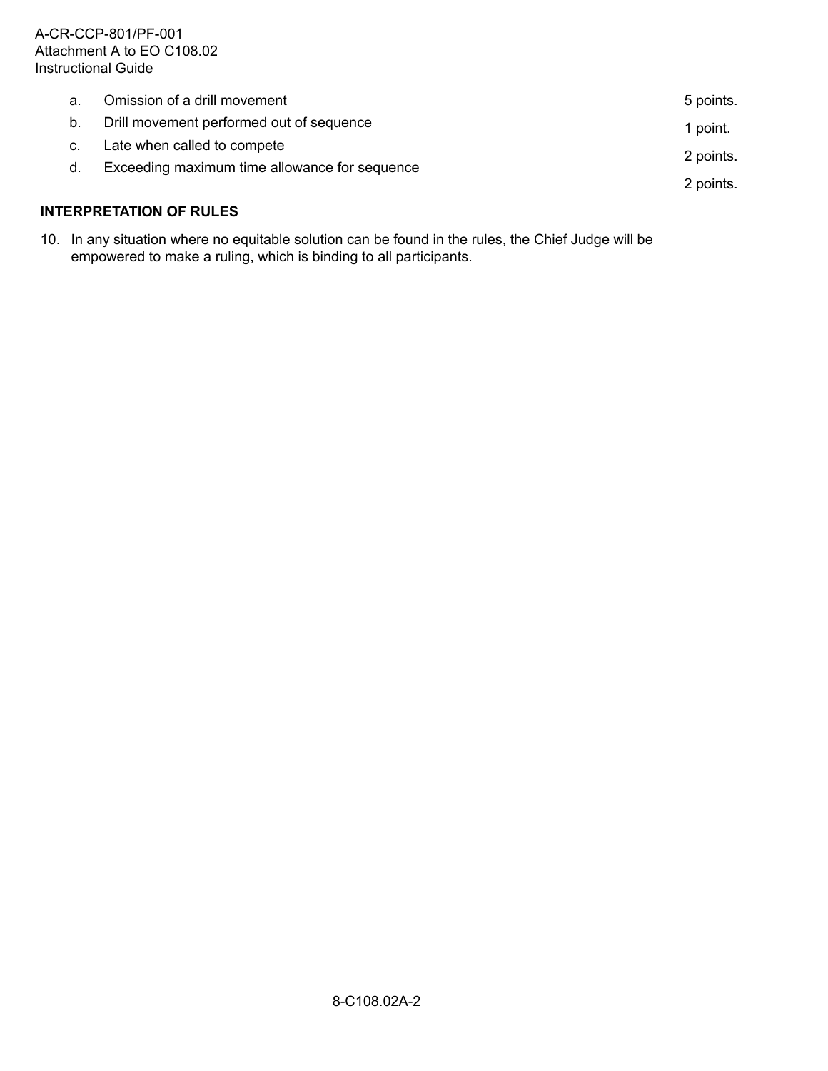a. Omission of a drill movement 5 points.

b. Drill movement performed out of sequence 1 point.

c. Late when called to compete 2 points.

d. Exceeding maximum time allowance for sequence 2 points.

### INTERPRETATION OF RULES

10. In any situation where no equitable solution can be found in the rules, the Chief Judge will be empowered to make a ruling, which is binding to all participants.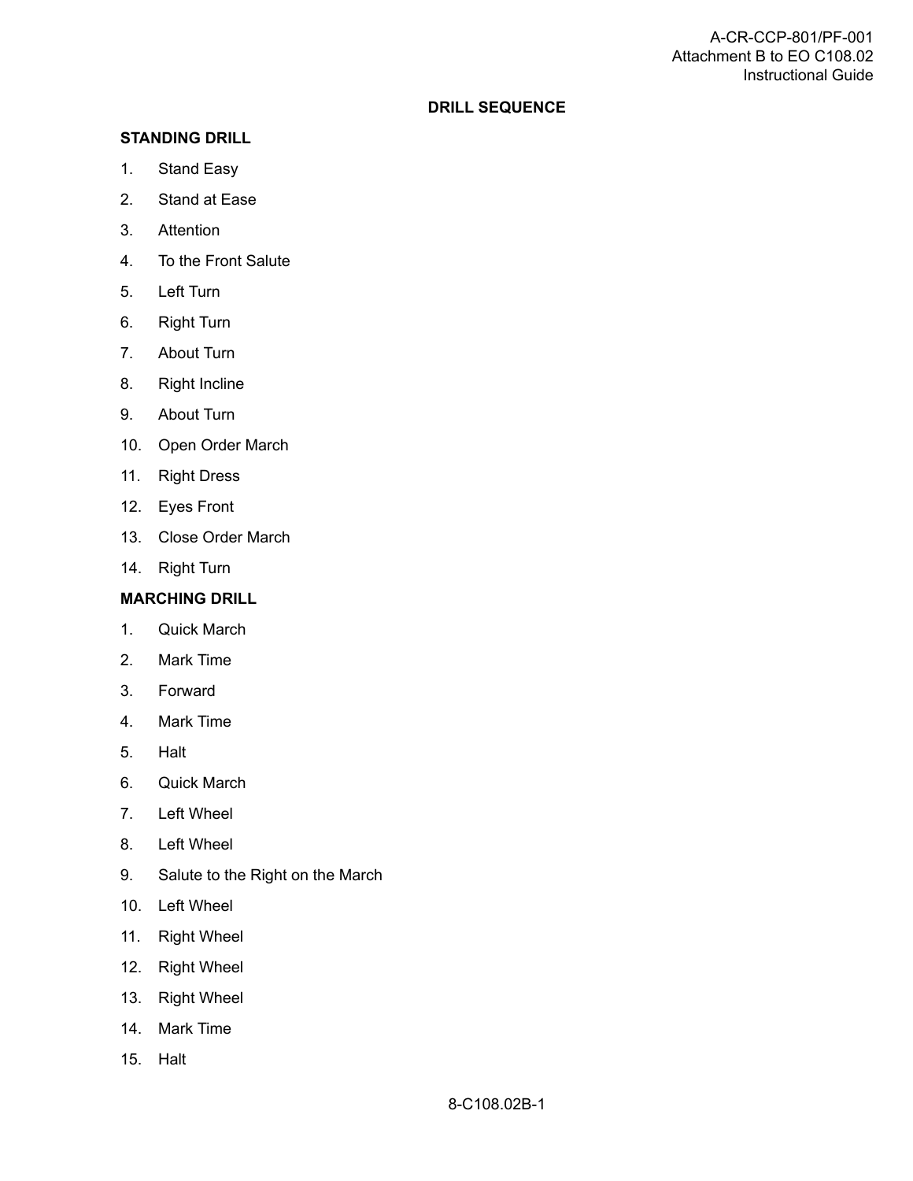## DRILL SEQUENCE

### STANDING DRILL

1. Stand Easy
2. Stand at Ease
3. Attention
4. To the Front Salute
5. Left Turn
6. Right Turn
7. About Turn
8. Right Incline
9. About Turn
10. Open Order March
11. Right Dress
12. Eyes Front
13. Close Order March
14. Right Turn

### MARCHING DRILL

1. Quick March
2. Mark Time
3. Forward
4. Mark Time
5. Halt
6. Quick March
7. Left Wheel
8. Left Wheel
9. Salute to the Right on the March
10. Left Wheel
11. Right Wheel
12. Right Wheel
13. Right Wheel
14. Mark Time
15. Halt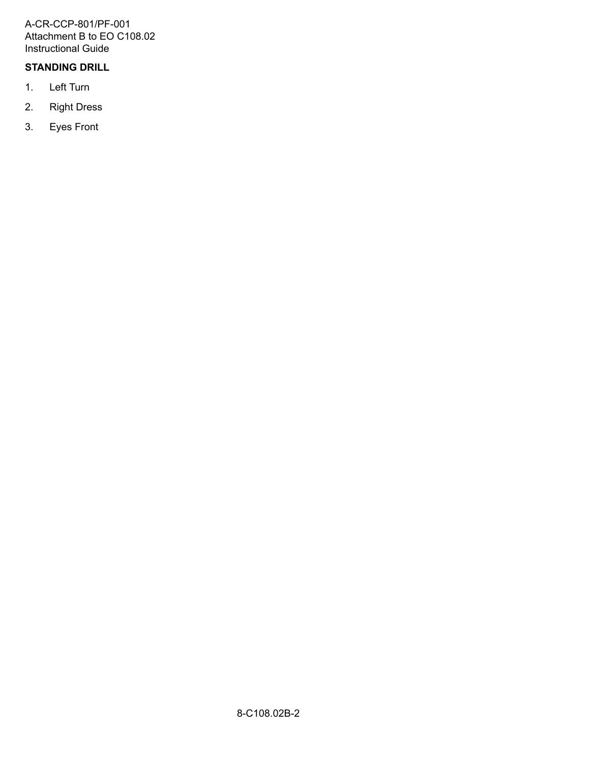**STANDING DRILL**

1. Left Turn
2. Right Dress
3. Eyes Front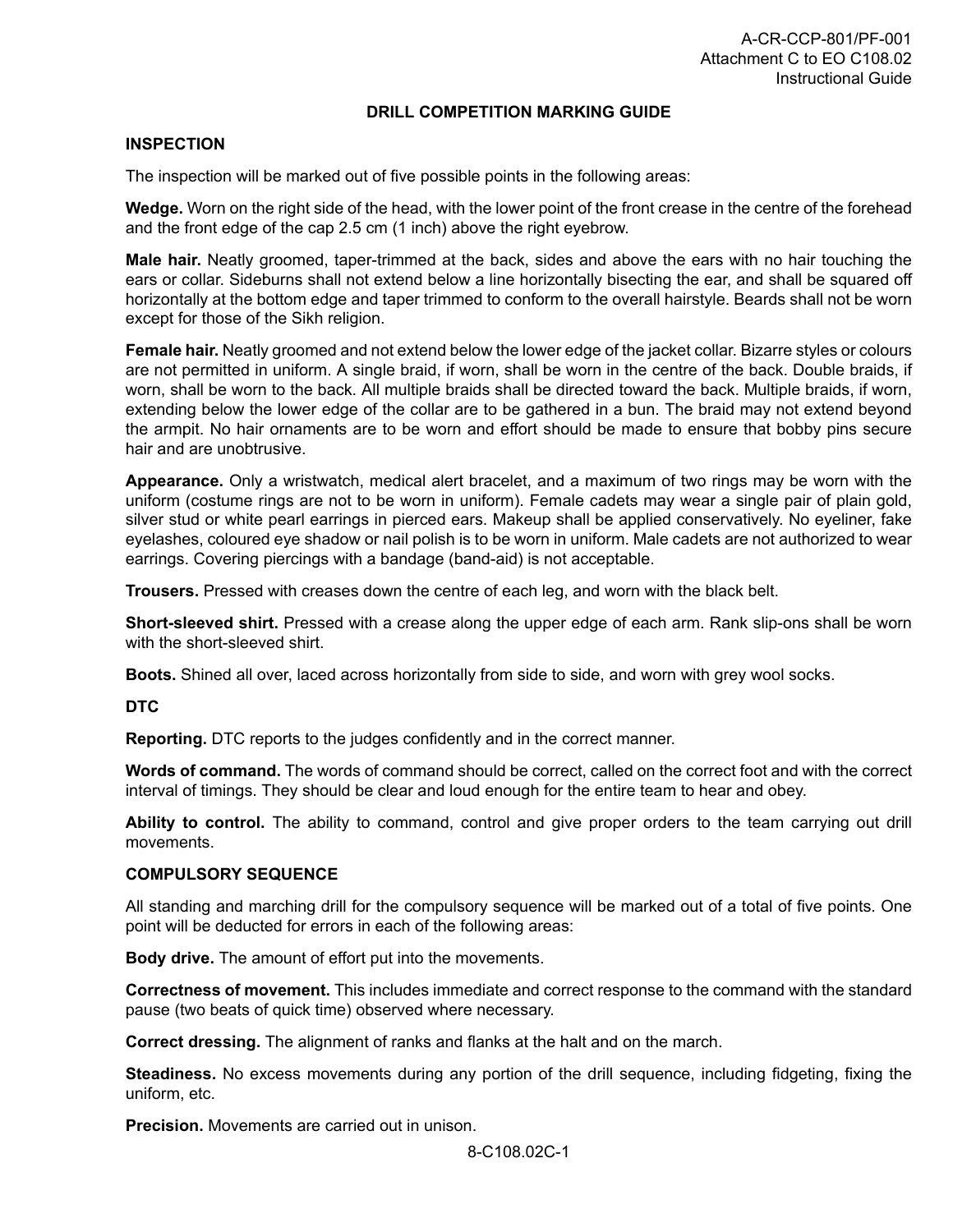## DRILL COMPETITION MARKING GUIDE

### INSPECTION

The inspection will be marked out of five possible points in the following areas:

**Wedge.** Worn on the right side of the head, with the lower point of the front crease in the centre of the forehead and the front edge of the cap 2.5 cm (1 inch) above the right eyebrow.

**Male hair.** Neatly groomed, taper-trimmed at the back, sides and above the ears with no hair touching the ears or collar. Sideburns shall not extend below a line horizontally bisecting the ear, and shall be squared off horizontally at the bottom edge and taper trimmed to conform to the overall hairstyle. Beards shall not be worn except for those of the Sikh religion.

**Female hair.** Neatly groomed and not extend below the lower edge of the jacket collar. Bizarre styles or colours are not permitted in uniform. A single braid, if worn, shall be worn in the centre of the back. Double braids, if worn, shall be worn to the back. All multiple braids shall be directed toward the back. Multiple braids, if worn, extending below the lower edge of the collar are to be gathered in a bun. The braid may not extend beyond the armpit. No hair ornaments are to be worn and effort should be made to ensure that bobby pins secure hair and are unobtrusive.

**Appearance.** Only a wristwatch, medical alert bracelet, and a maximum of two rings may be worn with the uniform (costume rings are not to be worn in uniform). Female cadets may wear a single pair of plain gold, silver stud or white pearl earrings in pierced ears. Makeup shall be applied conservatively. No eyeliner, fake eyelashes, coloured eye shadow or nail polish is to be worn in uniform. Male cadets are not authorized to wear earrings. Covering piercings with a bandage (band-aid) is not acceptable.

**Trousers.** Pressed with creases down the centre of each leg, and worn with the black belt.

**Short-sleeved shirt.** Pressed with a crease along the upper edge of each arm. Rank slip-ons shall be worn with the short-sleeved shirt.

**Boots.** Shined all over, laced across horizontally from side to side, and worn with grey wool socks.

### DTC

**Reporting.** DTC reports to the judges confidently and in the correct manner.

**Words of command.** The words of command should be correct, called on the correct foot and with the correct interval of timings. They should be clear and loud enough for the entire team to hear and obey.

**Ability to control.** The ability to command, control and give proper orders to the team carrying out drill movements.

### COMPULSORY SEQUENCE

All standing and marching drill for the compulsory sequence will be marked out of a total of five points. One point will be deducted for errors in each of the following areas:

**Body drive.** The amount of effort put into the movements.

**Correctness of movement.** This includes immediate and correct response to the command with the standard pause (two beats of quick time) observed where necessary.

**Correct dressing.** The alignment of ranks and flanks at the halt and on the march.

**Steadiness.** No excess movements during any portion of the drill sequence, including fidgeting, fixing the uniform, etc.

**Precision.** Movements are carried out in unison.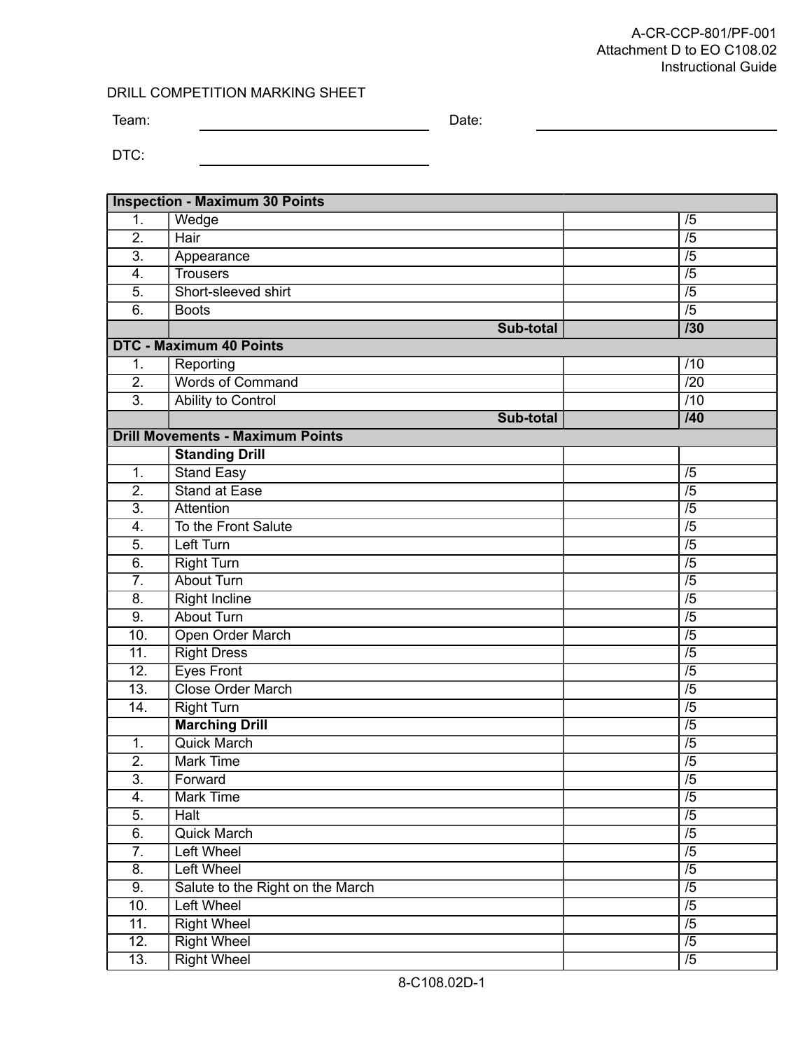DRILL COMPETITION MARKING SHEET

Team: ______________________ Date: ______________________

DTC: ______________________

| **Inspection - Maximum 30 Points** | | | |
|---|---|---|---|
| 1. | Wedge | | /5 |
| 2. | Hair | | /5 |
| 3. | Appearance | | /5 |
| 4. | Trousers | | /5 |
| 5. | Short-sleeved shirt | | /5 |
| 6. | Boots | | /5 |
| | **Sub-total** | | **/30** |
| **DTC - Maximum 40 Points** | | | |
| 1. | Reporting | | /10 |
| 2. | Words of Command | | /20 |
| 3. | Ability to Control | | /10 |
| | **Sub-total** | | **/40** |
| **Drill Movements - Maximum Points** | | | |
| | **Standing Drill** | | |
| 1. | Stand Easy | | /5 |
| 2. | Stand at Ease | | /5 |
| 3. | Attention | | /5 |
| 4. | To the Front Salute | | /5 |
| 5. | Left Turn | | /5 |
| 6. | Right Turn | | /5 |
| 7. | About Turn | | /5 |
| 8. | Right Incline | | /5 |
| 9. | About Turn | | /5 |
| 10. | Open Order March | | /5 |
| 11. | Right Dress | | /5 |
| 12. | Eyes Front | | /5 |
| 13. | Close Order March | | /5 |
| 14. | Right Turn | | /5 |
| | **Marching Drill** | | /5 |
| 1. | Quick March | | /5 |
| 2. | Mark Time | | /5 |
| 3. | Forward | | /5 |
| 4. | Mark Time | | /5 |
| 5. | Halt | | /5 |
| 6. | Quick March | | /5 |
| 7. | Left Wheel | | /5 |
| 8. | Left Wheel | | /5 |
| 9. | Salute to the Right on the March | | /5 |
| 10. | Left Wheel | | /5 |
| 11. | Right Wheel | | /5 |
| 12. | Right Wheel | | /5 |
| 13. | Right Wheel | | /5 |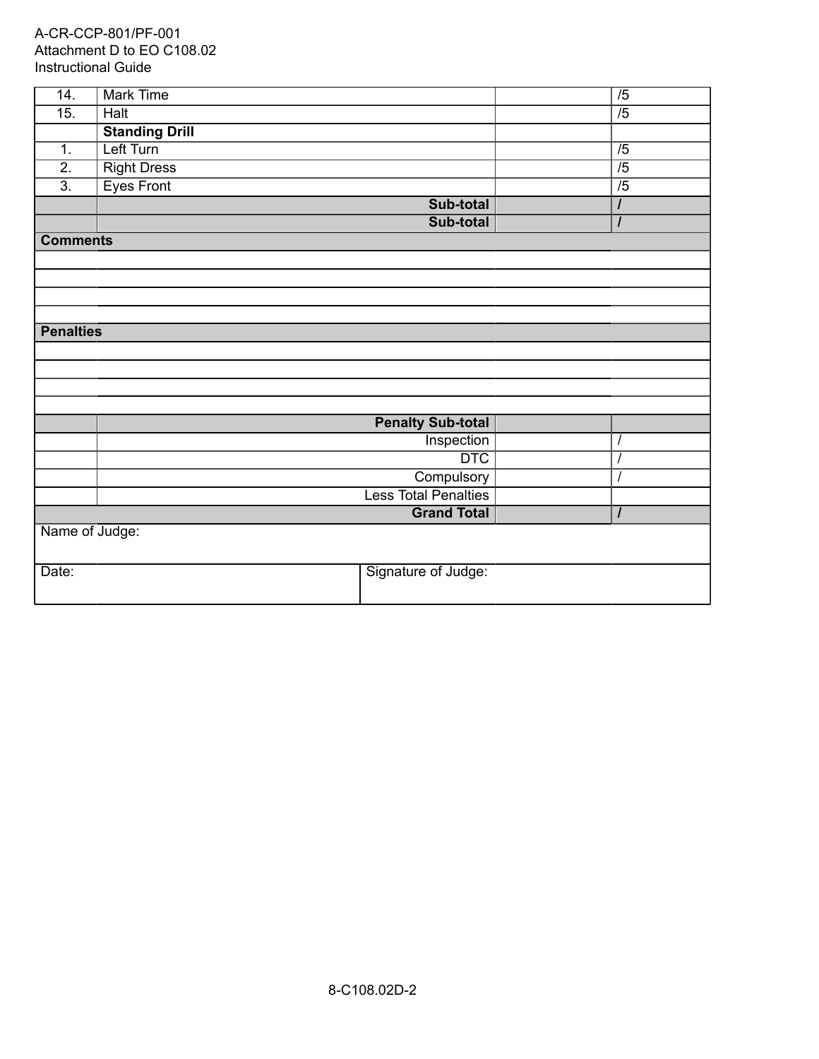| | | | |
|---|---|---|---|
| 14. | Mark Time | | /5 |
| 15. | Halt | | /5 |
| | **Standing Drill** | | |
| 1. | Left Turn | | /5 |
| 2. | Right Dress | | /5 |
| 3. | Eyes Front | | /5 |
| | **Sub-total** | | **/** |
| | **Sub-total** | | **/** |
| **Comments** | | | |
| | | | |
| | | | |
| | | | |
| | | | |
| **Penalties** | | | |
| | | | |
| | | | |
| | | | |
| | | | |
| | **Penalty Sub-total** | | |
| | Inspection | | / |
| | DTC | | / |
| | Compulsory | | / |
| | Less Total Penalties | | |
| | **Grand Total** | | **/** |

| | |
|---|---|
| Name of Judge: | |
| Date: | Signature of Judge: |